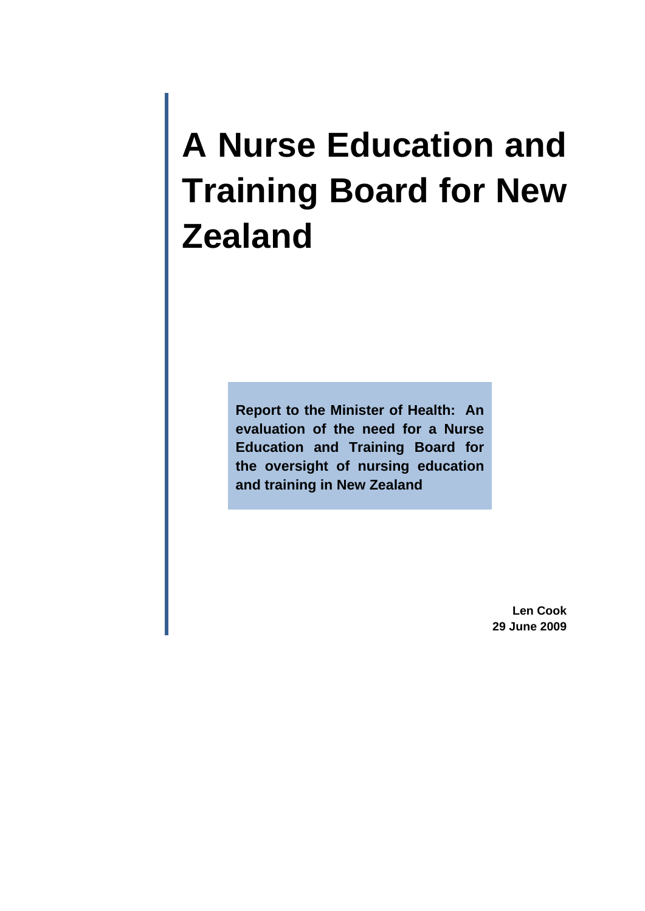# A Nurse Education and Training Board for New Zealand

**Report to the Minister of Health: An evaluation of the need for a Nurse Education and Training Board for the oversight of nursing education and training in New Zealand**

**Len Cook**
**29 June 2009**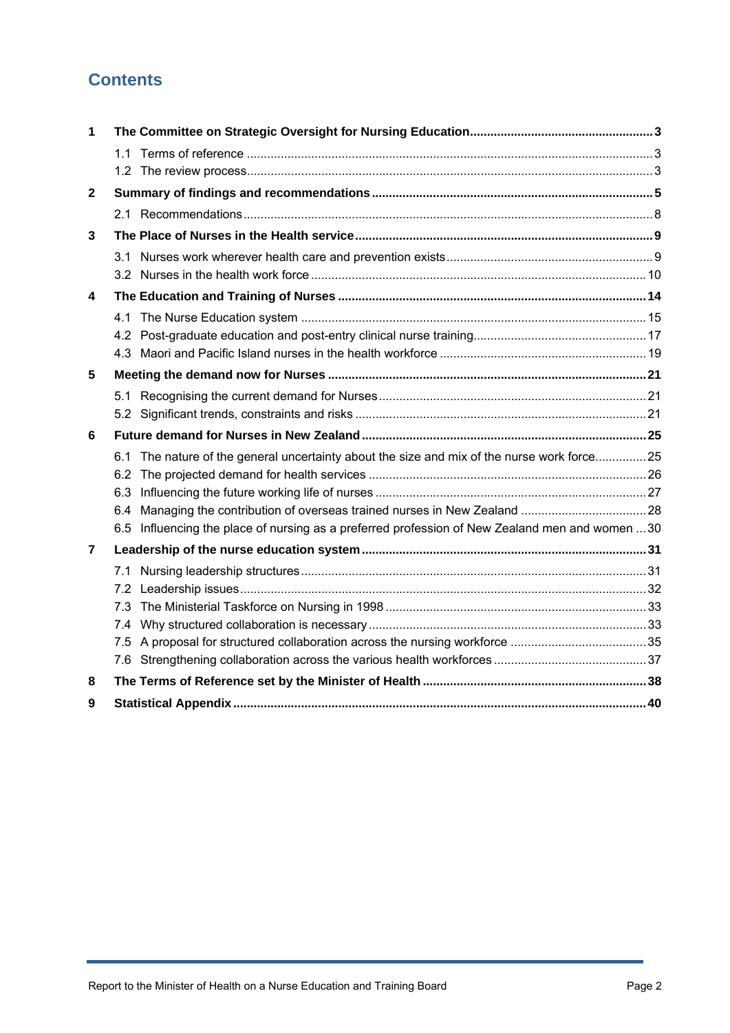# Contents

| | | |
|---|---|---|
| **1** | **The Committee on Strategic Oversight for Nursing Education** | **3** |
| | 1.1 Terms of reference | 3 |
| | 1.2 The review process | 3 |
| **2** | **Summary of findings and recommendations** | **5** |
| | 2.1 Recommendations | 8 |
| **3** | **The Place of Nurses in the Health service** | **9** |
| | 3.1 Nurses work wherever health care and prevention exists | 9 |
| | 3.2 Nurses in the health work force | 10 |
| **4** | **The Education and Training of Nurses** | **14** |
| | 4.1 The Nurse Education system | 15 |
| | 4.2 Post-graduate education and post-entry clinical nurse training | 17 |
| | 4.3 Maori and Pacific Island nurses in the health workforce | 19 |
| **5** | **Meeting the demand now for Nurses** | **21** |
| | 5.1 Recognising the current demand for Nurses | 21 |
| | 5.2 Significant trends, constraints and risks | 21 |
| **6** | **Future demand for Nurses in New Zealand** | **25** |
| | 6.1 The nature of the general uncertainty about the size and mix of the nurse work force | 25 |
| | 6.2 The projected demand for health services | 26 |
| | 6.3 Influencing the future working life of nurses | 27 |
| | 6.4 Managing the contribution of overseas trained nurses in New Zealand | 28 |
| | 6.5 Influencing the place of nursing as a preferred profession of New Zealand men and women | 30 |
| **7** | **Leadership of the nurse education system** | **31** |
| | 7.1 Nursing leadership structures | 31 |
| | 7.2 Leadership issues | 32 |
| | 7.3 The Ministerial Taskforce on Nursing in 1998 | 33 |
| | 7.4 Why structured collaboration is necessary | 33 |
| | 7.5 A proposal for structured collaboration across the nursing workforce | 35 |
| | 7.6 Strengthening collaboration across the various health workforces | 37 |
| **8** | **The Terms of Reference set by the Minister of Health** | **38** |
| **9** | **Statistical Appendix** | **40** |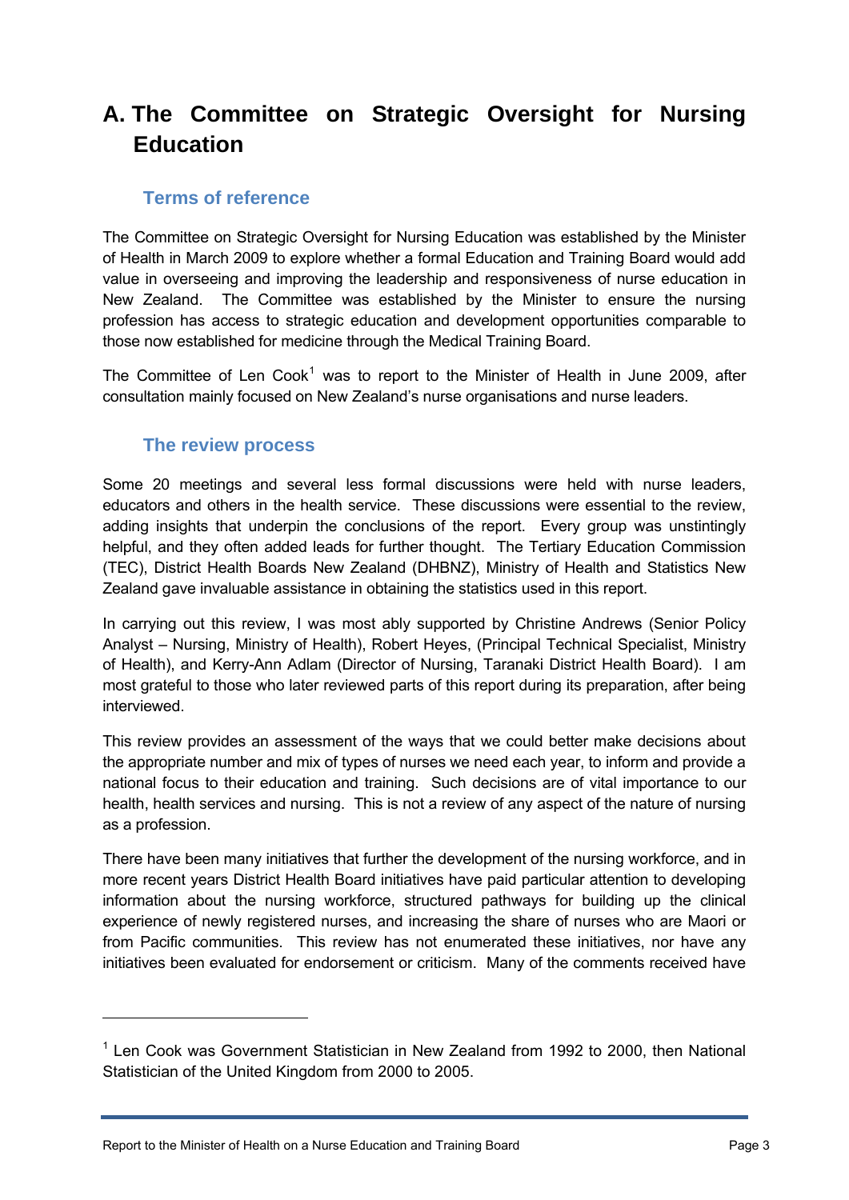# A. The Committee on Strategic Oversight for Nursing Education

## Terms of reference

The Committee on Strategic Oversight for Nursing Education was established by the Minister of Health in March 2009 to explore whether a formal Education and Training Board would add value in overseeing and improving the leadership and responsiveness of nurse education in New Zealand. The Committee was established by the Minister to ensure the nursing profession has access to strategic education and development opportunities comparable to those now established for medicine through the Medical Training Board.

The Committee of Len Cook[1] was to report to the Minister of Health in June 2009, after consultation mainly focused on New Zealand's nurse organisations and nurse leaders.

## The review process

Some 20 meetings and several less formal discussions were held with nurse leaders, educators and others in the health service. These discussions were essential to the review, adding insights that underpin the conclusions of the report. Every group was unstintingly helpful, and they often added leads for further thought. The Tertiary Education Commission (TEC), District Health Boards New Zealand (DHBNZ), Ministry of Health and Statistics New Zealand gave invaluable assistance in obtaining the statistics used in this report.

In carrying out this review, I was most ably supported by Christine Andrews (Senior Policy Analyst – Nursing, Ministry of Health), Robert Heyes, (Principal Technical Specialist, Ministry of Health), and Kerry-Ann Adlam (Director of Nursing, Taranaki District Health Board). I am most grateful to those who later reviewed parts of this report during its preparation, after being interviewed.

This review provides an assessment of the ways that we could better make decisions about the appropriate number and mix of types of nurses we need each year, to inform and provide a national focus to their education and training. Such decisions are of vital importance to our health, health services and nursing. This is not a review of any aspect of the nature of nursing as a profession.

There have been many initiatives that further the development of the nursing workforce, and in more recent years District Health Board initiatives have paid particular attention to developing information about the nursing workforce, structured pathways for building up the clinical experience of newly registered nurses, and increasing the share of nurses who are Maori or from Pacific communities. This review has not enumerated these initiatives, nor have any initiatives been evaluated for endorsement or criticism. Many of the comments received have

---

[1] Len Cook was Government Statistician in New Zealand from 1992 to 2000, then National Statistician of the United Kingdom from 2000 to 2005.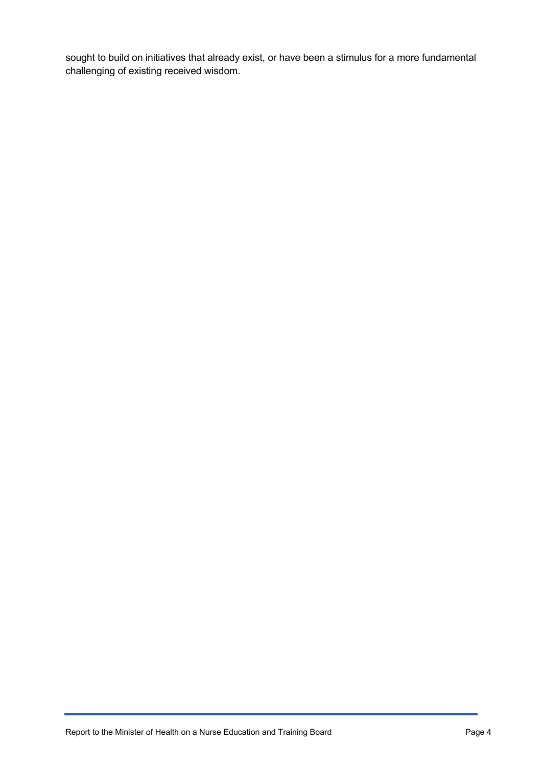sought to build on initiatives that already exist, or have been a stimulus for a more fundamental challenging of existing received wisdom.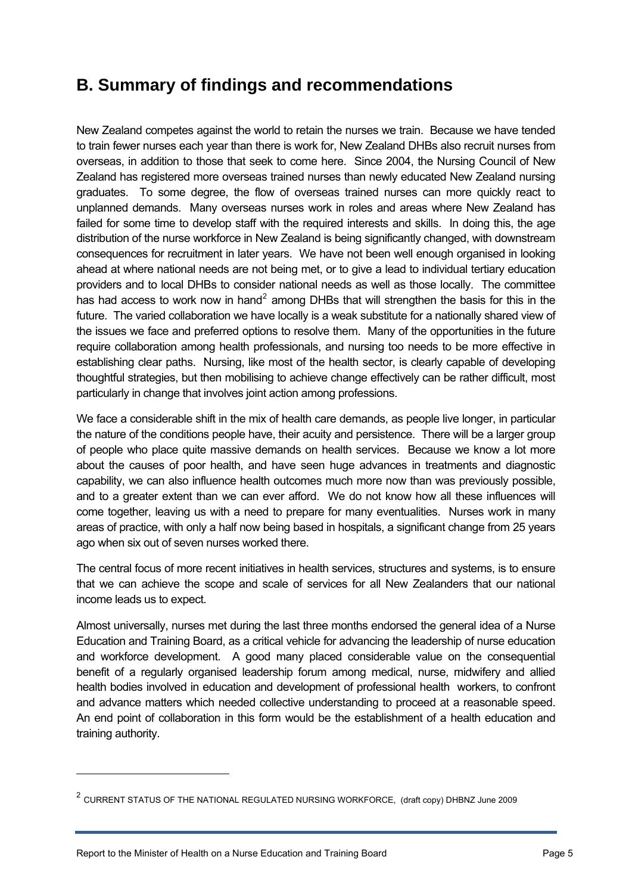## B. Summary of findings and recommendations

New Zealand competes against the world to retain the nurses we train. Because we have tended to train fewer nurses each year than there is work for, New Zealand DHBs also recruit nurses from overseas, in addition to those that seek to come here. Since 2004, the Nursing Council of New Zealand has registered more overseas trained nurses than newly educated New Zealand nursing graduates. To some degree, the flow of overseas trained nurses can more quickly react to unplanned demands. Many overseas nurses work in roles and areas where New Zealand has failed for some time to develop staff with the required interests and skills. In doing this, the age distribution of the nurse workforce in New Zealand is being significantly changed, with downstream consequences for recruitment in later years. We have not been well enough organised in looking ahead at where national needs are not being met, or to give a lead to individual tertiary education providers and to local DHBs to consider national needs as well as those locally. The committee has had access to work now in hand[2] among DHBs that will strengthen the basis for this in the future. The varied collaboration we have locally is a weak substitute for a nationally shared view of the issues we face and preferred options to resolve them. Many of the opportunities in the future require collaboration among health professionals, and nursing too needs to be more effective in establishing clear paths. Nursing, like most of the health sector, is clearly capable of developing thoughtful strategies, but then mobilising to achieve change effectively can be rather difficult, most particularly in change that involves joint action among professions.

We face a considerable shift in the mix of health care demands, as people live longer, in particular the nature of the conditions people have, their acuity and persistence. There will be a larger group of people who place quite massive demands on health services. Because we know a lot more about the causes of poor health, and have seen huge advances in treatments and diagnostic capability, we can also influence health outcomes much more now than was previously possible, and to a greater extent than we can ever afford. We do not know how all these influences will come together, leaving us with a need to prepare for many eventualities. Nurses work in many areas of practice, with only a half now being based in hospitals, a significant change from 25 years ago when six out of seven nurses worked there.

The central focus of more recent initiatives in health services, structures and systems, is to ensure that we can achieve the scope and scale of services for all New Zealanders that our national income leads us to expect.

Almost universally, nurses met during the last three months endorsed the general idea of a Nurse Education and Training Board, as a critical vehicle for advancing the leadership of nurse education and workforce development. A good many placed considerable value on the consequential benefit of a regularly organised leadership forum among medical, nurse, midwifery and allied health bodies involved in education and development of professional health workers, to confront and advance matters which needed collective understanding to proceed at a reasonable speed. An end point of collaboration in this form would be the establishment of a health education and training authority.

---

[2] CURRENT STATUS OF THE NATIONAL REGULATED NURSING WORKFORCE, (draft copy) DHBNZ June 2009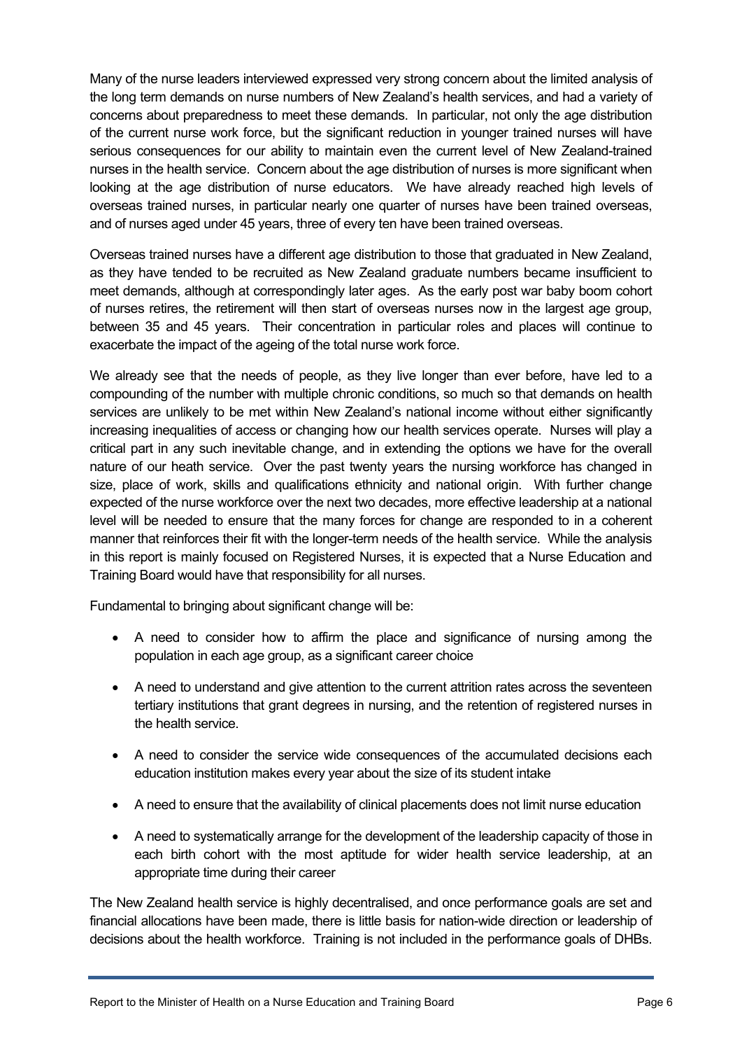Many of the nurse leaders interviewed expressed very strong concern about the limited analysis of the long term demands on nurse numbers of New Zealand's health services, and had a variety of concerns about preparedness to meet these demands. In particular, not only the age distribution of the current nurse work force, but the significant reduction in younger trained nurses will have serious consequences for our ability to maintain even the current level of New Zealand-trained nurses in the health service. Concern about the age distribution of nurses is more significant when looking at the age distribution of nurse educators. We have already reached high levels of overseas trained nurses, in particular nearly one quarter of nurses have been trained overseas, and of nurses aged under 45 years, three of every ten have been trained overseas.

Overseas trained nurses have a different age distribution to those that graduated in New Zealand, as they have tended to be recruited as New Zealand graduate numbers became insufficient to meet demands, although at correspondingly later ages. As the early post war baby boom cohort of nurses retires, the retirement will then start of overseas nurses now in the largest age group, between 35 and 45 years. Their concentration in particular roles and places will continue to exacerbate the impact of the ageing of the total nurse work force.

We already see that the needs of people, as they live longer than ever before, have led to a compounding of the number with multiple chronic conditions, so much so that demands on health services are unlikely to be met within New Zealand's national income without either significantly increasing inequalities of access or changing how our health services operate. Nurses will play a critical part in any such inevitable change, and in extending the options we have for the overall nature of our heath service. Over the past twenty years the nursing workforce has changed in size, place of work, skills and qualifications ethnicity and national origin. With further change expected of the nurse workforce over the next two decades, more effective leadership at a national level will be needed to ensure that the many forces for change are responded to in a coherent manner that reinforces their fit with the longer-term needs of the health service. While the analysis in this report is mainly focused on Registered Nurses, it is expected that a Nurse Education and Training Board would have that responsibility for all nurses.

Fundamental to bringing about significant change will be:

- A need to consider how to affirm the place and significance of nursing among the population in each age group, as a significant career choice
- A need to understand and give attention to the current attrition rates across the seventeen tertiary institutions that grant degrees in nursing, and the retention of registered nurses in the health service.
- A need to consider the service wide consequences of the accumulated decisions each education institution makes every year about the size of its student intake
- A need to ensure that the availability of clinical placements does not limit nurse education
- A need to systematically arrange for the development of the leadership capacity of those in each birth cohort with the most aptitude for wider health service leadership, at an appropriate time during their career

The New Zealand health service is highly decentralised, and once performance goals are set and financial allocations have been made, there is little basis for nation-wide direction or leadership of decisions about the health workforce. Training is not included in the performance goals of DHBs.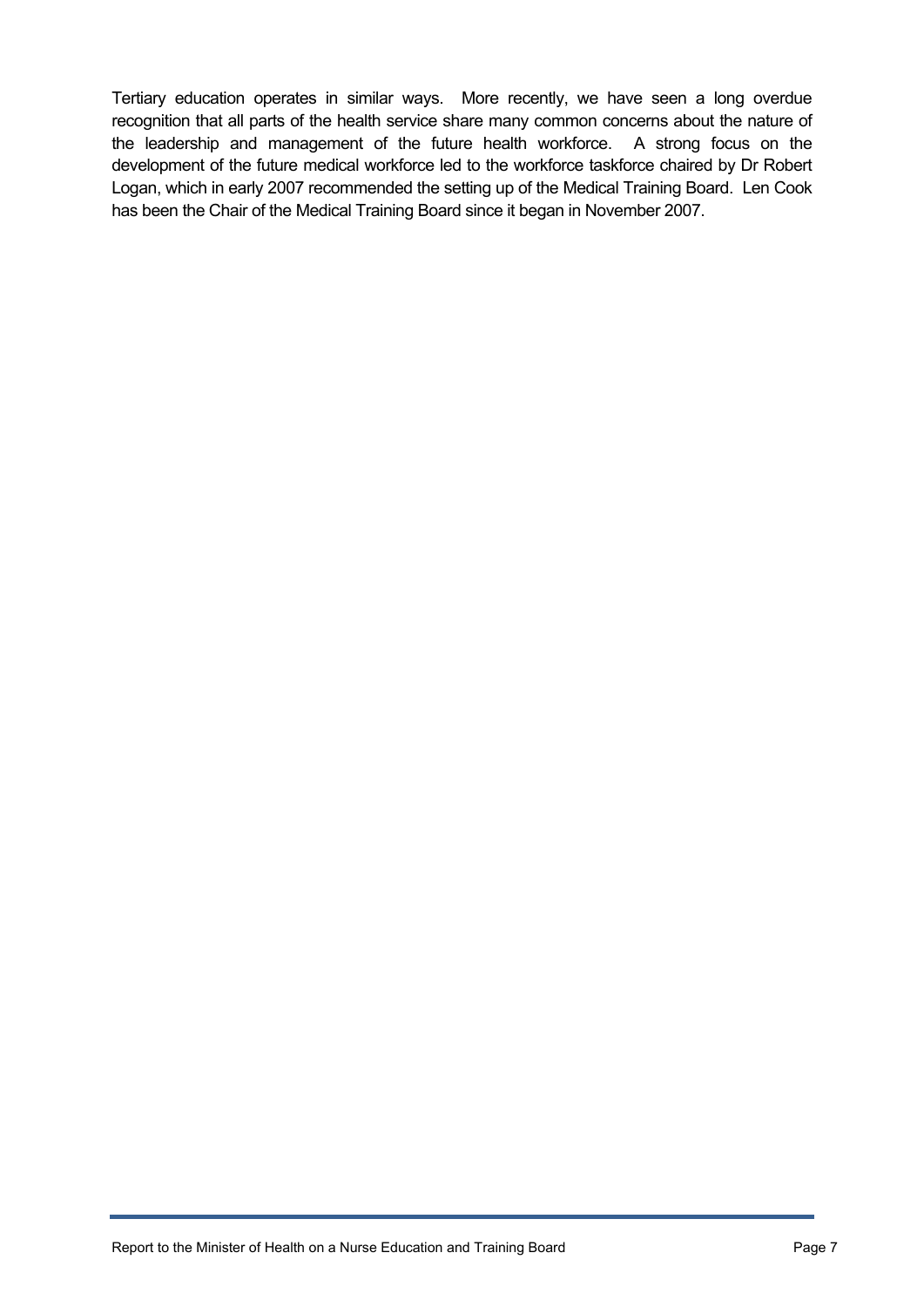Tertiary education operates in similar ways. More recently, we have seen a long overdue recognition that all parts of the health service share many common concerns about the nature of the leadership and management of the future health workforce. A strong focus on the development of the future medical workforce led to the workforce taskforce chaired by Dr Robert Logan, which in early 2007 recommended the setting up of the Medical Training Board. Len Cook has been the Chair of the Medical Training Board since it began in November 2007.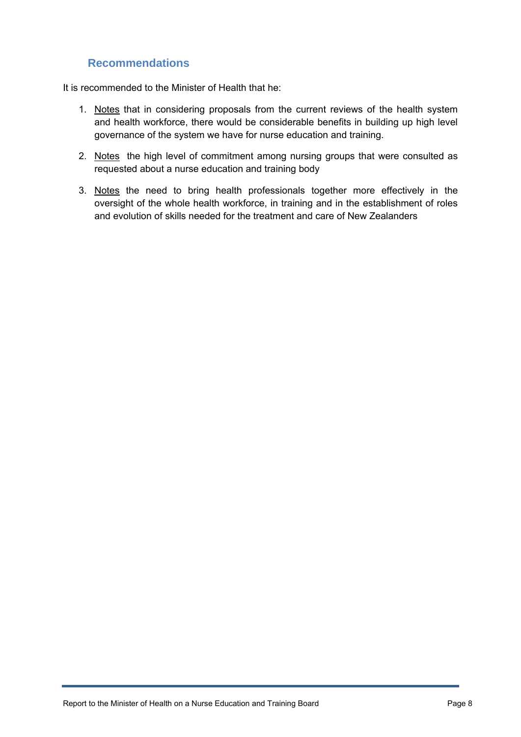## Recommendations

It is recommended to the Minister of Health that he:

1. <u>Notes</u> that in considering proposals from the current reviews of the health system and health workforce, there would be considerable benefits in building up high level governance of the system we have for nurse education and training.

2. <u>Notes</u> the high level of commitment among nursing groups that were consulted as requested about a nurse education and training body

3. <u>Notes</u> the need to bring health professionals together more effectively in the oversight of the whole health workforce, in training and in the establishment of roles and evolution of skills needed for the treatment and care of New Zealanders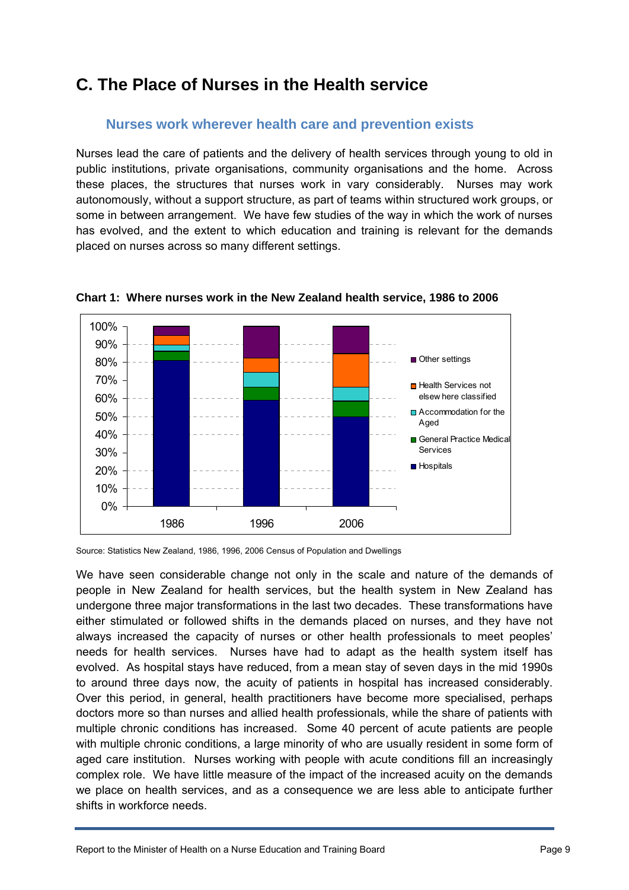# C. The Place of Nurses in the Health service

## Nurses work wherever health care and prevention exists

Nurses lead the care of patients and the delivery of health services through young to old in public institutions, private organisations, community organisations and the home. Across these places, the structures that nurses work in vary considerably. Nurses may work autonomously, without a support structure, as part of teams within structured work groups, or some in between arrangement. We have few studies of the way in which the work of nurses has evolved, and the extent to which education and training is relevant for the demands placed on nurses across so many different settings.

**Chart 1: Where nurses work in the New Zealand health service, 1986 to 2006**

Source: Statistics New Zealand, 1986, 1996, 2006 Census of Population and Dwellings

We have seen considerable change not only in the scale and nature of the demands of people in New Zealand for health services, but the health system in New Zealand has undergone three major transformations in the last two decades. These transformations have either stimulated or followed shifts in the demands placed on nurses, and they have not always increased the capacity of nurses or other health professionals to meet peoples' needs for health services. Nurses have had to adapt as the health system itself has evolved. As hospital stays have reduced, from a mean stay of seven days in the mid 1990s to around three days now, the acuity of patients in hospital has increased considerably. Over this period, in general, health practitioners have become more specialised, perhaps doctors more so than nurses and allied health professionals, while the share of patients with multiple chronic conditions has increased. Some 40 percent of acute patients are people with multiple chronic conditions, a large minority of who are usually resident in some form of aged care institution. Nurses working with people with acute conditions fill an increasingly complex role. We have little measure of the impact of the increased acuity on the demands we place on health services, and as a consequence we are less able to anticipate further shifts in workforce needs.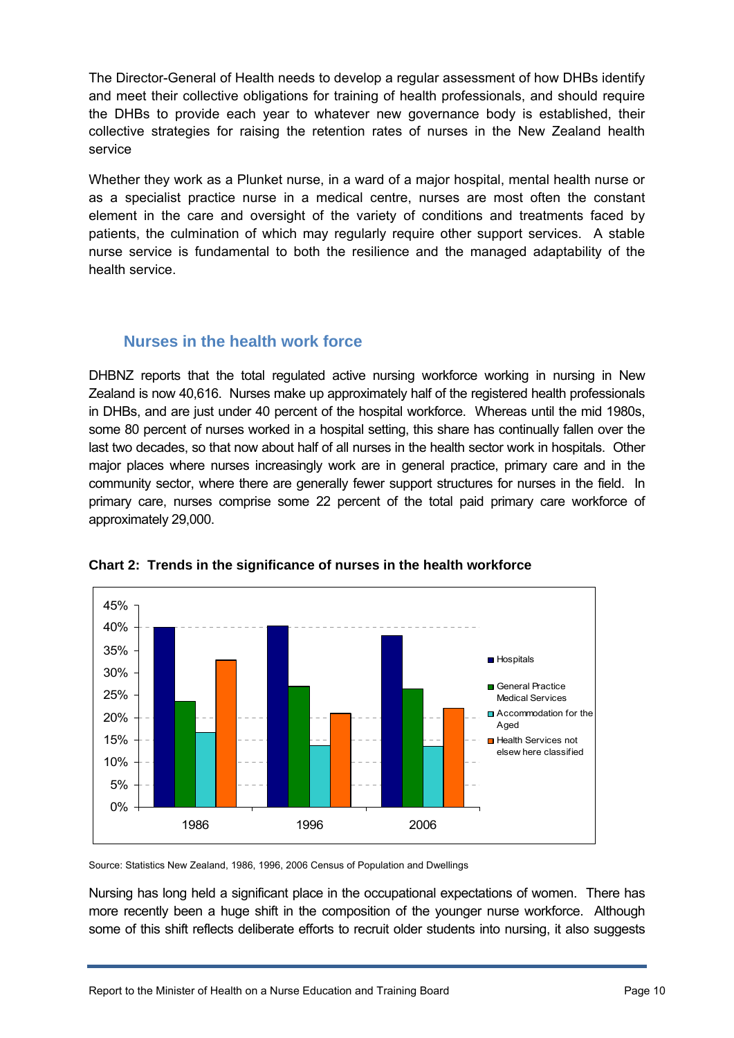The Director-General of Health needs to develop a regular assessment of how DHBs identify and meet their collective obligations for training of health professionals, and should require the DHBs to provide each year to whatever new governance body is established, their collective strategies for raising the retention rates of nurses in the New Zealand health service

Whether they work as a Plunket nurse, in a ward of a major hospital, mental health nurse or as a specialist practice nurse in a medical centre, nurses are most often the constant element in the care and oversight of the variety of conditions and treatments faced by patients, the culmination of which may regularly require other support services. A stable nurse service is fundamental to both the resilience and the managed adaptability of the health service.

## Nurses in the health work force

DHBNZ reports that the total regulated active nursing workforce working in nursing in New Zealand is now 40,616. Nurses make up approximately half of the registered health professionals in DHBs, and are just under 40 percent of the hospital workforce. Whereas until the mid 1980s, some 80 percent of nurses worked in a hospital setting, this share has continually fallen over the last two decades, so that now about half of all nurses in the health sector work in hospitals. Other major places where nurses increasingly work are in general practice, primary care and in the community sector, where there are generally fewer support structures for nurses in the field. In primary care, nurses comprise some 22 percent of the total paid primary care workforce of approximately 29,000.

**Chart 2: Trends in the significance of nurses in the health workforce**

Source: Statistics New Zealand, 1986, 1996, 2006 Census of Population and Dwellings

Nursing has long held a significant place in the occupational expectations of women. There has more recently been a huge shift in the composition of the younger nurse workforce. Although some of this shift reflects deliberate efforts to recruit older students into nursing, it also suggests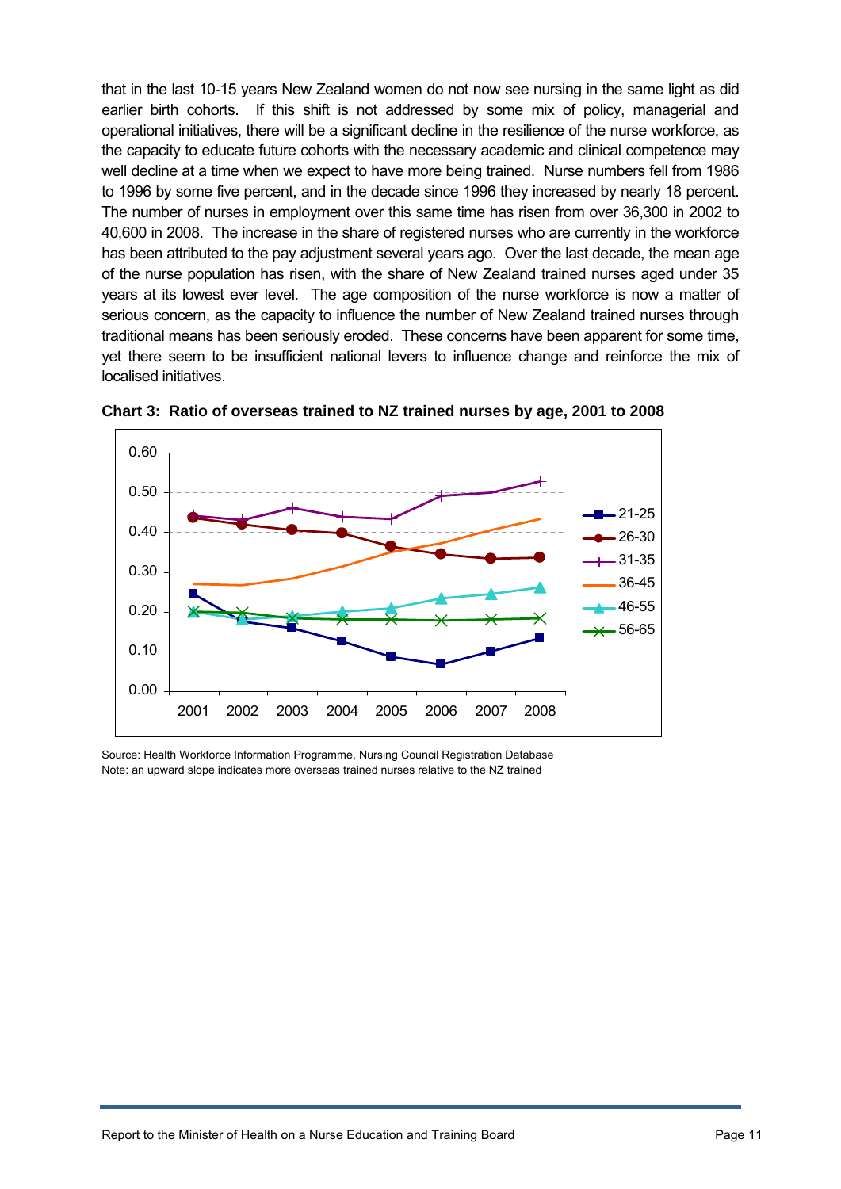that in the last 10-15 years New Zealand women do not now see nursing in the same light as did earlier birth cohorts. If this shift is not addressed by some mix of policy, managerial and operational initiatives, there will be a significant decline in the resilience of the nurse workforce, as the capacity to educate future cohorts with the necessary academic and clinical competence may well decline at a time when we expect to have more being trained. Nurse numbers fell from 1986 to 1996 by some five percent, and in the decade since 1996 they increased by nearly 18 percent. The number of nurses in employment over this same time has risen from over 36,300 in 2002 to 40,600 in 2008. The increase in the share of registered nurses who are currently in the workforce has been attributed to the pay adjustment several years ago. Over the last decade, the mean age of the nurse population has risen, with the share of New Zealand trained nurses aged under 35 years at its lowest ever level. The age composition of the nurse workforce is now a matter of serious concern, as the capacity to influence the number of New Zealand trained nurses through traditional means has been seriously eroded. These concerns have been apparent for some time, yet there seem to be insufficient national levers to influence change and reinforce the mix of localised initiatives.

**Chart 3: Ratio of overseas trained to NZ trained nurses by age, 2001 to 2008**

Source: Health Workforce Information Programme, Nursing Council Registration Database
Note: an upward slope indicates more overseas trained nurses relative to the NZ trained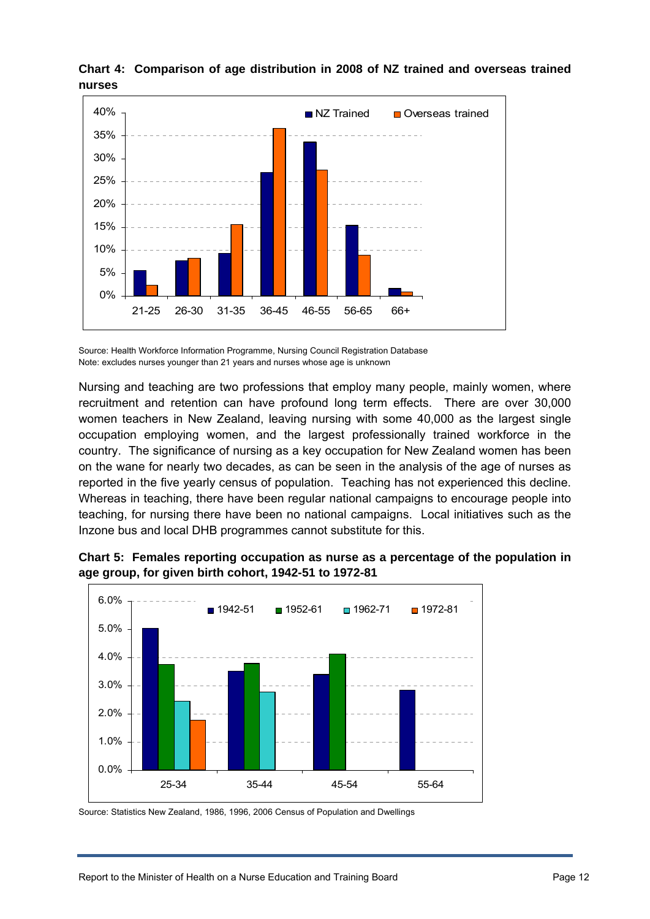**Chart 4: Comparison of age distribution in 2008 of NZ trained and overseas trained nurses**

Source: Health Workforce Information Programme, Nursing Council Registration Database
Note: excludes nurses younger than 21 years and nurses whose age is unknown

Nursing and teaching are two professions that employ many people, mainly women, where recruitment and retention can have profound long term effects. There are over 30,000 women teachers in New Zealand, leaving nursing with some 40,000 as the largest single occupation employing women, and the largest professionally trained workforce in the country. The significance of nursing as a key occupation for New Zealand women has been on the wane for nearly two decades, as can be seen in the analysis of the age of nurses as reported in the five yearly census of population. Teaching has not experienced this decline. Whereas in teaching, there have been regular national campaigns to encourage people into teaching, for nursing there have been no national campaigns. Local initiatives such as the Inzone bus and local DHB programmes cannot substitute for this.

**Chart 5: Females reporting occupation as nurse as a percentage of the population in age group, for given birth cohort, 1942-51 to 1972-81**

Source: Statistics New Zealand, 1986, 1996, 2006 Census of Population and Dwellings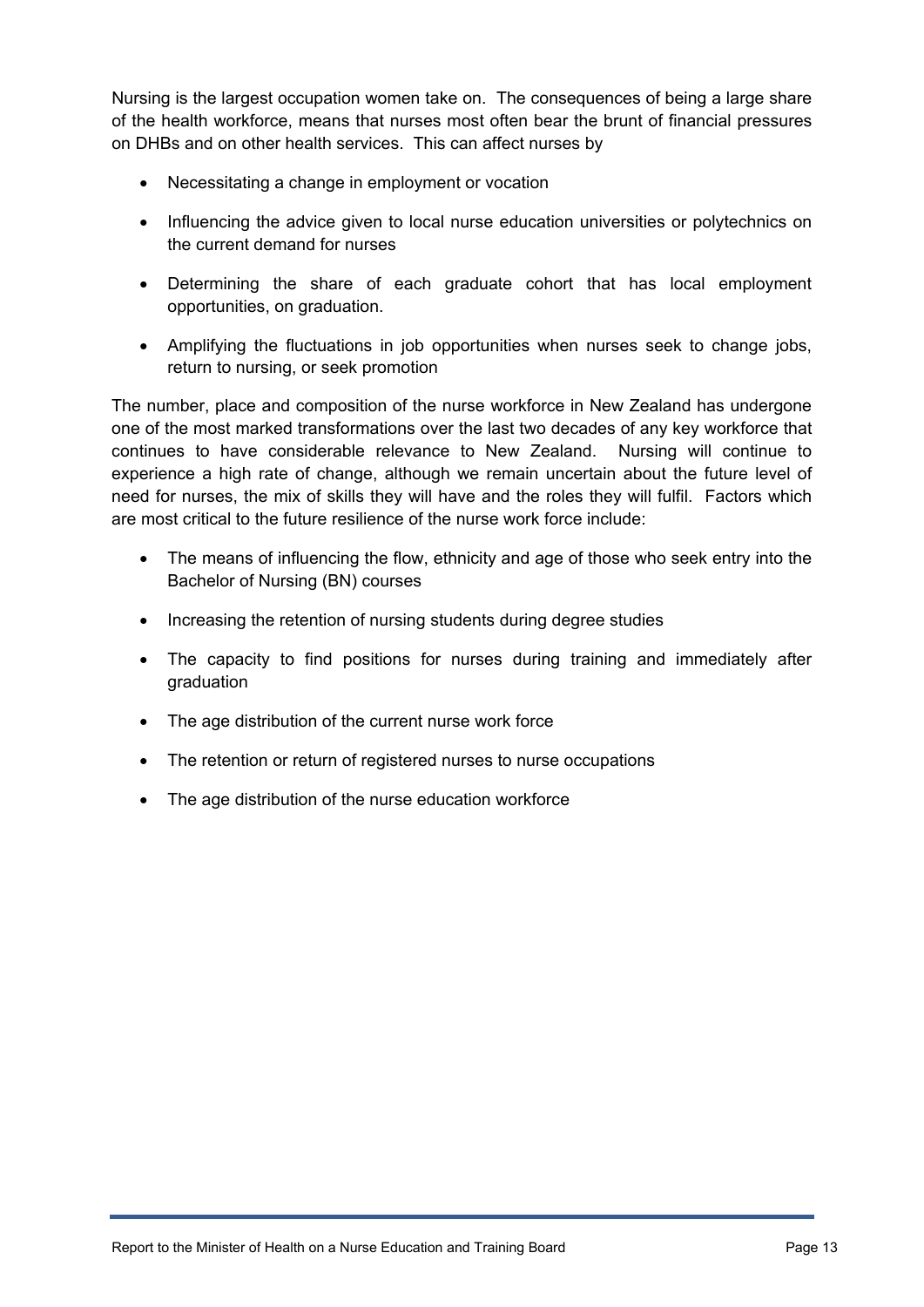Nursing is the largest occupation women take on. The consequences of being a large share of the health workforce, means that nurses most often bear the brunt of financial pressures on DHBs and on other health services. This can affect nurses by

- Necessitating a change in employment or vocation
- Influencing the advice given to local nurse education universities or polytechnics on the current demand for nurses
- Determining the share of each graduate cohort that has local employment opportunities, on graduation.
- Amplifying the fluctuations in job opportunities when nurses seek to change jobs, return to nursing, or seek promotion

The number, place and composition of the nurse workforce in New Zealand has undergone one of the most marked transformations over the last two decades of any key workforce that continues to have considerable relevance to New Zealand. Nursing will continue to experience a high rate of change, although we remain uncertain about the future level of need for nurses, the mix of skills they will have and the roles they will fulfil. Factors which are most critical to the future resilience of the nurse work force include:

- The means of influencing the flow, ethnicity and age of those who seek entry into the Bachelor of Nursing (BN) courses
- Increasing the retention of nursing students during degree studies
- The capacity to find positions for nurses during training and immediately after graduation
- The age distribution of the current nurse work force
- The retention or return of registered nurses to nurse occupations
- The age distribution of the nurse education workforce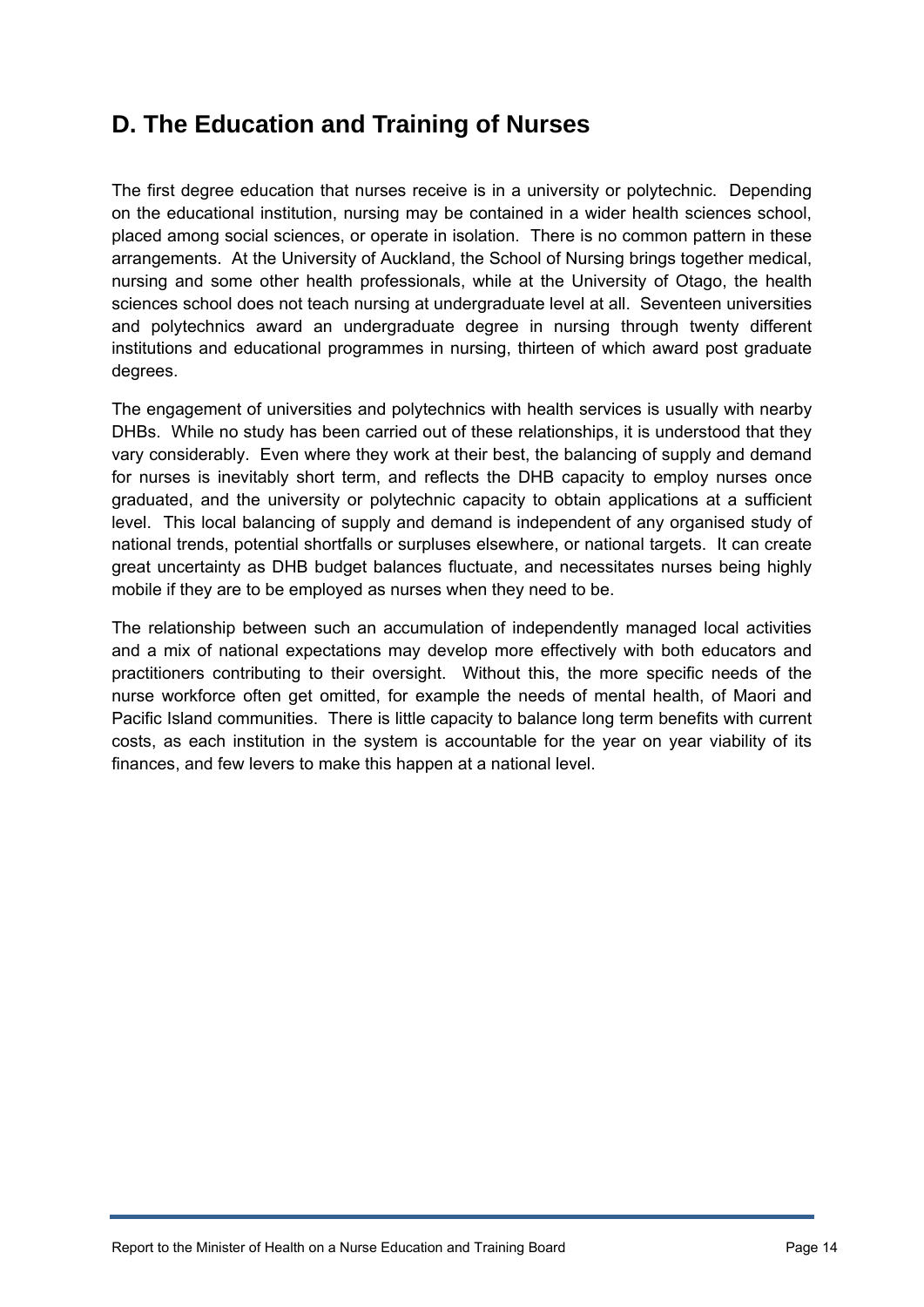## D. The Education and Training of Nurses

The first degree education that nurses receive is in a university or polytechnic. Depending on the educational institution, nursing may be contained in a wider health sciences school, placed among social sciences, or operate in isolation. There is no common pattern in these arrangements. At the University of Auckland, the School of Nursing brings together medical, nursing and some other health professionals, while at the University of Otago, the health sciences school does not teach nursing at undergraduate level at all. Seventeen universities and polytechnics award an undergraduate degree in nursing through twenty different institutions and educational programmes in nursing, thirteen of which award post graduate degrees.

The engagement of universities and polytechnics with health services is usually with nearby DHBs. While no study has been carried out of these relationships, it is understood that they vary considerably. Even where they work at their best, the balancing of supply and demand for nurses is inevitably short term, and reflects the DHB capacity to employ nurses once graduated, and the university or polytechnic capacity to obtain applications at a sufficient level. This local balancing of supply and demand is independent of any organised study of national trends, potential shortfalls or surpluses elsewhere, or national targets. It can create great uncertainty as DHB budget balances fluctuate, and necessitates nurses being highly mobile if they are to be employed as nurses when they need to be.

The relationship between such an accumulation of independently managed local activities and a mix of national expectations may develop more effectively with both educators and practitioners contributing to their oversight. Without this, the more specific needs of the nurse workforce often get omitted, for example the needs of mental health, of Maori and Pacific Island communities. There is little capacity to balance long term benefits with current costs, as each institution in the system is accountable for the year on year viability of its finances, and few levers to make this happen at a national level.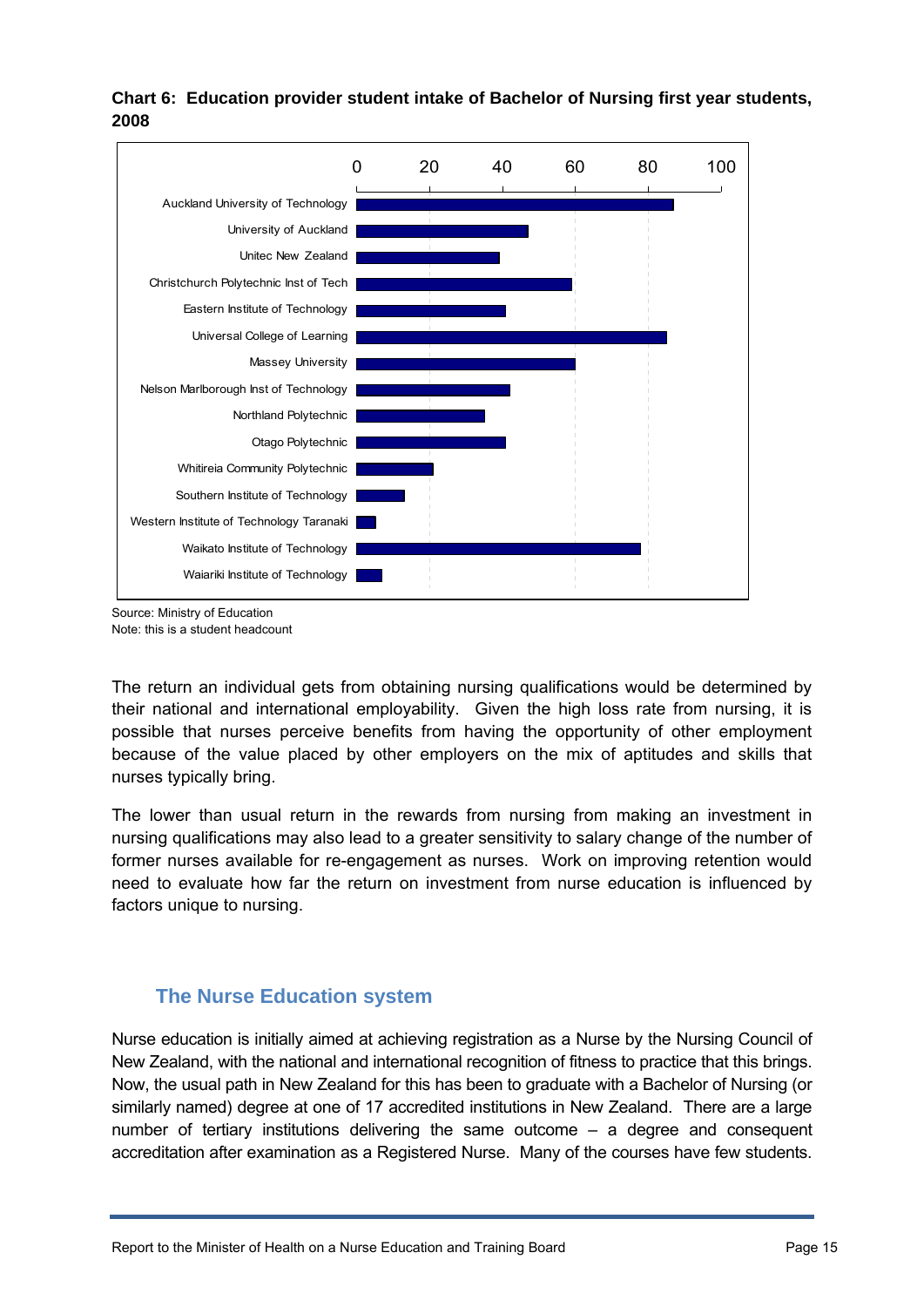**Chart 6: Education provider student intake of Bachelor of Nursing first year students, 2008**

Source: Ministry of Education
Note: this is a student headcount

The return an individual gets from obtaining nursing qualifications would be determined by their national and international employability. Given the high loss rate from nursing, it is possible that nurses perceive benefits from having the opportunity of other employment because of the value placed by other employers on the mix of aptitudes and skills that nurses typically bring.

The lower than usual return in the rewards from nursing from making an investment in nursing qualifications may also lead to a greater sensitivity to salary change of the number of former nurses available for re-engagement as nurses. Work on improving retention would need to evaluate how far the return on investment from nurse education is influenced by factors unique to nursing.

## The Nurse Education system

Nurse education is initially aimed at achieving registration as a Nurse by the Nursing Council of New Zealand, with the national and international recognition of fitness to practice that this brings. Now, the usual path in New Zealand for this has been to graduate with a Bachelor of Nursing (or similarly named) degree at one of 17 accredited institutions in New Zealand. There are a large number of tertiary institutions delivering the same outcome – a degree and consequent accreditation after examination as a Registered Nurse. Many of the courses have few students.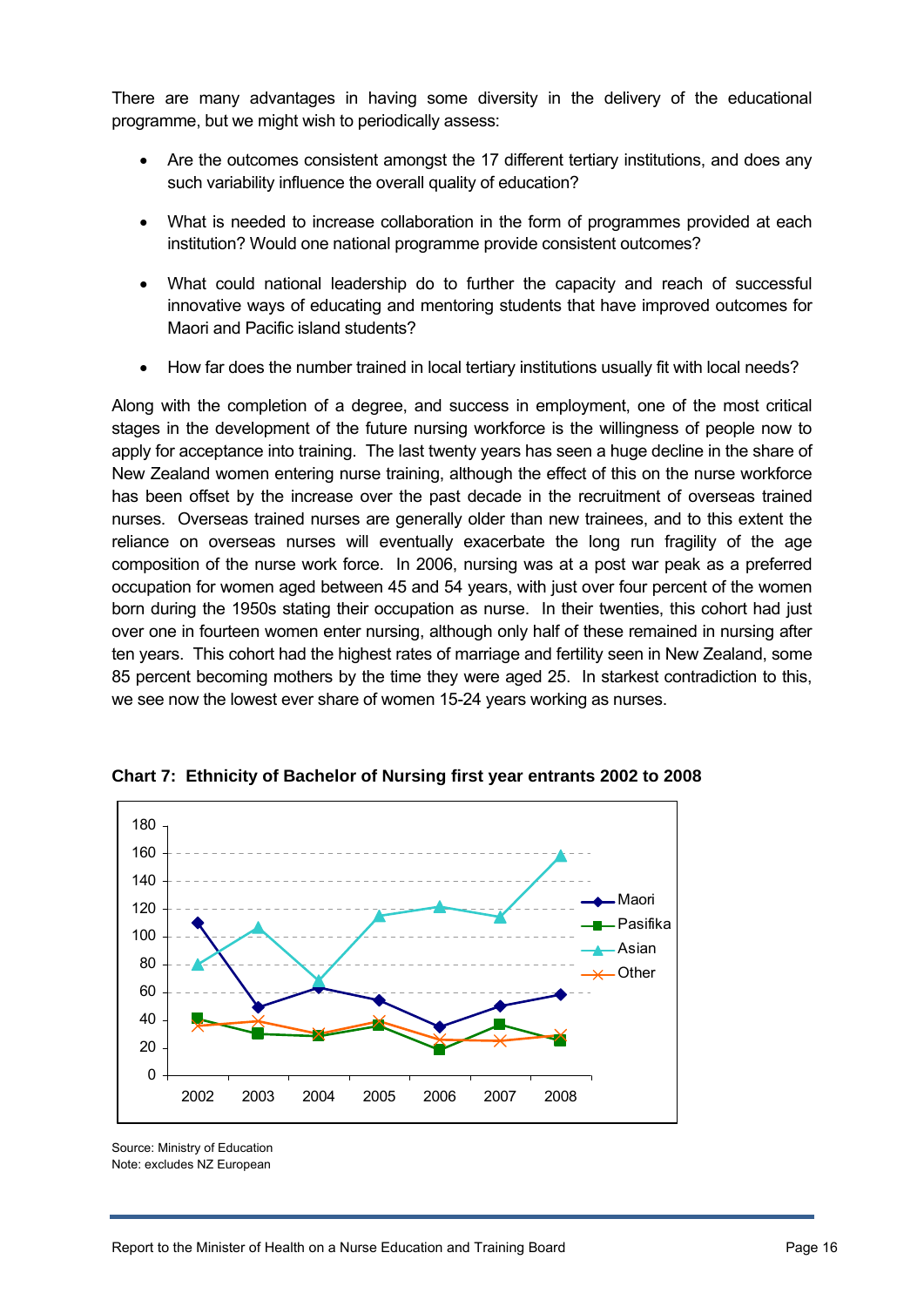There are many advantages in having some diversity in the delivery of the educational programme, but we might wish to periodically assess:

- Are the outcomes consistent amongst the 17 different tertiary institutions, and does any such variability influence the overall quality of education?
- What is needed to increase collaboration in the form of programmes provided at each institution? Would one national programme provide consistent outcomes?
- What could national leadership do to further the capacity and reach of successful innovative ways of educating and mentoring students that have improved outcomes for Maori and Pacific island students?
- How far does the number trained in local tertiary institutions usually fit with local needs?

Along with the completion of a degree, and success in employment, one of the most critical stages in the development of the future nursing workforce is the willingness of people now to apply for acceptance into training. The last twenty years has seen a huge decline in the share of New Zealand women entering nurse training, although the effect of this on the nurse workforce has been offset by the increase over the past decade in the recruitment of overseas trained nurses. Overseas trained nurses are generally older than new trainees, and to this extent the reliance on overseas nurses will eventually exacerbate the long run fragility of the age composition of the nurse work force. In 2006, nursing was at a post war peak as a preferred occupation for women aged between 45 and 54 years, with just over four percent of the women born during the 1950s stating their occupation as nurse. In their twenties, this cohort had just over one in fourteen women enter nursing, although only half of these remained in nursing after ten years. This cohort had the highest rates of marriage and fertility seen in New Zealand, some 85 percent becoming mothers by the time they were aged 25. In starkest contradiction to this, we see now the lowest ever share of women 15-24 years working as nurses.

**Chart 7: Ethnicity of Bachelor of Nursing first year entrants 2002 to 2008**

| Year | Maori | Pasifika | Asian | Other |
|---|---|---|---|---|
| 2002 | 110 | 42 | 80 | 36 |
| 2003 | 49 | 30 | 106 | 39 |
| 2004 | 63 | 28 | 69 | 30 |
| 2005 | 54 | 36 | 115 | 39 |
| 2006 | 35 | 18 | 121 | 26 |
| 2007 | 50 | 37 | 114 | 25 |
| 2008 | 58 | 25 | 158 | 29 |

Source: Ministry of Education
Note: excludes NZ European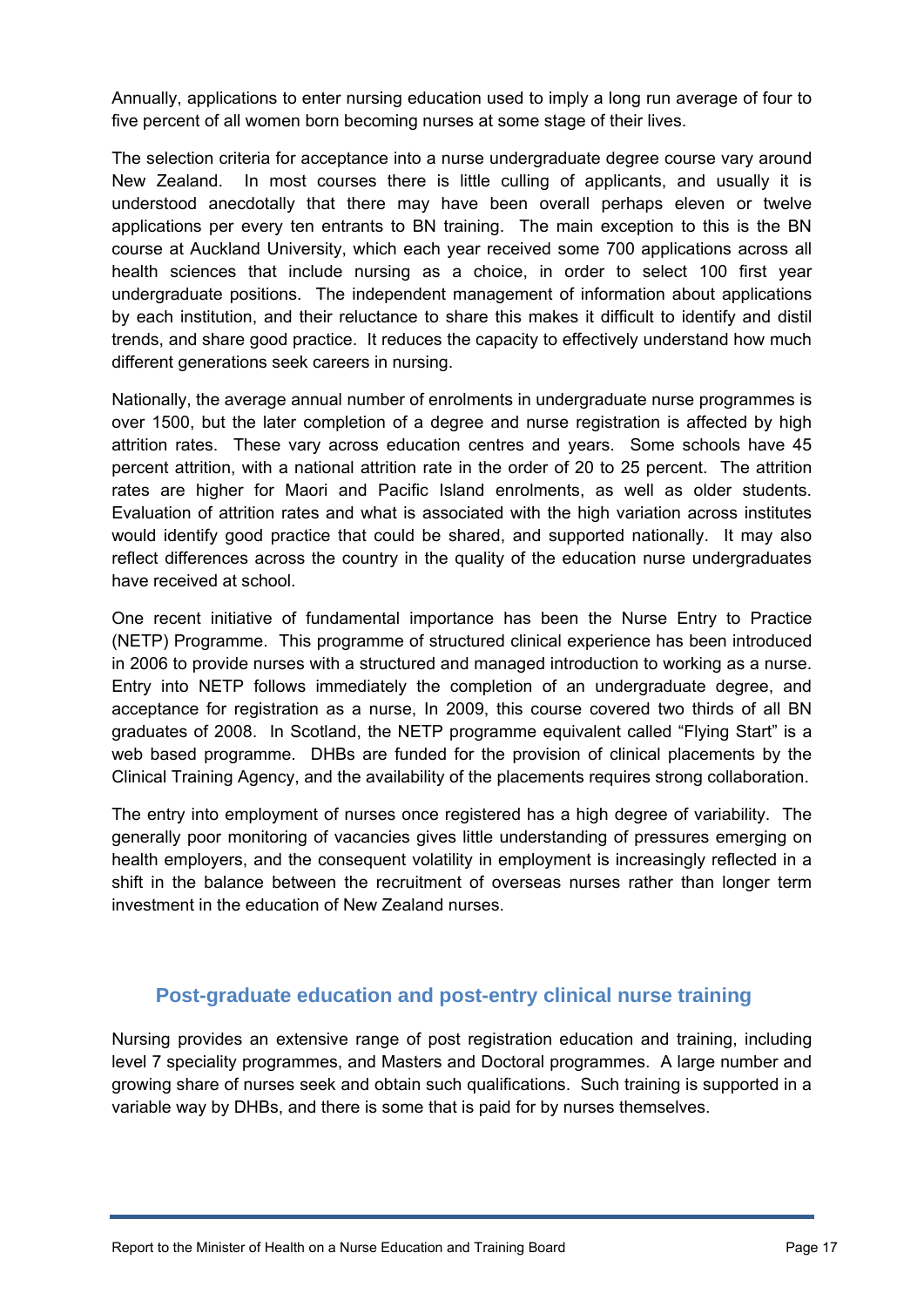Annually, applications to enter nursing education used to imply a long run average of four to five percent of all women born becoming nurses at some stage of their lives.

The selection criteria for acceptance into a nurse undergraduate degree course vary around New Zealand. In most courses there is little culling of applicants, and usually it is understood anecdotally that there may have been overall perhaps eleven or twelve applications per every ten entrants to BN training. The main exception to this is the BN course at Auckland University, which each year received some 700 applications across all health sciences that include nursing as a choice, in order to select 100 first year undergraduate positions. The independent management of information about applications by each institution, and their reluctance to share this makes it difficult to identify and distil trends, and share good practice. It reduces the capacity to effectively understand how much different generations seek careers in nursing.

Nationally, the average annual number of enrolments in undergraduate nurse programmes is over 1500, but the later completion of a degree and nurse registration is affected by high attrition rates. These vary across education centres and years. Some schools have 45 percent attrition, with a national attrition rate in the order of 20 to 25 percent. The attrition rates are higher for Maori and Pacific Island enrolments, as well as older students. Evaluation of attrition rates and what is associated with the high variation across institutes would identify good practice that could be shared, and supported nationally. It may also reflect differences across the country in the quality of the education nurse undergraduates have received at school.

One recent initiative of fundamental importance has been the Nurse Entry to Practice (NETP) Programme. This programme of structured clinical experience has been introduced in 2006 to provide nurses with a structured and managed introduction to working as a nurse. Entry into NETP follows immediately the completion of an undergraduate degree, and acceptance for registration as a nurse, In 2009, this course covered two thirds of all BN graduates of 2008. In Scotland, the NETP programme equivalent called "Flying Start" is a web based programme. DHBs are funded for the provision of clinical placements by the Clinical Training Agency, and the availability of the placements requires strong collaboration.

The entry into employment of nurses once registered has a high degree of variability. The generally poor monitoring of vacancies gives little understanding of pressures emerging on health employers, and the consequent volatility in employment is increasingly reflected in a shift in the balance between the recruitment of overseas nurses rather than longer term investment in the education of New Zealand nurses.

## Post-graduate education and post-entry clinical nurse training

Nursing provides an extensive range of post registration education and training, including level 7 speciality programmes, and Masters and Doctoral programmes. A large number and growing share of nurses seek and obtain such qualifications. Such training is supported in a variable way by DHBs, and there is some that is paid for by nurses themselves.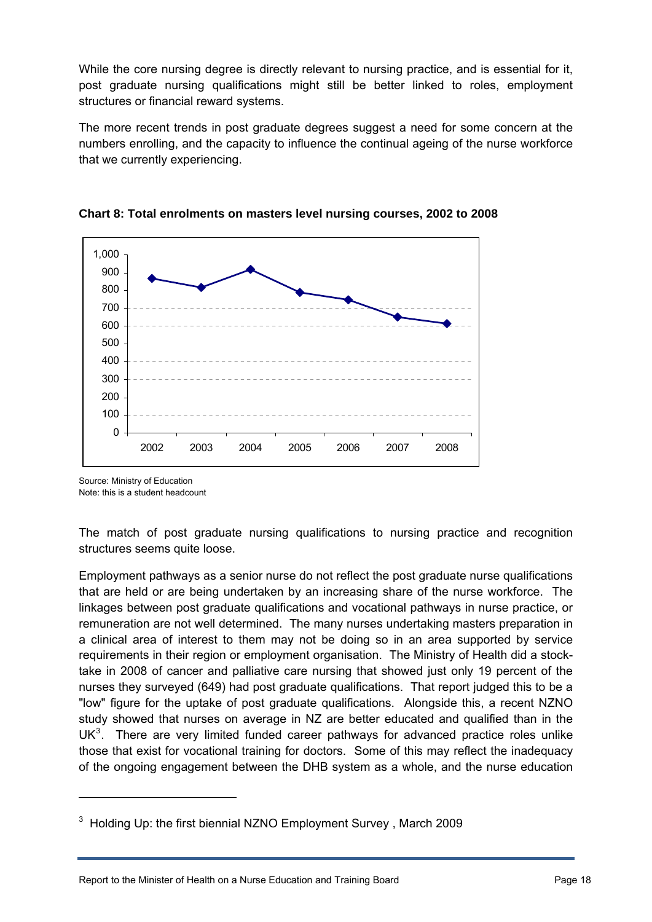While the core nursing degree is directly relevant to nursing practice, and is essential for it, post graduate nursing qualifications might still be better linked to roles, employment structures or financial reward systems.

The more recent trends in post graduate degrees suggest a need for some concern at the numbers enrolling, and the capacity to influence the continual ageing of the nurse workforce that we currently experiencing.

**Chart 8: Total enrolments on masters level nursing courses, 2002 to 2008**

Source: Ministry of Education
Note: this is a student headcount

The match of post graduate nursing qualifications to nursing practice and recognition structures seems quite loose.

Employment pathways as a senior nurse do not reflect the post graduate nurse qualifications that are held or are being undertaken by an increasing share of the nurse workforce. The linkages between post graduate qualifications and vocational pathways in nurse practice, or remuneration are not well determined. The many nurses undertaking masters preparation in a clinical area of interest to them may not be doing so in an area supported by service requirements in their region or employment organisation. The Ministry of Health did a stock-take in 2008 of cancer and palliative care nursing that showed just only 19 percent of the nurses they surveyed (649) had post graduate qualifications. That report judged this to be a "low" figure for the uptake of post graduate qualifications. Alongside this, a recent NZNO study showed that nurses on average in NZ are better educated and qualified than in the UK[3]. There are very limited funded career pathways for advanced practice roles unlike those that exist for vocational training for doctors. Some of this may reflect the inadequacy of the ongoing engagement between the DHB system as a whole, and the nurse education

[3] Holding Up: the first biennial NZNO Employment Survey , March 2009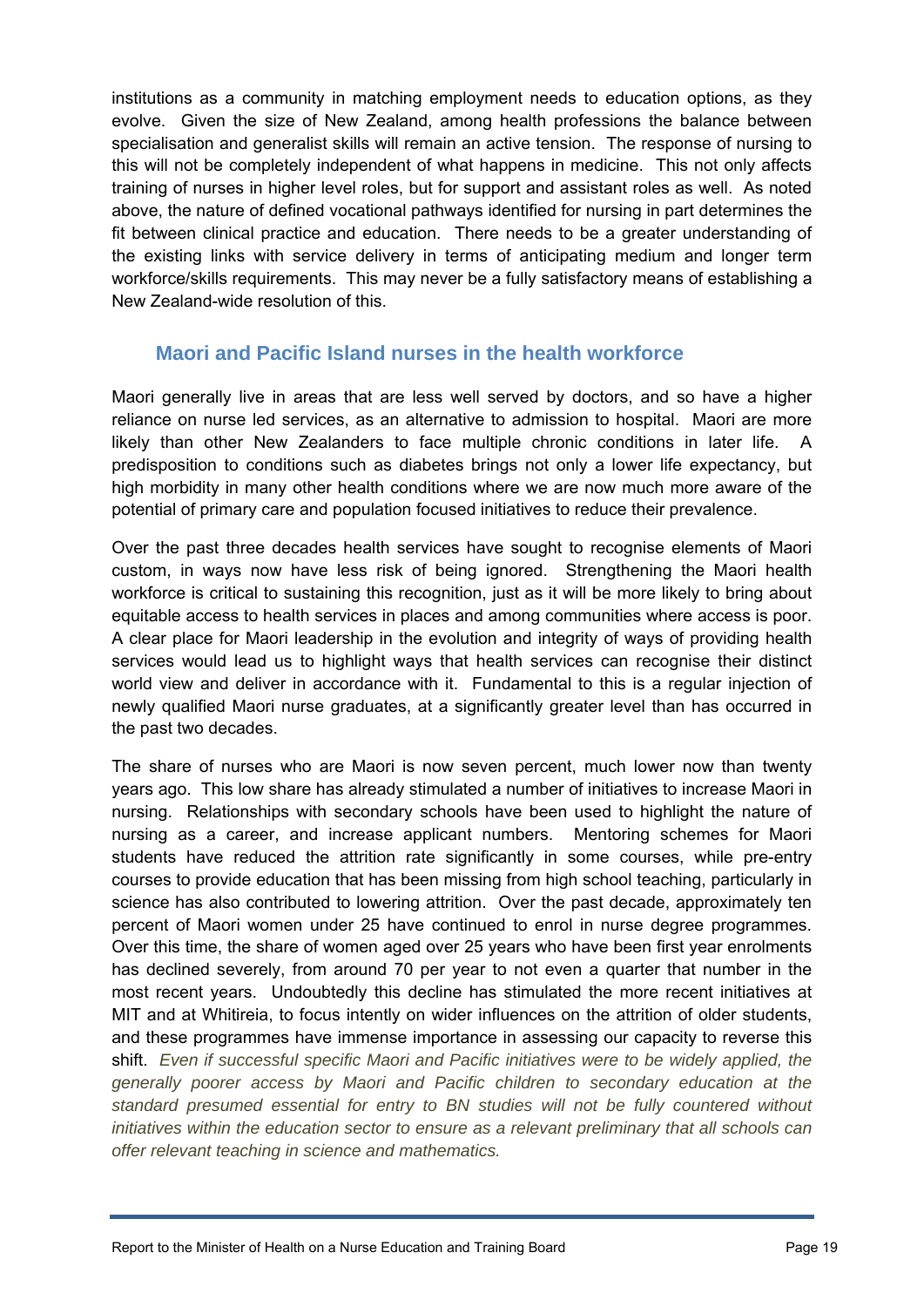institutions as a community in matching employment needs to education options, as they evolve. Given the size of New Zealand, among health professions the balance between specialisation and generalist skills will remain an active tension. The response of nursing to this will not be completely independent of what happens in medicine. This not only affects training of nurses in higher level roles, but for support and assistant roles as well. As noted above, the nature of defined vocational pathways identified for nursing in part determines the fit between clinical practice and education. There needs to be a greater understanding of the existing links with service delivery in terms of anticipating medium and longer term workforce/skills requirements. This may never be a fully satisfactory means of establishing a New Zealand-wide resolution of this.

## Maori and Pacific Island nurses in the health workforce

Maori generally live in areas that are less well served by doctors, and so have a higher reliance on nurse led services, as an alternative to admission to hospital. Maori are more likely than other New Zealanders to face multiple chronic conditions in later life. A predisposition to conditions such as diabetes brings not only a lower life expectancy, but high morbidity in many other health conditions where we are now much more aware of the potential of primary care and population focused initiatives to reduce their prevalence.

Over the past three decades health services have sought to recognise elements of Maori custom, in ways now have less risk of being ignored. Strengthening the Maori health workforce is critical to sustaining this recognition, just as it will be more likely to bring about equitable access to health services in places and among communities where access is poor. A clear place for Maori leadership in the evolution and integrity of ways of providing health services would lead us to highlight ways that health services can recognise their distinct world view and deliver in accordance with it. Fundamental to this is a regular injection of newly qualified Maori nurse graduates, at a significantly greater level than has occurred in the past two decades.

The share of nurses who are Maori is now seven percent, much lower now than twenty years ago. This low share has already stimulated a number of initiatives to increase Maori in nursing. Relationships with secondary schools have been used to highlight the nature of nursing as a career, and increase applicant numbers. Mentoring schemes for Maori students have reduced the attrition rate significantly in some courses, while pre-entry courses to provide education that has been missing from high school teaching, particularly in science has also contributed to lowering attrition. Over the past decade, approximately ten percent of Maori women under 25 have continued to enrol in nurse degree programmes. Over this time, the share of women aged over 25 years who have been first year enrolments has declined severely, from around 70 per year to not even a quarter that number in the most recent years. Undoubtedly this decline has stimulated the more recent initiatives at MIT and at Whitireia, to focus intently on wider influences on the attrition of older students, and these programmes have immense importance in assessing our capacity to reverse this shift. *Even if successful specific Maori and Pacific initiatives were to be widely applied, the generally poorer access by Maori and Pacific children to secondary education at the standard presumed essential for entry to BN studies will not be fully countered without initiatives within the education sector to ensure as a relevant preliminary that all schools can offer relevant teaching in science and mathematics.*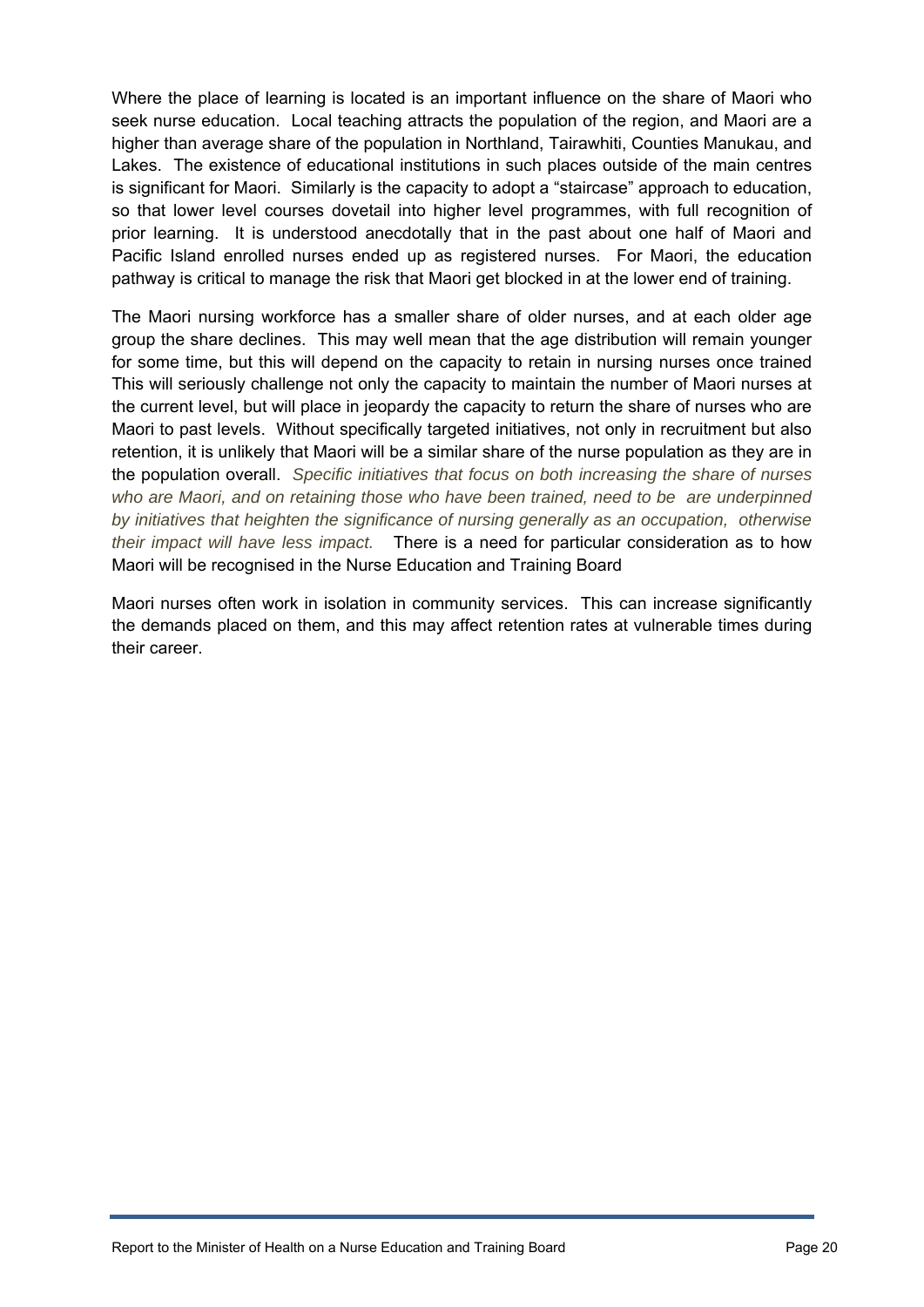Where the place of learning is located is an important influence on the share of Maori who seek nurse education. Local teaching attracts the population of the region, and Maori are a higher than average share of the population in Northland, Tairawhiti, Counties Manukau, and Lakes. The existence of educational institutions in such places outside of the main centres is significant for Maori. Similarly is the capacity to adopt a "staircase" approach to education, so that lower level courses dovetail into higher level programmes, with full recognition of prior learning. It is understood anecdotally that in the past about one half of Maori and Pacific Island enrolled nurses ended up as registered nurses. For Maori, the education pathway is critical to manage the risk that Maori get blocked in at the lower end of training.

The Maori nursing workforce has a smaller share of older nurses, and at each older age group the share declines. This may well mean that the age distribution will remain younger for some time, but this will depend on the capacity to retain in nursing nurses once trained This will seriously challenge not only the capacity to maintain the number of Maori nurses at the current level, but will place in jeopardy the capacity to return the share of nurses who are Maori to past levels. Without specifically targeted initiatives, not only in recruitment but also retention, it is unlikely that Maori will be a similar share of the nurse population as they are in the population overall. *Specific initiatives that focus on both increasing the share of nurses who are Maori, and on retaining those who have been trained, need to be are underpinned by initiatives that heighten the significance of nursing generally as an occupation, otherwise their impact will have less impact.* There is a need for particular consideration as to how Maori will be recognised in the Nurse Education and Training Board

Maori nurses often work in isolation in community services. This can increase significantly the demands placed on them, and this may affect retention rates at vulnerable times during their career.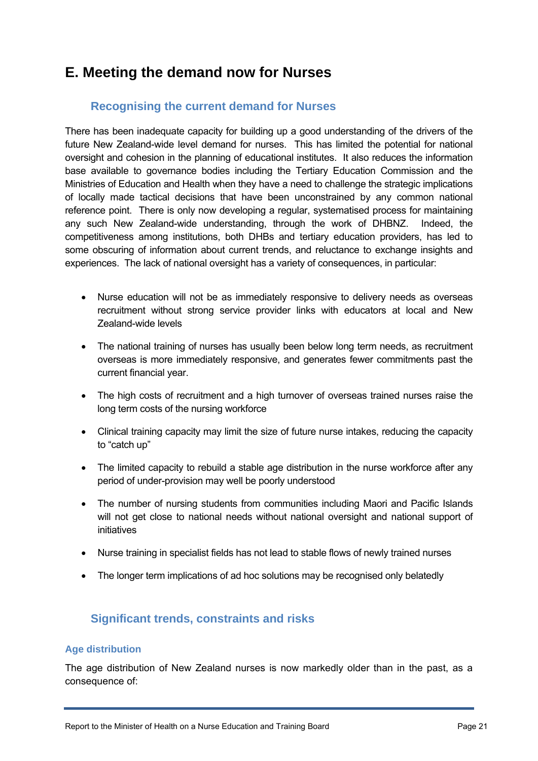# E. Meeting the demand now for Nurses

## Recognising the current demand for Nurses

There has been inadequate capacity for building up a good understanding of the drivers of the future New Zealand-wide level demand for nurses. This has limited the potential for national oversight and cohesion in the planning of educational institutes. It also reduces the information base available to governance bodies including the Tertiary Education Commission and the Ministries of Education and Health when they have a need to challenge the strategic implications of locally made tactical decisions that have been unconstrained by any common national reference point. There is only now developing a regular, systematised process for maintaining any such New Zealand-wide understanding, through the work of DHBNZ. Indeed, the competitiveness among institutions, both DHBs and tertiary education providers, has led to some obscuring of information about current trends, and reluctance to exchange insights and experiences. The lack of national oversight has a variety of consequences, in particular:

- Nurse education will not be as immediately responsive to delivery needs as overseas recruitment without strong service provider links with educators at local and New Zealand-wide levels
- The national training of nurses has usually been below long term needs, as recruitment overseas is more immediately responsive, and generates fewer commitments past the current financial year.
- The high costs of recruitment and a high turnover of overseas trained nurses raise the long term costs of the nursing workforce
- Clinical training capacity may limit the size of future nurse intakes, reducing the capacity to "catch up"
- The limited capacity to rebuild a stable age distribution in the nurse workforce after any period of under-provision may well be poorly understood
- The number of nursing students from communities including Maori and Pacific Islands will not get close to national needs without national oversight and national support of initiatives
- Nurse training in specialist fields has not lead to stable flows of newly trained nurses
- The longer term implications of ad hoc solutions may be recognised only belatedly

## Significant trends, constraints and risks

### Age distribution

The age distribution of New Zealand nurses is now markedly older than in the past, as a consequence of: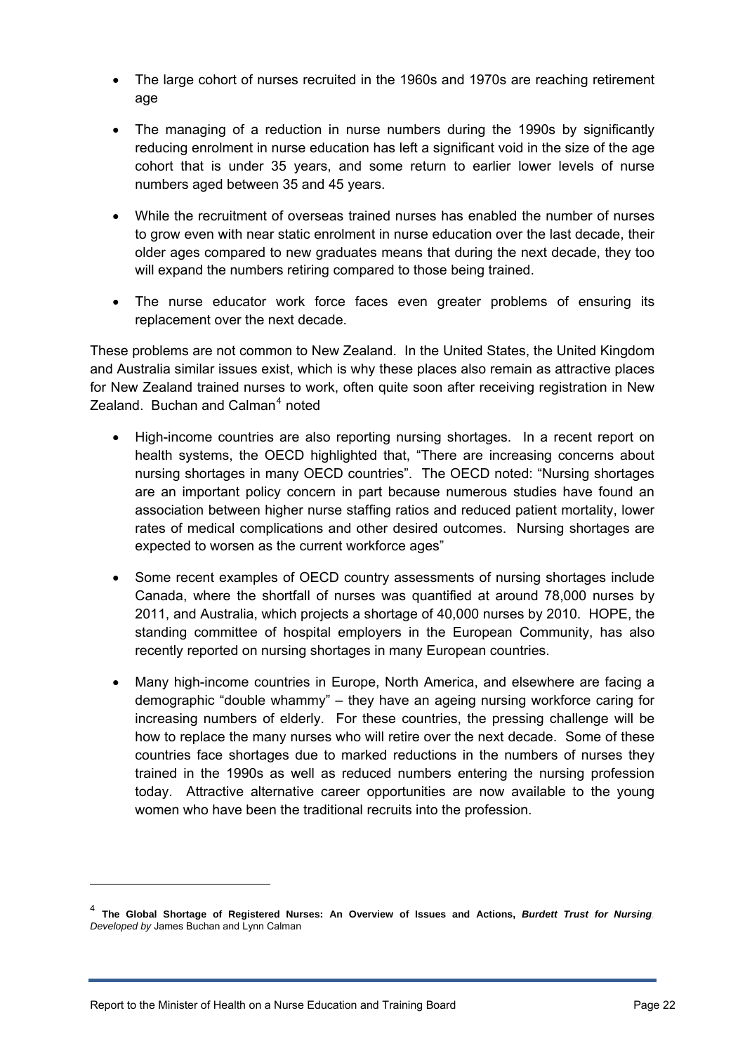- The large cohort of nurses recruited in the 1960s and 1970s are reaching retirement age
- The managing of a reduction in nurse numbers during the 1990s by significantly reducing enrolment in nurse education has left a significant void in the size of the age cohort that is under 35 years, and some return to earlier lower levels of nurse numbers aged between 35 and 45 years.
- While the recruitment of overseas trained nurses has enabled the number of nurses to grow even with near static enrolment in nurse education over the last decade, their older ages compared to new graduates means that during the next decade, they too will expand the numbers retiring compared to those being trained.
- The nurse educator work force faces even greater problems of ensuring its replacement over the next decade.

These problems are not common to New Zealand. In the United States, the United Kingdom and Australia similar issues exist, which is why these places also remain as attractive places for New Zealand trained nurses to work, often quite soon after receiving registration in New Zealand. Buchan and Calman[4] noted

- High-income countries are also reporting nursing shortages. In a recent report on health systems, the OECD highlighted that, "There are increasing concerns about nursing shortages in many OECD countries". The OECD noted: "Nursing shortages are an important policy concern in part because numerous studies have found an association between higher nurse staffing ratios and reduced patient mortality, lower rates of medical complications and other desired outcomes. Nursing shortages are expected to worsen as the current workforce ages"
- Some recent examples of OECD country assessments of nursing shortages include Canada, where the shortfall of nurses was quantified at around 78,000 nurses by 2011, and Australia, which projects a shortage of 40,000 nurses by 2010. HOPE, the standing committee of hospital employers in the European Community, has also recently reported on nursing shortages in many European countries.
- Many high-income countries in Europe, North America, and elsewhere are facing a demographic "double whammy" – they have an ageing nursing workforce caring for increasing numbers of elderly. For these countries, the pressing challenge will be how to replace the many nurses who will retire over the next decade. Some of these countries face shortages due to marked reductions in the numbers of nurses they trained in the 1990s as well as reduced numbers entering the nursing profession today. Attractive alternative career opportunities are now available to the young women who have been the traditional recruits into the profession.

---

[4] **The Global Shortage of Registered Nurses: An Overview of Issues and Actions,** ***Burdett Trust for Nursing*** *Developed by* James Buchan and Lynn Calman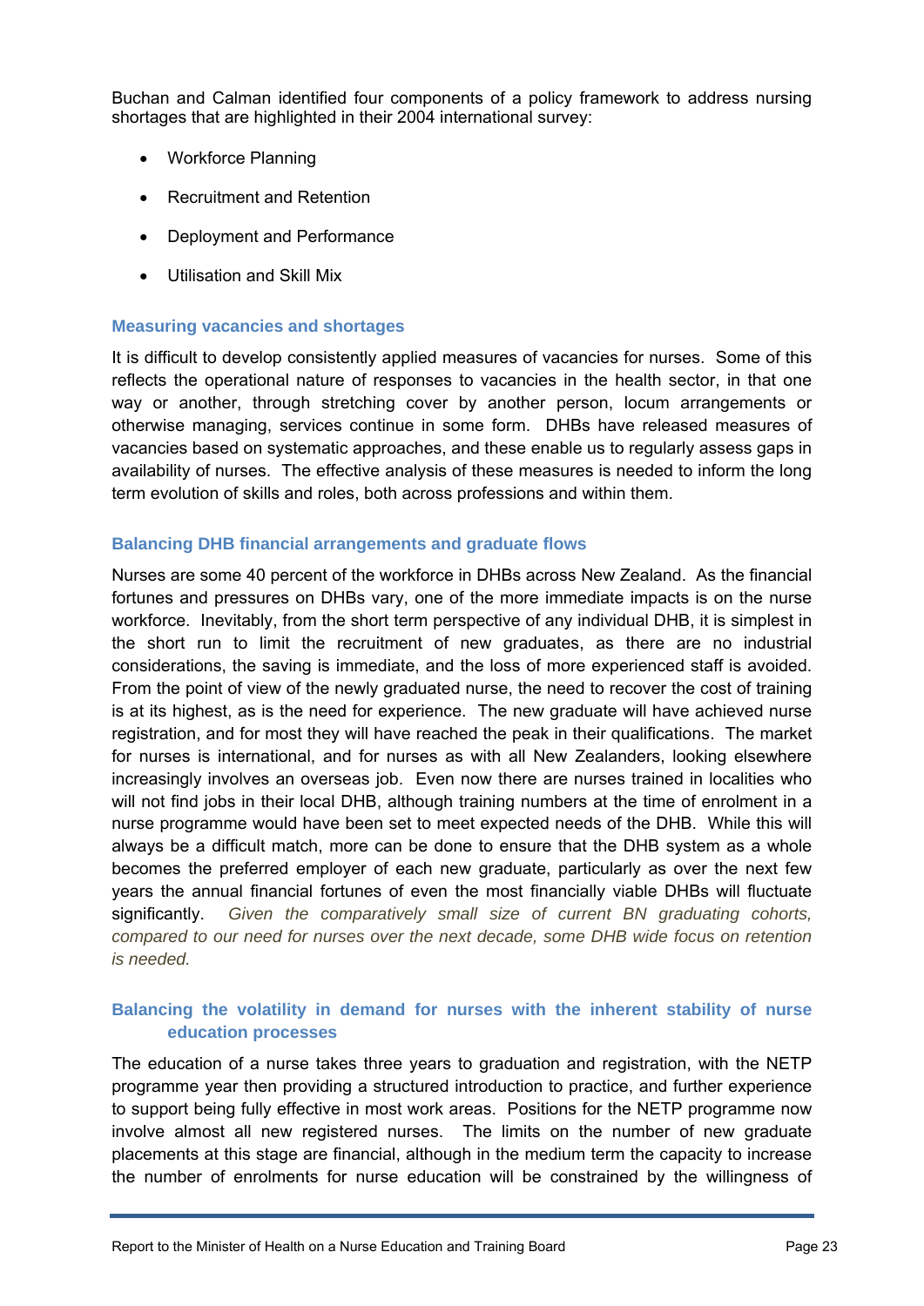Buchan and Calman identified four components of a policy framework to address nursing shortages that are highlighted in their 2004 international survey:

- Workforce Planning
- Recruitment and Retention
- Deployment and Performance
- Utilisation and Skill Mix

### Measuring vacancies and shortages

It is difficult to develop consistently applied measures of vacancies for nurses. Some of this reflects the operational nature of responses to vacancies in the health sector, in that one way or another, through stretching cover by another person, locum arrangements or otherwise managing, services continue in some form. DHBs have released measures of vacancies based on systematic approaches, and these enable us to regularly assess gaps in availability of nurses. The effective analysis of these measures is needed to inform the long term evolution of skills and roles, both across professions and within them.

### Balancing DHB financial arrangements and graduate flows

Nurses are some 40 percent of the workforce in DHBs across New Zealand. As the financial fortunes and pressures on DHBs vary, one of the more immediate impacts is on the nurse workforce. Inevitably, from the short term perspective of any individual DHB, it is simplest in the short run to limit the recruitment of new graduates, as there are no industrial considerations, the saving is immediate, and the loss of more experienced staff is avoided. From the point of view of the newly graduated nurse, the need to recover the cost of training is at its highest, as is the need for experience. The new graduate will have achieved nurse registration, and for most they will have reached the peak in their qualifications. The market for nurses is international, and for nurses as with all New Zealanders, looking elsewhere increasingly involves an overseas job. Even now there are nurses trained in localities who will not find jobs in their local DHB, although training numbers at the time of enrolment in a nurse programme would have been set to meet expected needs of the DHB. While this will always be a difficult match, more can be done to ensure that the DHB system as a whole becomes the preferred employer of each new graduate, particularly as over the next few years the annual financial fortunes of even the most financially viable DHBs will fluctuate significantly. *Given the comparatively small size of current BN graduating cohorts, compared to our need for nurses over the next decade, some DHB wide focus on retention is needed.*

### Balancing the volatility in demand for nurses with the inherent stability of nurse education processes

The education of a nurse takes three years to graduation and registration, with the NETP programme year then providing a structured introduction to practice, and further experience to support being fully effective in most work areas. Positions for the NETP programme now involve almost all new registered nurses. The limits on the number of new graduate placements at this stage are financial, although in the medium term the capacity to increase the number of enrolments for nurse education will be constrained by the willingness of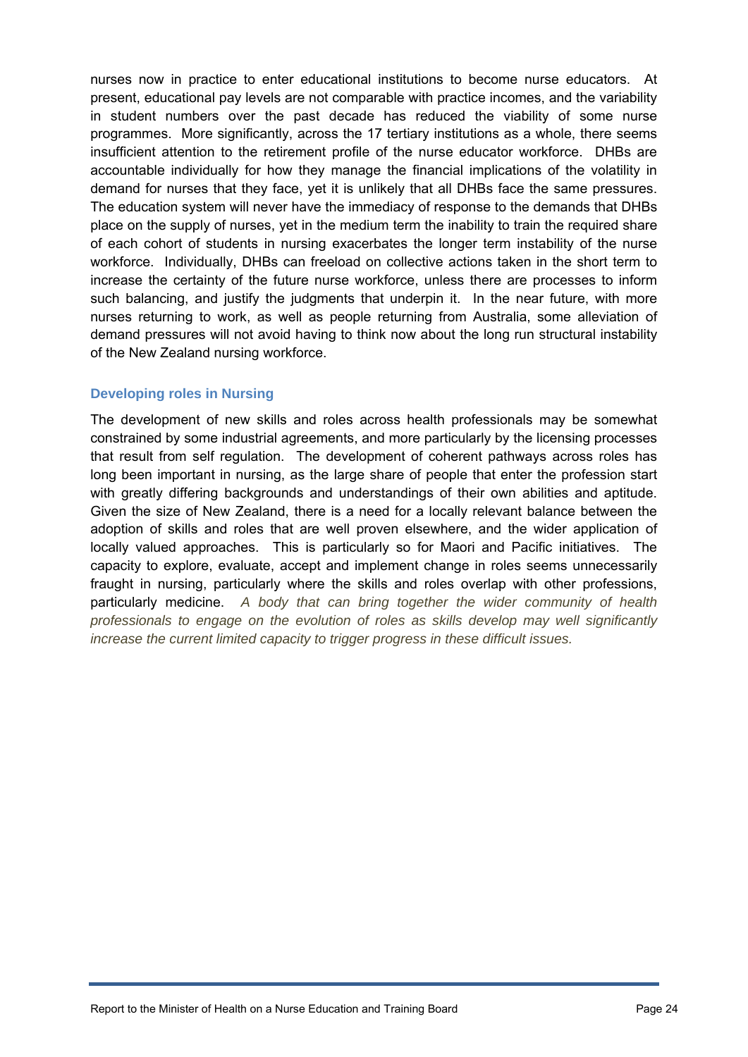nurses now in practice to enter educational institutions to become nurse educators. At present, educational pay levels are not comparable with practice incomes, and the variability in student numbers over the past decade has reduced the viability of some nurse programmes. More significantly, across the 17 tertiary institutions as a whole, there seems insufficient attention to the retirement profile of the nurse educator workforce. DHBs are accountable individually for how they manage the financial implications of the volatility in demand for nurses that they face, yet it is unlikely that all DHBs face the same pressures. The education system will never have the immediacy of response to the demands that DHBs place on the supply of nurses, yet in the medium term the inability to train the required share of each cohort of students in nursing exacerbates the longer term instability of the nurse workforce. Individually, DHBs can freeload on collective actions taken in the short term to increase the certainty of the future nurse workforce, unless there are processes to inform such balancing, and justify the judgments that underpin it. In the near future, with more nurses returning to work, as well as people returning from Australia, some alleviation of demand pressures will not avoid having to think now about the long run structural instability of the New Zealand nursing workforce.

### Developing roles in Nursing

The development of new skills and roles across health professionals may be somewhat constrained by some industrial agreements, and more particularly by the licensing processes that result from self regulation. The development of coherent pathways across roles has long been important in nursing, as the large share of people that enter the profession start with greatly differing backgrounds and understandings of their own abilities and aptitude. Given the size of New Zealand, there is a need for a locally relevant balance between the adoption of skills and roles that are well proven elsewhere, and the wider application of locally valued approaches. This is particularly so for Maori and Pacific initiatives. The capacity to explore, evaluate, accept and implement change in roles seems unnecessarily fraught in nursing, particularly where the skills and roles overlap with other professions, particularly medicine. *A body that can bring together the wider community of health professionals to engage on the evolution of roles as skills develop may well significantly increase the current limited capacity to trigger progress in these difficult issues.*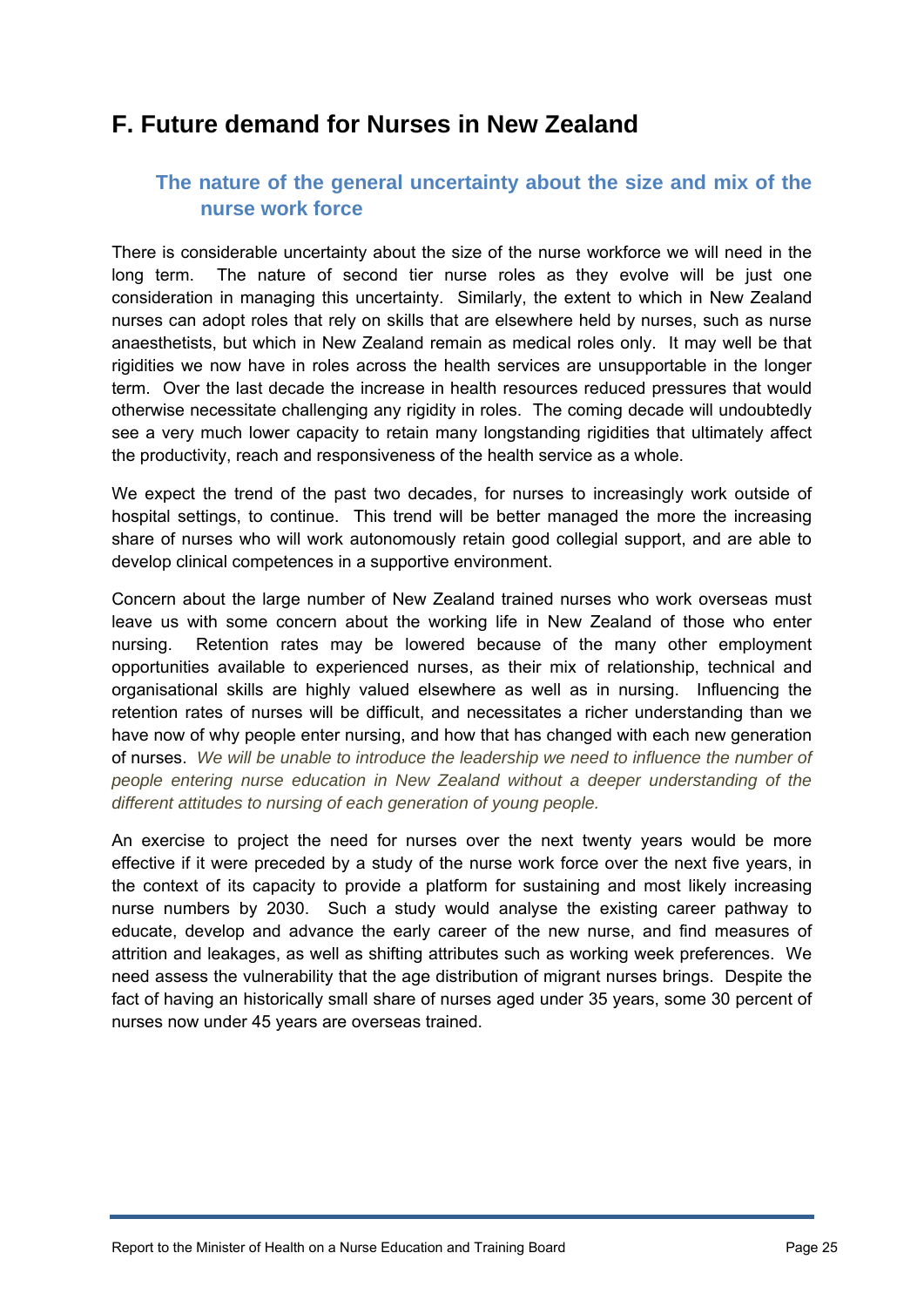# F. Future demand for Nurses in New Zealand

## The nature of the general uncertainty about the size and mix of the nurse work force

There is considerable uncertainty about the size of the nurse workforce we will need in the long term. The nature of second tier nurse roles as they evolve will be just one consideration in managing this uncertainty. Similarly, the extent to which in New Zealand nurses can adopt roles that rely on skills that are elsewhere held by nurses, such as nurse anaesthetists, but which in New Zealand remain as medical roles only. It may well be that rigidities we now have in roles across the health services are unsupportable in the longer term. Over the last decade the increase in health resources reduced pressures that would otherwise necessitate challenging any rigidity in roles. The coming decade will undoubtedly see a very much lower capacity to retain many longstanding rigidities that ultimately affect the productivity, reach and responsiveness of the health service as a whole.

We expect the trend of the past two decades, for nurses to increasingly work outside of hospital settings, to continue. This trend will be better managed the more the increasing share of nurses who will work autonomously retain good collegial support, and are able to develop clinical competences in a supportive environment.

Concern about the large number of New Zealand trained nurses who work overseas must leave us with some concern about the working life in New Zealand of those who enter nursing. Retention rates may be lowered because of the many other employment opportunities available to experienced nurses, as their mix of relationship, technical and organisational skills are highly valued elsewhere as well as in nursing. Influencing the retention rates of nurses will be difficult, and necessitates a richer understanding than we have now of why people enter nursing, and how that has changed with each new generation of nurses. *We will be unable to introduce the leadership we need to influence the number of people entering nurse education in New Zealand without a deeper understanding of the different attitudes to nursing of each generation of young people.*

An exercise to project the need for nurses over the next twenty years would be more effective if it were preceded by a study of the nurse work force over the next five years, in the context of its capacity to provide a platform for sustaining and most likely increasing nurse numbers by 2030. Such a study would analyse the existing career pathway to educate, develop and advance the early career of the new nurse, and find measures of attrition and leakages, as well as shifting attributes such as working week preferences. We need assess the vulnerability that the age distribution of migrant nurses brings. Despite the fact of having an historically small share of nurses aged under 35 years, some 30 percent of nurses now under 45 years are overseas trained.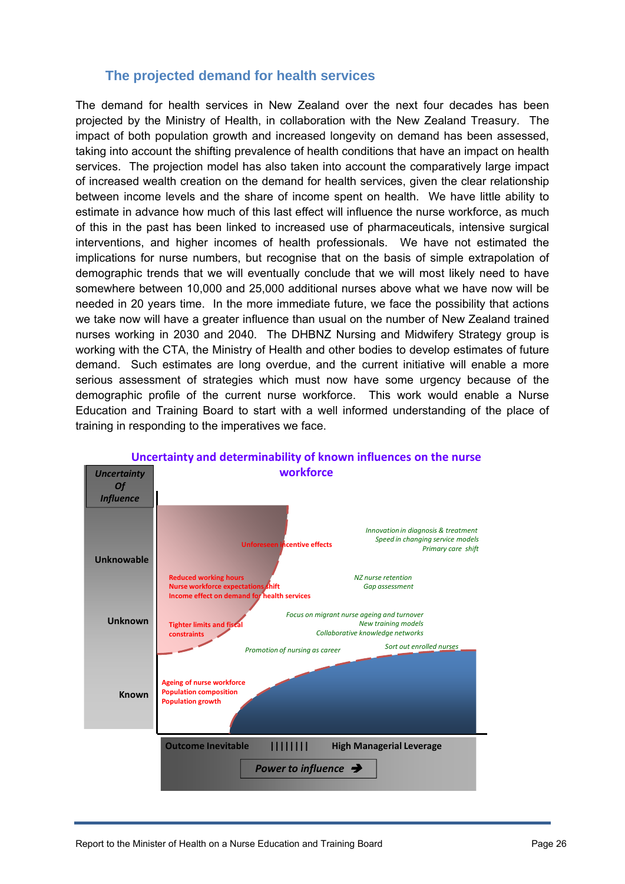## The projected demand for health services

The demand for health services in New Zealand over the next four decades has been projected by the Ministry of Health, in collaboration with the New Zealand Treasury. The impact of both population growth and increased longevity on demand has been assessed, taking into account the shifting prevalence of health conditions that have an impact on health services. The projection model has also taken into account the comparatively large impact of increased wealth creation on the demand for health services, given the clear relationship between income levels and the share of income spent on health. We have little ability to estimate in advance how much of this last effect will influence the nurse workforce, as much of this in the past has been linked to increased use of pharmaceuticals, intensive surgical interventions, and higher incomes of health professionals. We have not estimated the implications for nurse numbers, but recognise that on the basis of simple extrapolation of demographic trends that we will eventually conclude that we will most likely need to have somewhere between 10,000 and 25,000 additional nurses above what we have now will be needed in 20 years time. In the more immediate future, we face the possibility that actions we take now will have a greater influence than usual on the number of New Zealand trained nurses working in 2030 and 2040. The DHBNZ Nursing and Midwifery Strategy group is working with the CTA, the Ministry of Health and other bodies to develop estimates of future demand. Such estimates are long overdue, and the current initiative will enable a more serious assessment of strategies which must now have some urgency because of the demographic profile of the current nurse workforce. This work would enable a Nurse Education and Training Board to start with a well informed understanding of the place of training in responding to the imperatives we face.

**Uncertainty and determinability of known influences on the nurse workforce**

*Uncertainty Of Influence*

**Unknowable**

- Unforeseen incentive effects
- *Innovation in diagnosis & treatment*
- *Speed in changing service models*
- *Primary care shift*

**Unknown**

- Reduced working hours
- Nurse workforce expectations shift
- Income effect on demand for health services
- *NZ nurse retention*
- *Gap assessment*
- Tighter limits and fiscal constraints
- *Focus on migrant nurse ageing and turnover*
- *New training models*
- *Collaborative knowledge networks*
- *Promotion of nursing as career*
- *Sort out enrolled nurses*

**Known**

- Ageing of nurse workforce
- Population composition
- Population growth

**Outcome Inevitable** |||||||| **High Managerial Leverage**

***Power to influence*** ➔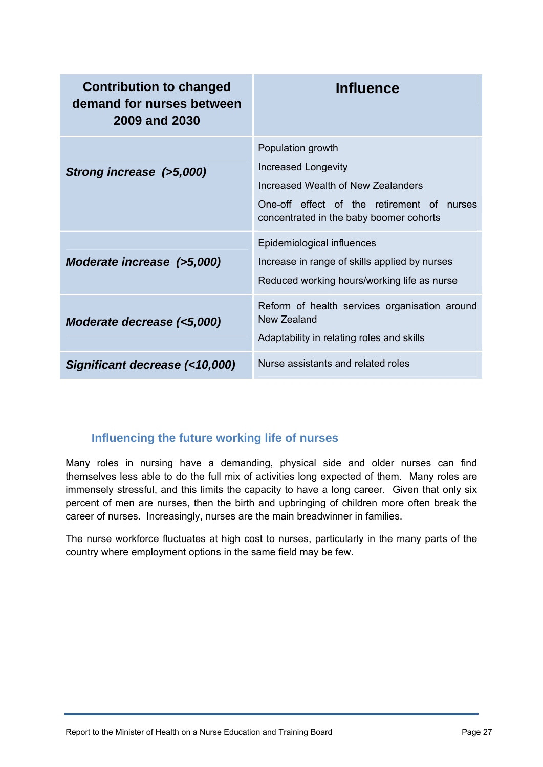| Contribution to changed demand for nurses between 2009 and 2030 | Influence |
|---|---|
| ***Strong increase (>5,000)*** | Population growth<br>Increased Longevity<br>Increased Wealth of New Zealanders<br>One-off effect of the retirement of nurses concentrated in the baby boomer cohorts |
| ***Moderate increase (>5,000)*** | Epidemiological influences<br>Increase in range of skills applied by nurses<br>Reduced working hours/working life as nurse |
| ***Moderate decrease (<5,000)*** | Reform of health services organisation around New Zealand<br>Adaptability in relating roles and skills |
| ***Significant decrease (<10,000)*** | Nurse assistants and related roles |

### Influencing the future working life of nurses

Many roles in nursing have a demanding, physical side and older nurses can find themselves less able to do the full mix of activities long expected of them. Many roles are immensely stressful, and this limits the capacity to have a long career. Given that only six percent of men are nurses, then the birth and upbringing of children more often break the career of nurses. Increasingly, nurses are the main breadwinner in families.

The nurse workforce fluctuates at high cost to nurses, particularly in the many parts of the country where employment options in the same field may be few.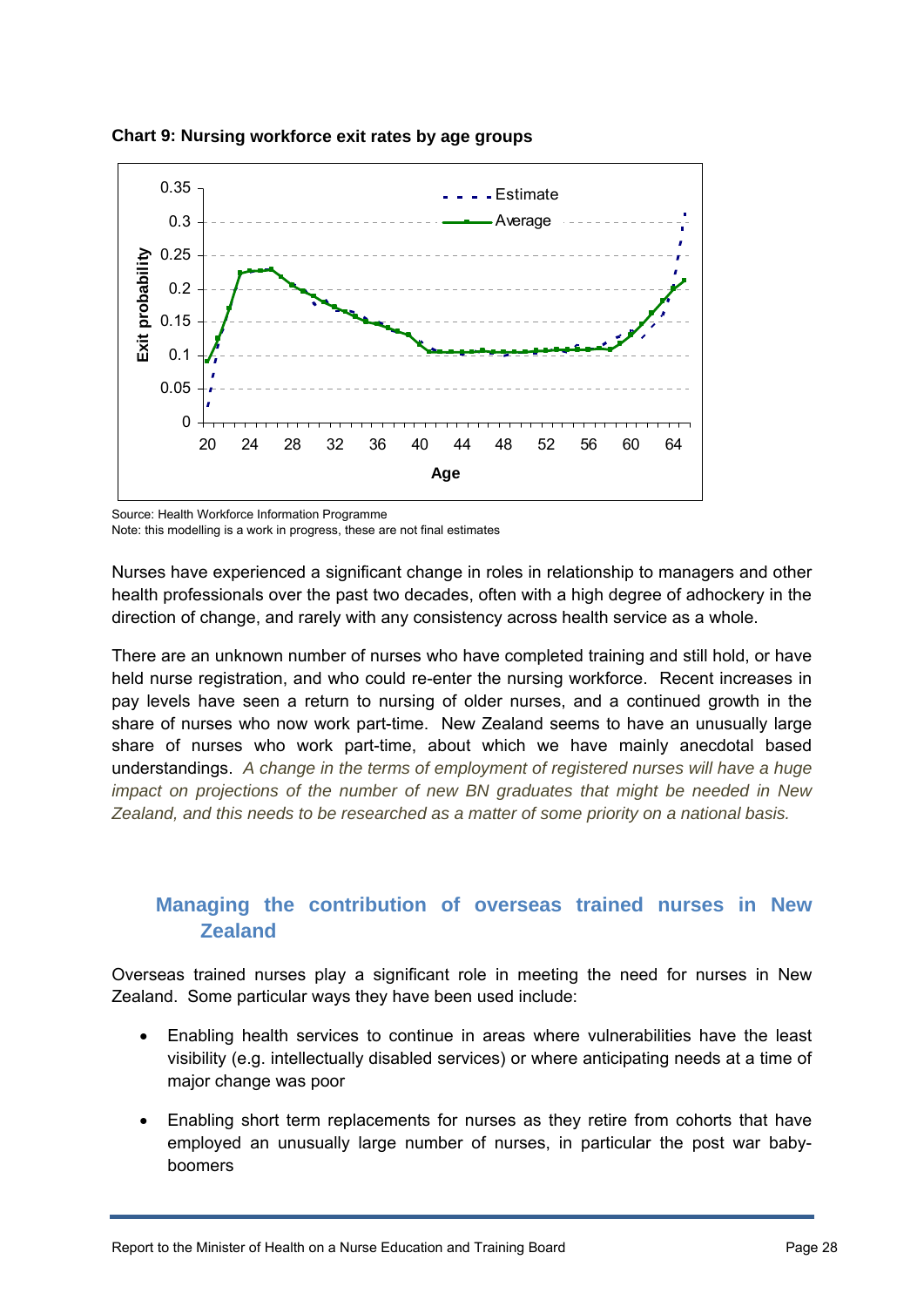**Chart 9: Nursing workforce exit rates by age groups**

Source: Health Workforce Information Programme
Note: this modelling is a work in progress, these are not final estimates

Nurses have experienced a significant change in roles in relationship to managers and other health professionals over the past two decades, often with a high degree of adhockery in the direction of change, and rarely with any consistency across health service as a whole.

There are an unknown number of nurses who have completed training and still hold, or have held nurse registration, and who could re-enter the nursing workforce. Recent increases in pay levels have seen a return to nursing of older nurses, and a continued growth in the share of nurses who now work part-time. New Zealand seems to have an unusually large share of nurses who work part-time, about which we have mainly anecdotal based understandings. *A change in the terms of employment of registered nurses will have a huge impact on projections of the number of new BN graduates that might be needed in New Zealand, and this needs to be researched as a matter of some priority on a national basis.*

## Managing the contribution of overseas trained nurses in New Zealand

Overseas trained nurses play a significant role in meeting the need for nurses in New Zealand. Some particular ways they have been used include:

- Enabling health services to continue in areas where vulnerabilities have the least visibility (e.g. intellectually disabled services) or where anticipating needs at a time of major change was poor
- Enabling short term replacements for nurses as they retire from cohorts that have employed an unusually large number of nurses, in particular the post war baby-boomers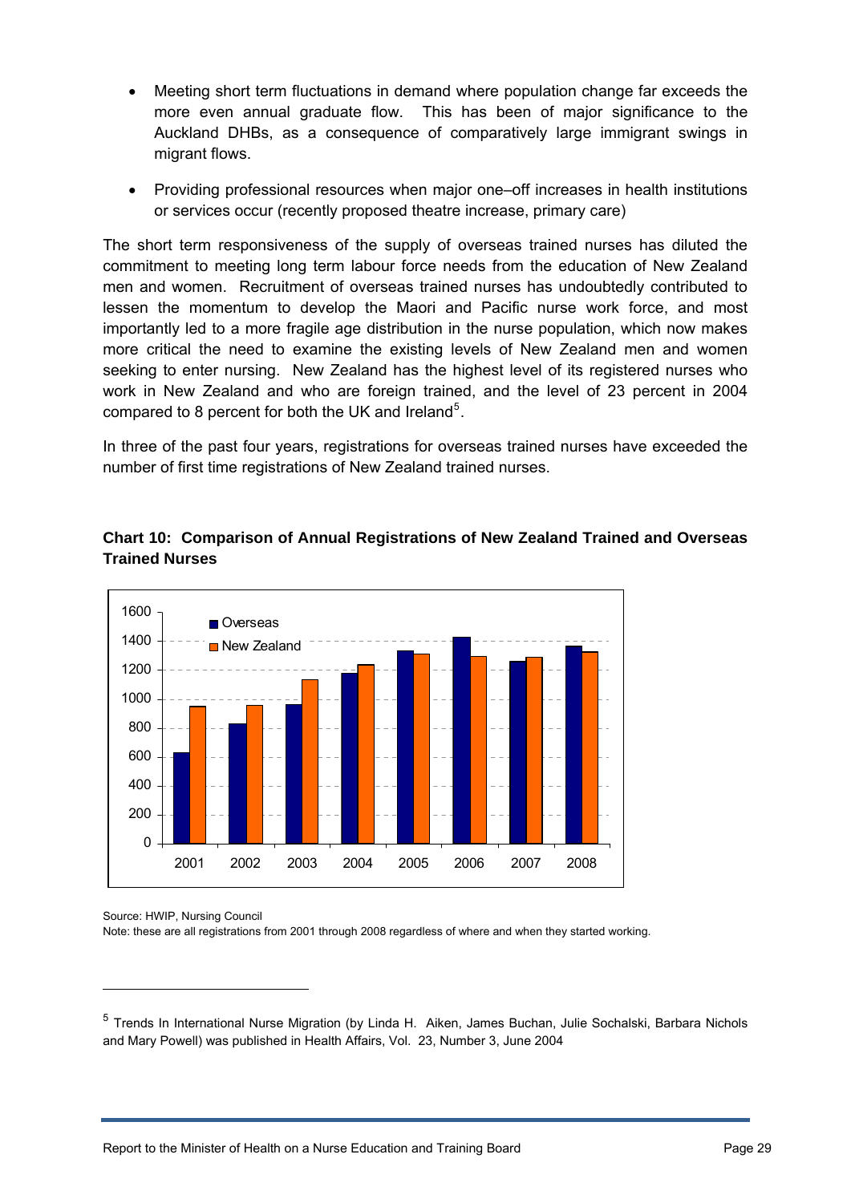- Meeting short term fluctuations in demand where population change far exceeds the more even annual graduate flow. This has been of major significance to the Auckland DHBs, as a consequence of comparatively large immigrant swings in migrant flows.
- Providing professional resources when major one–off increases in health institutions or services occur (recently proposed theatre increase, primary care)

The short term responsiveness of the supply of overseas trained nurses has diluted the commitment to meeting long term labour force needs from the education of New Zealand men and women. Recruitment of overseas trained nurses has undoubtedly contributed to lessen the momentum to develop the Maori and Pacific nurse work force, and most importantly led to a more fragile age distribution in the nurse population, which now makes more critical the need to examine the existing levels of New Zealand men and women seeking to enter nursing. New Zealand has the highest level of its registered nurses who work in New Zealand and who are foreign trained, and the level of 23 percent in 2004 compared to 8 percent for both the UK and Ireland[5].

In three of the past four years, registrations for overseas trained nurses have exceeded the number of first time registrations of New Zealand trained nurses.

**Chart 10: Comparison of Annual Registrations of New Zealand Trained and Overseas Trained Nurses**

Source: HWIP, Nursing Council

Note: these are all registrations from 2001 through 2008 regardless of where and when they started working.

[5] Trends In International Nurse Migration (by Linda H. Aiken, James Buchan, Julie Sochalski, Barbara Nichols and Mary Powell) was published in Health Affairs, Vol. 23, Number 3, June 2004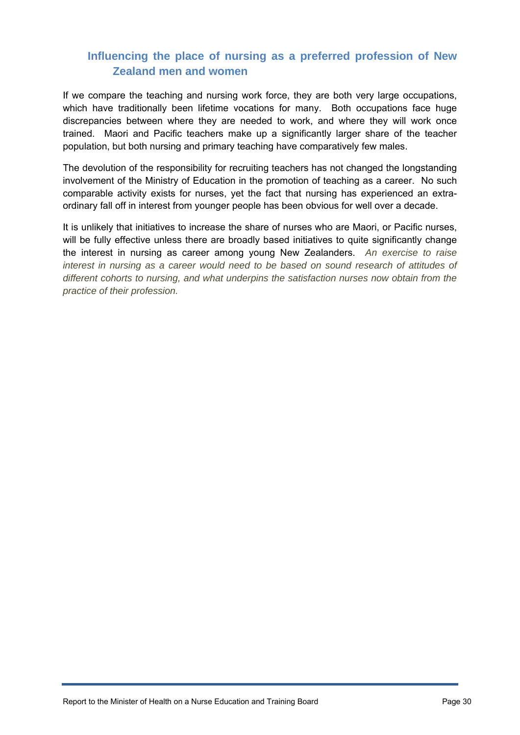## Influencing the place of nursing as a preferred profession of New Zealand men and women

If we compare the teaching and nursing work force, they are both very large occupations, which have traditionally been lifetime vocations for many. Both occupations face huge discrepancies between where they are needed to work, and where they will work once trained. Maori and Pacific teachers make up a significantly larger share of the teacher population, but both nursing and primary teaching have comparatively few males.

The devolution of the responsibility for recruiting teachers has not changed the longstanding involvement of the Ministry of Education in the promotion of teaching as a career. No such comparable activity exists for nurses, yet the fact that nursing has experienced an extra-ordinary fall off in interest from younger people has been obvious for well over a decade.

It is unlikely that initiatives to increase the share of nurses who are Maori, or Pacific nurses, will be fully effective unless there are broadly based initiatives to quite significantly change the interest in nursing as career among young New Zealanders. *An exercise to raise interest in nursing as a career would need to be based on sound research of attitudes of different cohorts to nursing, and what underpins the satisfaction nurses now obtain from the practice of their profession.*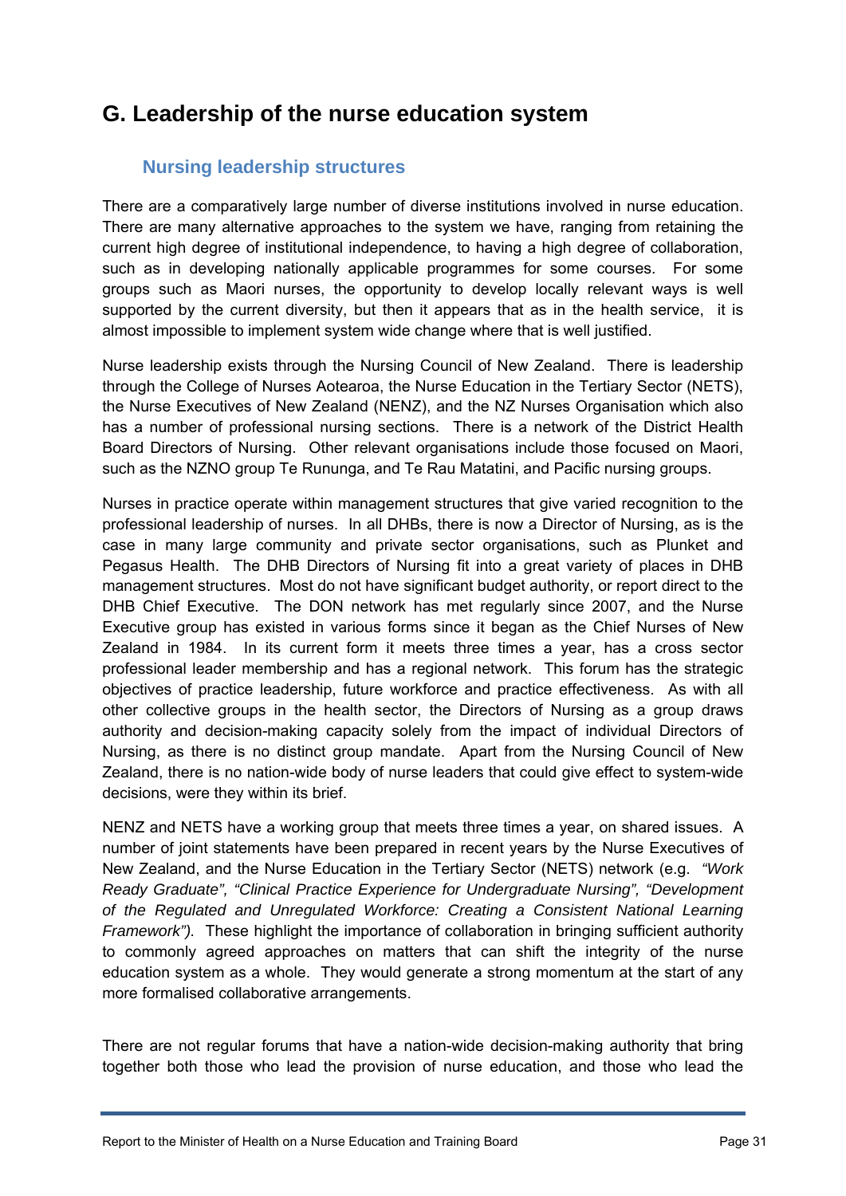# G. Leadership of the nurse education system

## Nursing leadership structures

There are a comparatively large number of diverse institutions involved in nurse education. There are many alternative approaches to the system we have, ranging from retaining the current high degree of institutional independence, to having a high degree of collaboration, such as in developing nationally applicable programmes for some courses. For some groups such as Maori nurses, the opportunity to develop locally relevant ways is well supported by the current diversity, but then it appears that as in the health service, it is almost impossible to implement system wide change where that is well justified.

Nurse leadership exists through the Nursing Council of New Zealand. There is leadership through the College of Nurses Aotearoa, the Nurse Education in the Tertiary Sector (NETS), the Nurse Executives of New Zealand (NENZ), and the NZ Nurses Organisation which also has a number of professional nursing sections. There is a network of the District Health Board Directors of Nursing. Other relevant organisations include those focused on Maori, such as the NZNO group Te Rununga, and Te Rau Matatini, and Pacific nursing groups.

Nurses in practice operate within management structures that give varied recognition to the professional leadership of nurses. In all DHBs, there is now a Director of Nursing, as is the case in many large community and private sector organisations, such as Plunket and Pegasus Health. The DHB Directors of Nursing fit into a great variety of places in DHB management structures. Most do not have significant budget authority, or report direct to the DHB Chief Executive. The DON network has met regularly since 2007, and the Nurse Executive group has existed in various forms since it began as the Chief Nurses of New Zealand in 1984. In its current form it meets three times a year, has a cross sector professional leader membership and has a regional network. This forum has the strategic objectives of practice leadership, future workforce and practice effectiveness. As with all other collective groups in the health sector, the Directors of Nursing as a group draws authority and decision-making capacity solely from the impact of individual Directors of Nursing, as there is no distinct group mandate. Apart from the Nursing Council of New Zealand, there is no nation-wide body of nurse leaders that could give effect to system-wide decisions, were they within its brief.

NENZ and NETS have a working group that meets three times a year, on shared issues. A number of joint statements have been prepared in recent years by the Nurse Executives of New Zealand, and the Nurse Education in the Tertiary Sector (NETS) network (e.g. *"Work Ready Graduate", "Clinical Practice Experience for Undergraduate Nursing", "Development of the Regulated and Unregulated Workforce: Creating a Consistent National Learning Framework").* These highlight the importance of collaboration in bringing sufficient authority to commonly agreed approaches on matters that can shift the integrity of the nurse education system as a whole. They would generate a strong momentum at the start of any more formalised collaborative arrangements.

There are not regular forums that have a nation-wide decision-making authority that bring together both those who lead the provision of nurse education, and those who lead the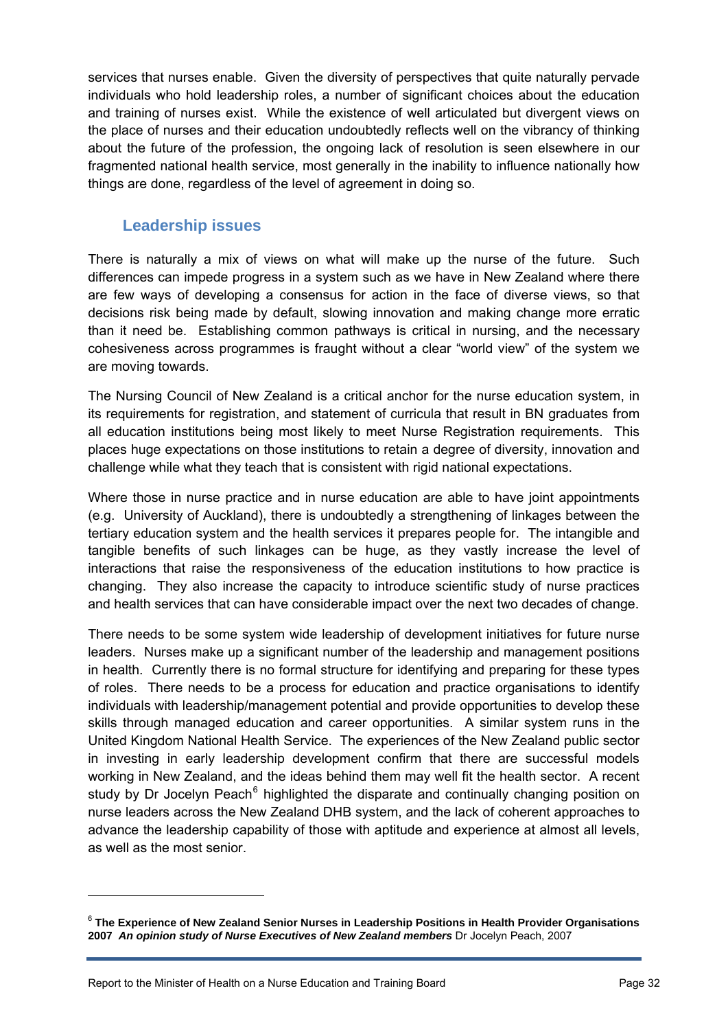services that nurses enable. Given the diversity of perspectives that quite naturally pervade individuals who hold leadership roles, a number of significant choices about the education and training of nurses exist. While the existence of well articulated but divergent views on the place of nurses and their education undoubtedly reflects well on the vibrancy of thinking about the future of the profession, the ongoing lack of resolution is seen elsewhere in our fragmented national health service, most generally in the inability to influence nationally how things are done, regardless of the level of agreement in doing so.

## Leadership issues

There is naturally a mix of views on what will make up the nurse of the future. Such differences can impede progress in a system such as we have in New Zealand where there are few ways of developing a consensus for action in the face of diverse views, so that decisions risk being made by default, slowing innovation and making change more erratic than it need be. Establishing common pathways is critical in nursing, and the necessary cohesiveness across programmes is fraught without a clear "world view" of the system we are moving towards.

The Nursing Council of New Zealand is a critical anchor for the nurse education system, in its requirements for registration, and statement of curricula that result in BN graduates from all education institutions being most likely to meet Nurse Registration requirements. This places huge expectations on those institutions to retain a degree of diversity, innovation and challenge while what they teach that is consistent with rigid national expectations.

Where those in nurse practice and in nurse education are able to have joint appointments (e.g. University of Auckland), there is undoubtedly a strengthening of linkages between the tertiary education system and the health services it prepares people for. The intangible and tangible benefits of such linkages can be huge, as they vastly increase the level of interactions that raise the responsiveness of the education institutions to how practice is changing. They also increase the capacity to introduce scientific study of nurse practices and health services that can have considerable impact over the next two decades of change.

There needs to be some system wide leadership of development initiatives for future nurse leaders. Nurses make up a significant number of the leadership and management positions in health. Currently there is no formal structure for identifying and preparing for these types of roles. There needs to be a process for education and practice organisations to identify individuals with leadership/management potential and provide opportunities to develop these skills through managed education and career opportunities. A similar system runs in the United Kingdom National Health Service. The experiences of the New Zealand public sector in investing in early leadership development confirm that there are successful models working in New Zealand, and the ideas behind them may well fit the health sector. A recent study by Dr Jocelyn Peach[6] highlighted the disparate and continually changing position on nurse leaders across the New Zealand DHB system, and the lack of coherent approaches to advance the leadership capability of those with aptitude and experience at almost all levels, as well as the most senior.

---

[6] **The Experience of New Zealand Senior Nurses in Leadership Positions in Health Provider Organisations 2007** ***An opinion study of Nurse Executives of New Zealand members*** Dr Jocelyn Peach, 2007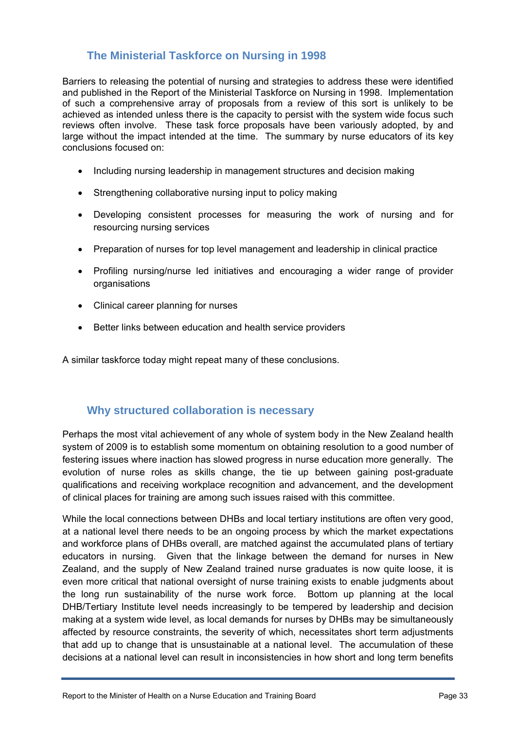## The Ministerial Taskforce on Nursing in 1998

Barriers to releasing the potential of nursing and strategies to address these were identified and published in the Report of the Ministerial Taskforce on Nursing in 1998. Implementation of such a comprehensive array of proposals from a review of this sort is unlikely to be achieved as intended unless there is the capacity to persist with the system wide focus such reviews often involve. These task force proposals have been variously adopted, by and large without the impact intended at the time. The summary by nurse educators of its key conclusions focused on:

- Including nursing leadership in management structures and decision making
- Strengthening collaborative nursing input to policy making
- Developing consistent processes for measuring the work of nursing and for resourcing nursing services
- Preparation of nurses for top level management and leadership in clinical practice
- Profiling nursing/nurse led initiatives and encouraging a wider range of provider organisations
- Clinical career planning for nurses
- Better links between education and health service providers

A similar taskforce today might repeat many of these conclusions.

## Why structured collaboration is necessary

Perhaps the most vital achievement of any whole of system body in the New Zealand health system of 2009 is to establish some momentum on obtaining resolution to a good number of festering issues where inaction has slowed progress in nurse education more generally. The evolution of nurse roles as skills change, the tie up between gaining post-graduate qualifications and receiving workplace recognition and advancement, and the development of clinical places for training are among such issues raised with this committee.

While the local connections between DHBs and local tertiary institutions are often very good, at a national level there needs to be an ongoing process by which the market expectations and workforce plans of DHBs overall, are matched against the accumulated plans of tertiary educators in nursing. Given that the linkage between the demand for nurses in New Zealand, and the supply of New Zealand trained nurse graduates is now quite loose, it is even more critical that national oversight of nurse training exists to enable judgments about the long run sustainability of the nurse work force. Bottom up planning at the local DHB/Tertiary Institute level needs increasingly to be tempered by leadership and decision making at a system wide level, as local demands for nurses by DHBs may be simultaneously affected by resource constraints, the severity of which, necessitates short term adjustments that add up to change that is unsustainable at a national level. The accumulation of these decisions at a national level can result in inconsistencies in how short and long term benefits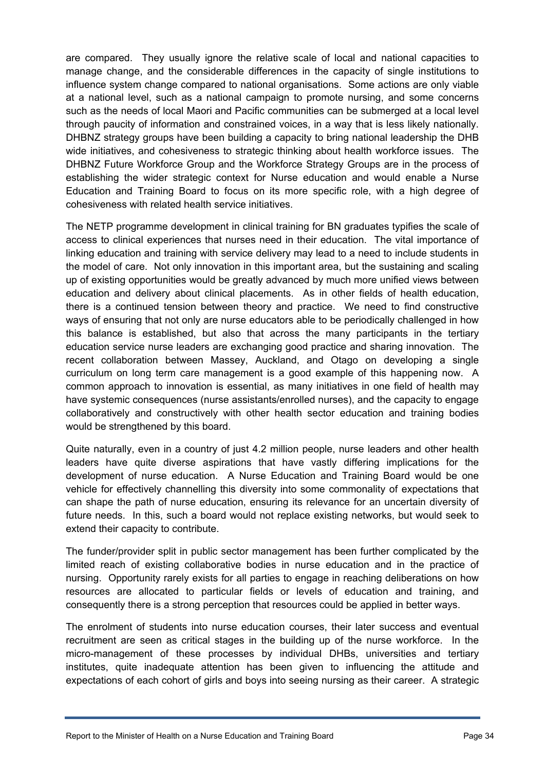are compared. They usually ignore the relative scale of local and national capacities to manage change, and the considerable differences in the capacity of single institutions to influence system change compared to national organisations. Some actions are only viable at a national level, such as a national campaign to promote nursing, and some concerns such as the needs of local Maori and Pacific communities can be submerged at a local level through paucity of information and constrained voices, in a way that is less likely nationally. DHBNZ strategy groups have been building a capacity to bring national leadership the DHB wide initiatives, and cohesiveness to strategic thinking about health workforce issues. The DHBNZ Future Workforce Group and the Workforce Strategy Groups are in the process of establishing the wider strategic context for Nurse education and would enable a Nurse Education and Training Board to focus on its more specific role, with a high degree of cohesiveness with related health service initiatives.

The NETP programme development in clinical training for BN graduates typifies the scale of access to clinical experiences that nurses need in their education. The vital importance of linking education and training with service delivery may lead to a need to include students in the model of care. Not only innovation in this important area, but the sustaining and scaling up of existing opportunities would be greatly advanced by much more unified views between education and delivery about clinical placements. As in other fields of health education, there is a continued tension between theory and practice. We need to find constructive ways of ensuring that not only are nurse educators able to be periodically challenged in how this balance is established, but also that across the many participants in the tertiary education service nurse leaders are exchanging good practice and sharing innovation. The recent collaboration between Massey, Auckland, and Otago on developing a single curriculum on long term care management is a good example of this happening now. A common approach to innovation is essential, as many initiatives in one field of health may have systemic consequences (nurse assistants/enrolled nurses), and the capacity to engage collaboratively and constructively with other health sector education and training bodies would be strengthened by this board.

Quite naturally, even in a country of just 4.2 million people, nurse leaders and other health leaders have quite diverse aspirations that have vastly differing implications for the development of nurse education. A Nurse Education and Training Board would be one vehicle for effectively channelling this diversity into some commonality of expectations that can shape the path of nurse education, ensuring its relevance for an uncertain diversity of future needs. In this, such a board would not replace existing networks, but would seek to extend their capacity to contribute.

The funder/provider split in public sector management has been further complicated by the limited reach of existing collaborative bodies in nurse education and in the practice of nursing. Opportunity rarely exists for all parties to engage in reaching deliberations on how resources are allocated to particular fields or levels of education and training, and consequently there is a strong perception that resources could be applied in better ways.

The enrolment of students into nurse education courses, their later success and eventual recruitment are seen as critical stages in the building up of the nurse workforce. In the micro-management of these processes by individual DHBs, universities and tertiary institutes, quite inadequate attention has been given to influencing the attitude and expectations of each cohort of girls and boys into seeing nursing as their career. A strategic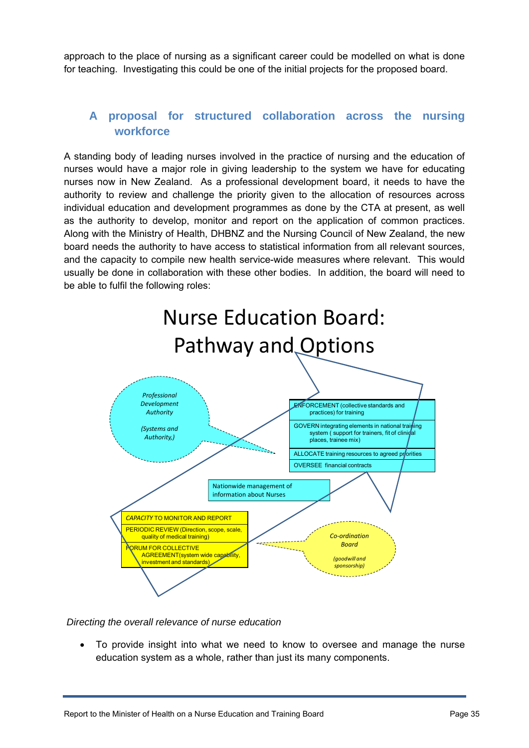approach to the place of nursing as a significant career could be modelled on what is done for teaching. Investigating this could be one of the initial projects for the proposed board.

## A proposal for structured collaboration across the nursing workforce

A standing body of leading nurses involved in the practice of nursing and the education of nurses would have a major role in giving leadership to the system we have for educating nurses now in New Zealand. As a professional development board, it needs to have the authority to review and challenge the priority given to the allocation of resources across individual education and development programmes as done by the CTA at present, as well as the authority to develop, monitor and report on the application of common practices. Along with the Ministry of Health, DHBNZ and the Nursing Council of New Zealand, the new board needs the authority to have access to statistical information from all relevant sources, and the capacity to compile new health service-wide measures where relevant. This would usually be done in collaboration with these other bodies. In addition, the board will need to be able to fulfil the following roles:

Nurse Education Board: Pathway and Options

*Professional Development Authority*

*(Systems and Authority,)*

- ENFORCEMENT (collective standards and practices) for training
- GOVERN integrating elements in national training system ( support for trainers, fit of clinical places, trainee mix)
- ALLOCATE training resources to agreed priorities
- OVERSEE financial contracts

Nationwide management of information about Nurses

- *CAPACITY* TO MONITOR AND REPORT
- PERIODIC REVIEW (Direction, scope, scale, quality of medical training)
- FORUM FOR COLLECTIVE AGREEMENT(system wide capability, investment and standards)

*Co-ordination Board*

*(goodwill and sponsorship)*

*Directing the overall relevance of nurse education*

- To provide insight into what we need to know to oversee and manage the nurse education system as a whole, rather than just its many components.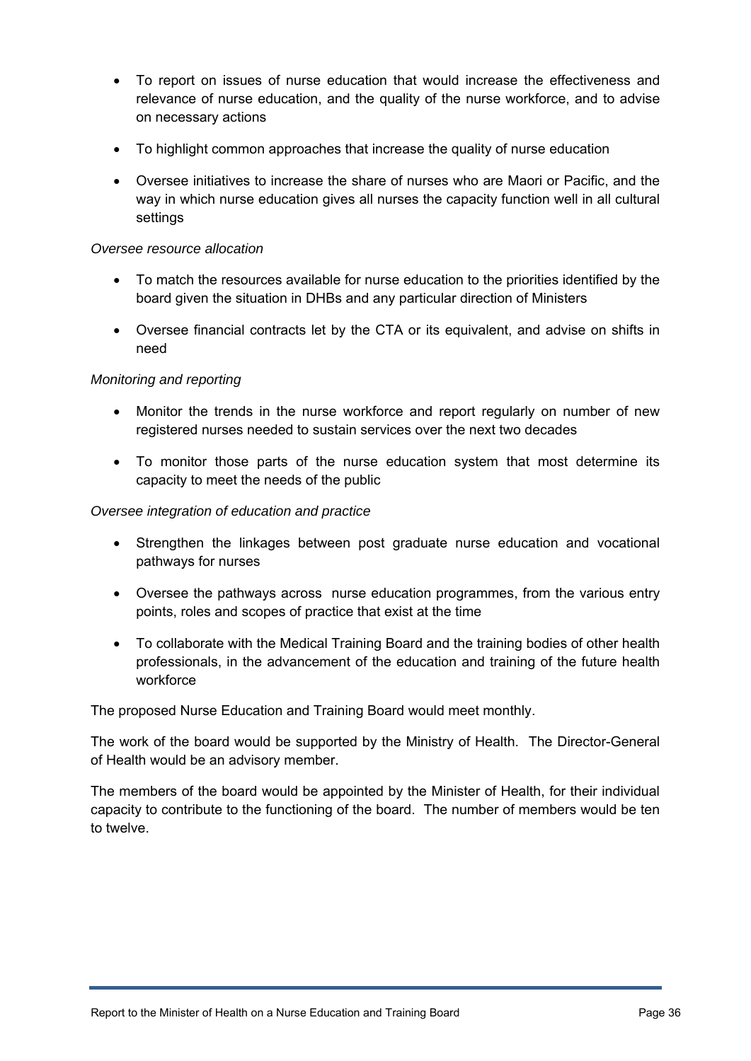- To report on issues of nurse education that would increase the effectiveness and relevance of nurse education, and the quality of the nurse workforce, and to advise on necessary actions
- To highlight common approaches that increase the quality of nurse education
- Oversee initiatives to increase the share of nurses who are Maori or Pacific, and the way in which nurse education gives all nurses the capacity function well in all cultural settings

*Oversee resource allocation*

- To match the resources available for nurse education to the priorities identified by the board given the situation in DHBs and any particular direction of Ministers
- Oversee financial contracts let by the CTA or its equivalent, and advise on shifts in need

*Monitoring and reporting*

- Monitor the trends in the nurse workforce and report regularly on number of new registered nurses needed to sustain services over the next two decades
- To monitor those parts of the nurse education system that most determine its capacity to meet the needs of the public

*Oversee integration of education and practice*

- Strengthen the linkages between post graduate nurse education and vocational pathways for nurses
- Oversee the pathways across nurse education programmes, from the various entry points, roles and scopes of practice that exist at the time
- To collaborate with the Medical Training Board and the training bodies of other health professionals, in the advancement of the education and training of the future health workforce

The proposed Nurse Education and Training Board would meet monthly.

The work of the board would be supported by the Ministry of Health. The Director-General of Health would be an advisory member.

The members of the board would be appointed by the Minister of Health, for their individual capacity to contribute to the functioning of the board. The number of members would be ten to twelve.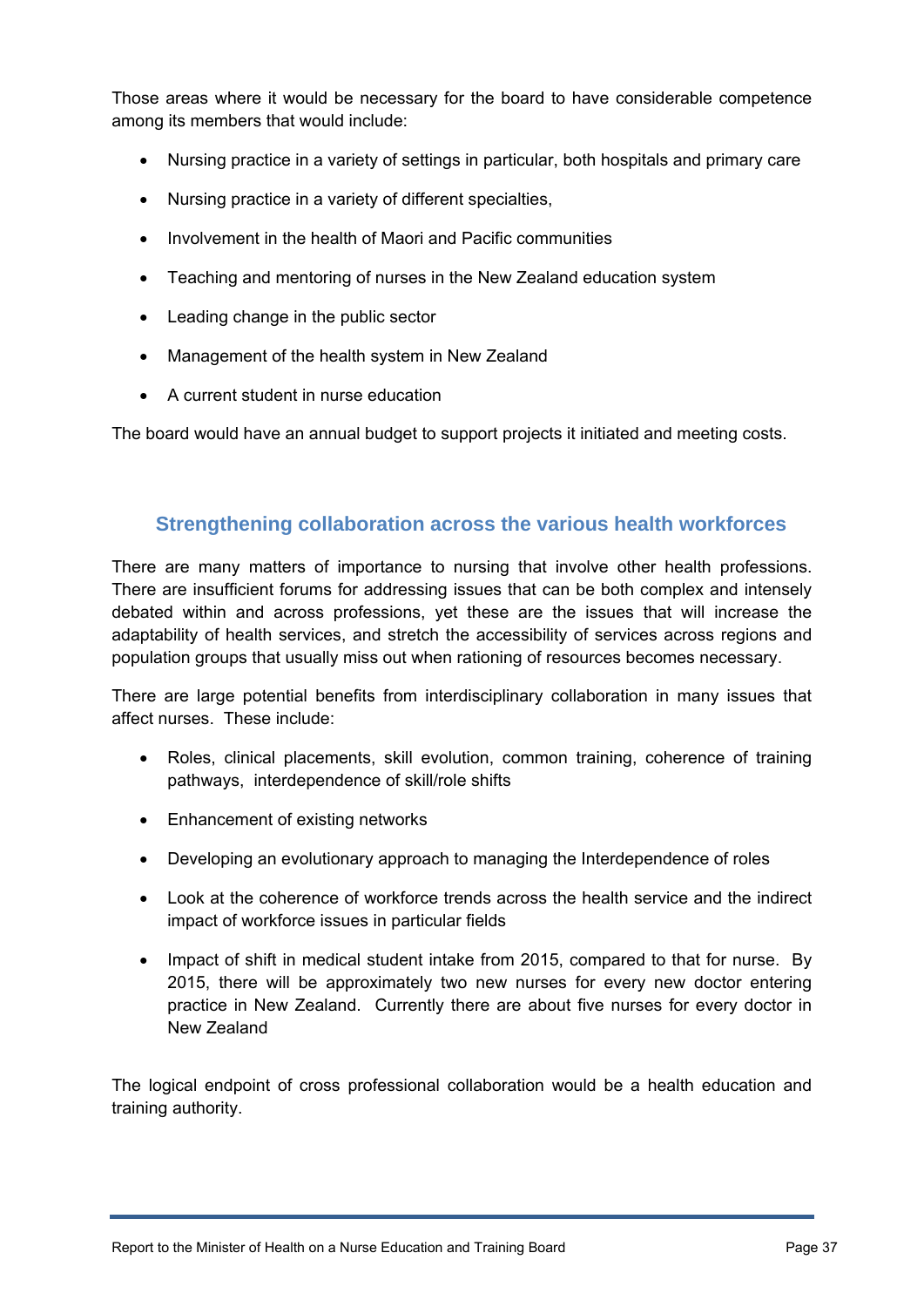Those areas where it would be necessary for the board to have considerable competence among its members that would include:

- Nursing practice in a variety of settings in particular, both hospitals and primary care
- Nursing practice in a variety of different specialties,
- Involvement in the health of Maori and Pacific communities
- Teaching and mentoring of nurses in the New Zealand education system
- Leading change in the public sector
- Management of the health system in New Zealand
- A current student in nurse education

The board would have an annual budget to support projects it initiated and meeting costs.

## Strengthening collaboration across the various health workforces

There are many matters of importance to nursing that involve other health professions. There are insufficient forums for addressing issues that can be both complex and intensely debated within and across professions, yet these are the issues that will increase the adaptability of health services, and stretch the accessibility of services across regions and population groups that usually miss out when rationing of resources becomes necessary.

There are large potential benefits from interdisciplinary collaboration in many issues that affect nurses. These include:

- Roles, clinical placements, skill evolution, common training, coherence of training pathways, interdependence of skill/role shifts
- Enhancement of existing networks
- Developing an evolutionary approach to managing the Interdependence of roles
- Look at the coherence of workforce trends across the health service and the indirect impact of workforce issues in particular fields
- Impact of shift in medical student intake from 2015, compared to that for nurse. By 2015, there will be approximately two new nurses for every new doctor entering practice in New Zealand. Currently there are about five nurses for every doctor in New Zealand

The logical endpoint of cross professional collaboration would be a health education and training authority.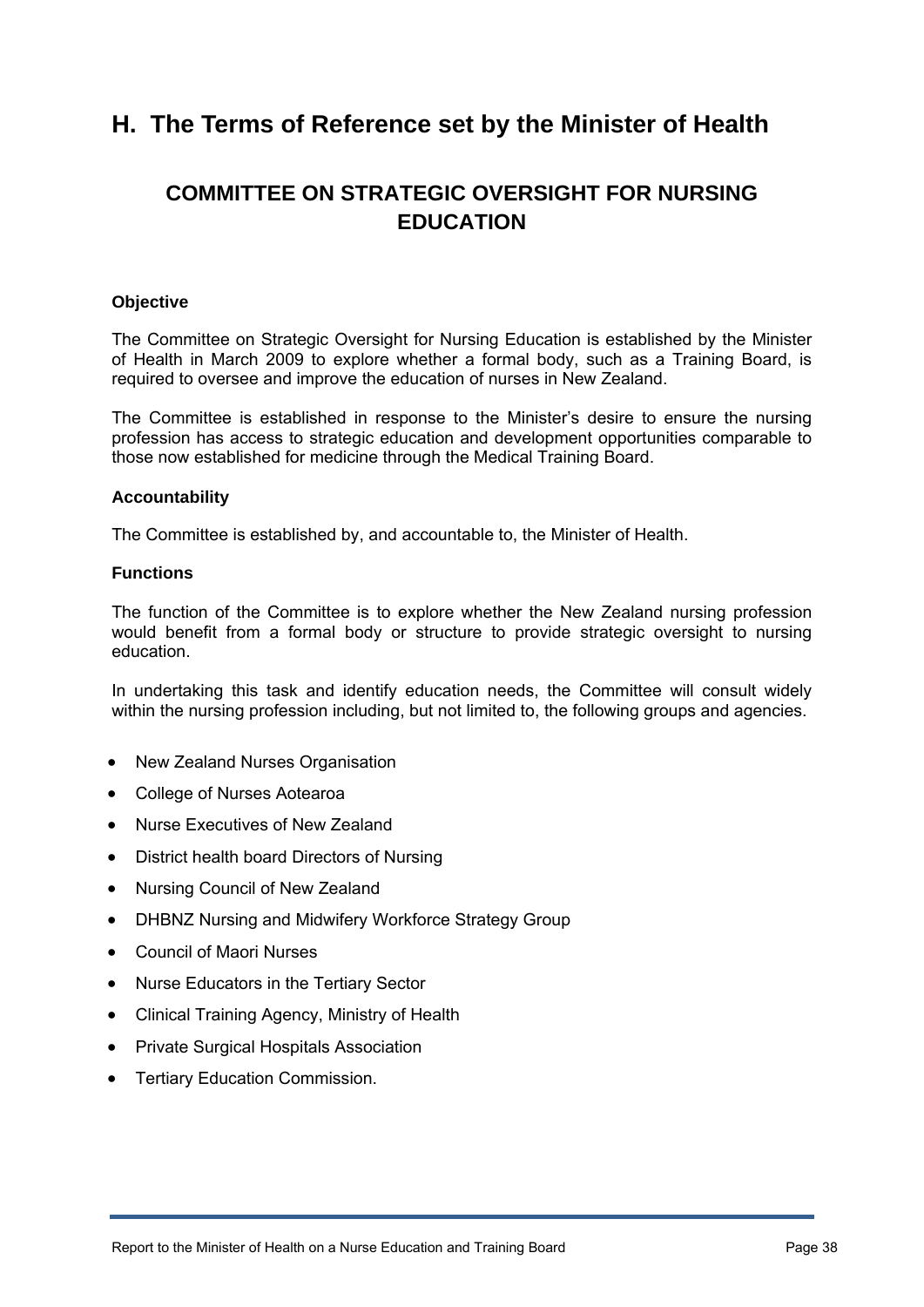# H. The Terms of Reference set by the Minister of Health

## COMMITTEE ON STRATEGIC OVERSIGHT FOR NURSING EDUCATION

**Objective**

The Committee on Strategic Oversight for Nursing Education is established by the Minister of Health in March 2009 to explore whether a formal body, such as a Training Board, is required to oversee and improve the education of nurses in New Zealand.

The Committee is established in response to the Minister's desire to ensure the nursing profession has access to strategic education and development opportunities comparable to those now established for medicine through the Medical Training Board.

**Accountability**

The Committee is established by, and accountable to, the Minister of Health.

**Functions**

The function of the Committee is to explore whether the New Zealand nursing profession would benefit from a formal body or structure to provide strategic oversight to nursing education.

In undertaking this task and identify education needs, the Committee will consult widely within the nursing profession including, but not limited to, the following groups and agencies.

- New Zealand Nurses Organisation
- College of Nurses Aotearoa
- Nurse Executives of New Zealand
- District health board Directors of Nursing
- Nursing Council of New Zealand
- DHBNZ Nursing and Midwifery Workforce Strategy Group
- Council of Maori Nurses
- Nurse Educators in the Tertiary Sector
- Clinical Training Agency, Ministry of Health
- Private Surgical Hospitals Association
- Tertiary Education Commission.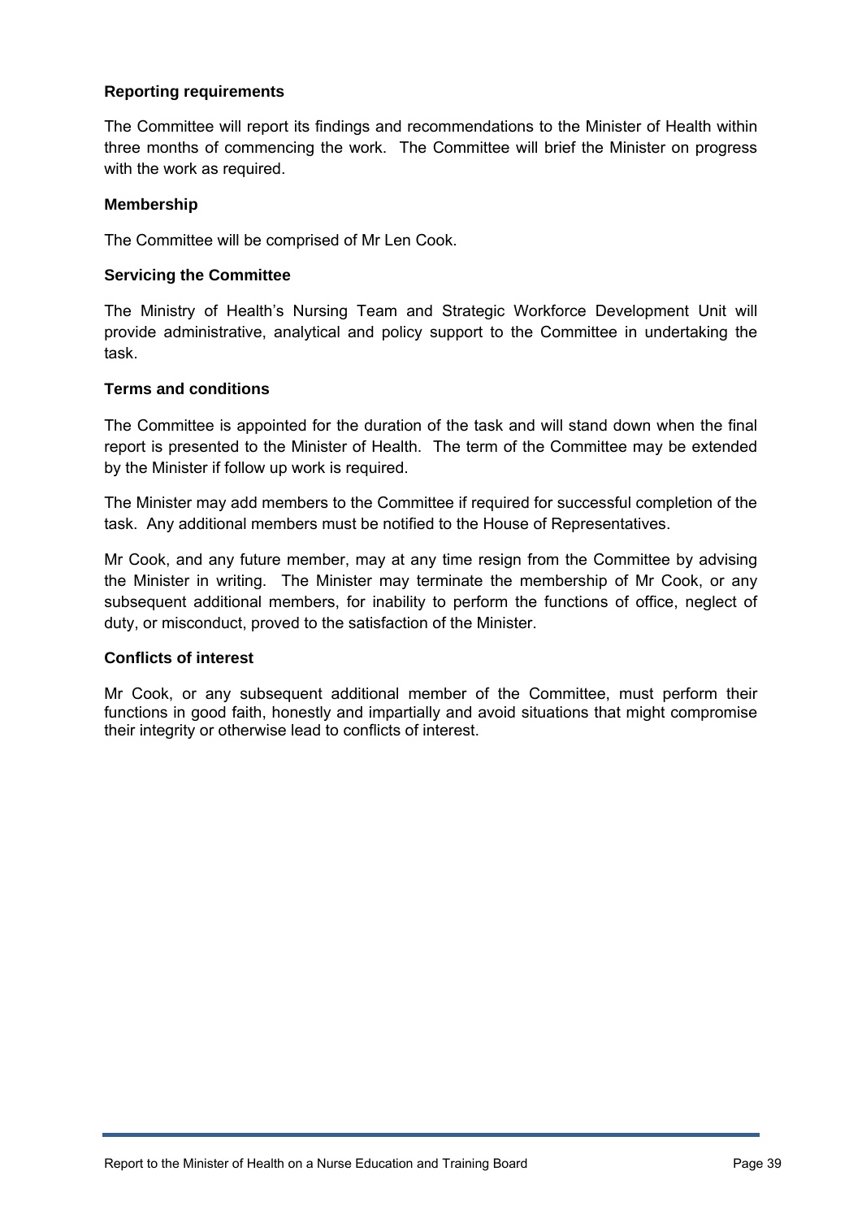**Reporting requirements**

The Committee will report its findings and recommendations to the Minister of Health within three months of commencing the work. The Committee will brief the Minister on progress with the work as required.

**Membership**

The Committee will be comprised of Mr Len Cook.

**Servicing the Committee**

The Ministry of Health's Nursing Team and Strategic Workforce Development Unit will provide administrative, analytical and policy support to the Committee in undertaking the task.

**Terms and conditions**

The Committee is appointed for the duration of the task and will stand down when the final report is presented to the Minister of Health. The term of the Committee may be extended by the Minister if follow up work is required.

The Minister may add members to the Committee if required for successful completion of the task. Any additional members must be notified to the House of Representatives.

Mr Cook, and any future member, may at any time resign from the Committee by advising the Minister in writing. The Minister may terminate the membership of Mr Cook, or any subsequent additional members, for inability to perform the functions of office, neglect of duty, or misconduct, proved to the satisfaction of the Minister.

**Conflicts of interest**

Mr Cook, or any subsequent additional member of the Committee, must perform their functions in good faith, honestly and impartially and avoid situations that might compromise their integrity or otherwise lead to conflicts of interest.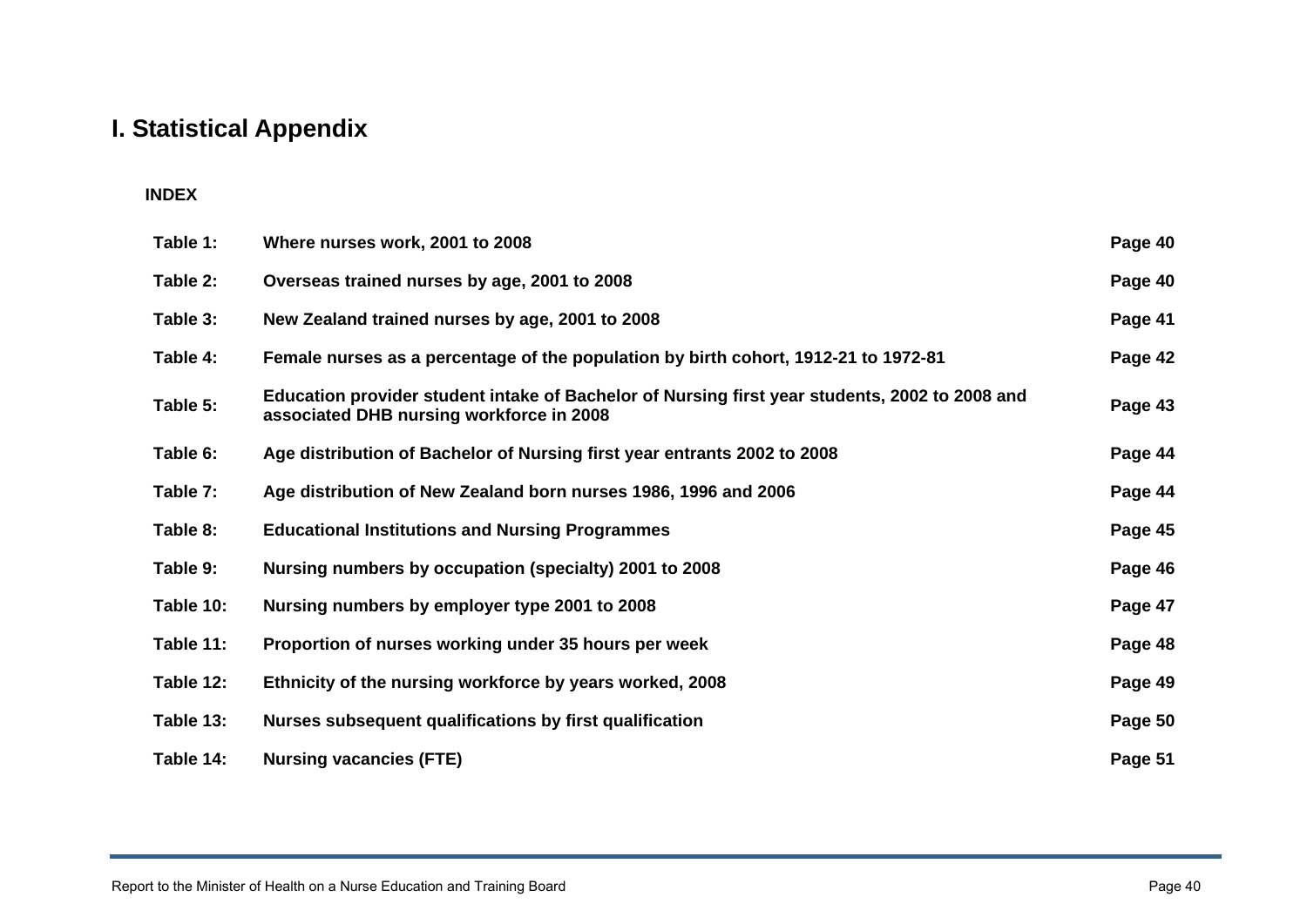# I. Statistical Appendix

**INDEX**

| | | |
|---|---|---|
| **Table 1:** | **Where nurses work, 2001 to 2008** | **Page 40** |
| **Table 2:** | **Overseas trained nurses by age, 2001 to 2008** | **Page 40** |
| **Table 3:** | **New Zealand trained nurses by age, 2001 to 2008** | **Page 41** |
| **Table 4:** | **Female nurses as a percentage of the population by birth cohort, 1912-21 to 1972-81** | **Page 42** |
| **Table 5:** | **Education provider student intake of Bachelor of Nursing first year students, 2002 to 2008 and associated DHB nursing workforce in 2008** | **Page 43** |
| **Table 6:** | **Age distribution of Bachelor of Nursing first year entrants 2002 to 2008** | **Page 44** |
| **Table 7:** | **Age distribution of New Zealand born nurses 1986, 1996 and 2006** | **Page 44** |
| **Table 8:** | **Educational Institutions and Nursing Programmes** | **Page 45** |
| **Table 9:** | **Nursing numbers by occupation (specialty) 2001 to 2008** | **Page 46** |
| **Table 10:** | **Nursing numbers by employer type 2001 to 2008** | **Page 47** |
| **Table 11:** | **Proportion of nurses working under 35 hours per week** | **Page 48** |
| **Table 12:** | **Ethnicity of the nursing workforce by years worked, 2008** | **Page 49** |
| **Table 13:** | **Nurses subsequent qualifications by first qualification** | **Page 50** |
| **Table 14:** | **Nursing vacancies (FTE)** | **Page 51** |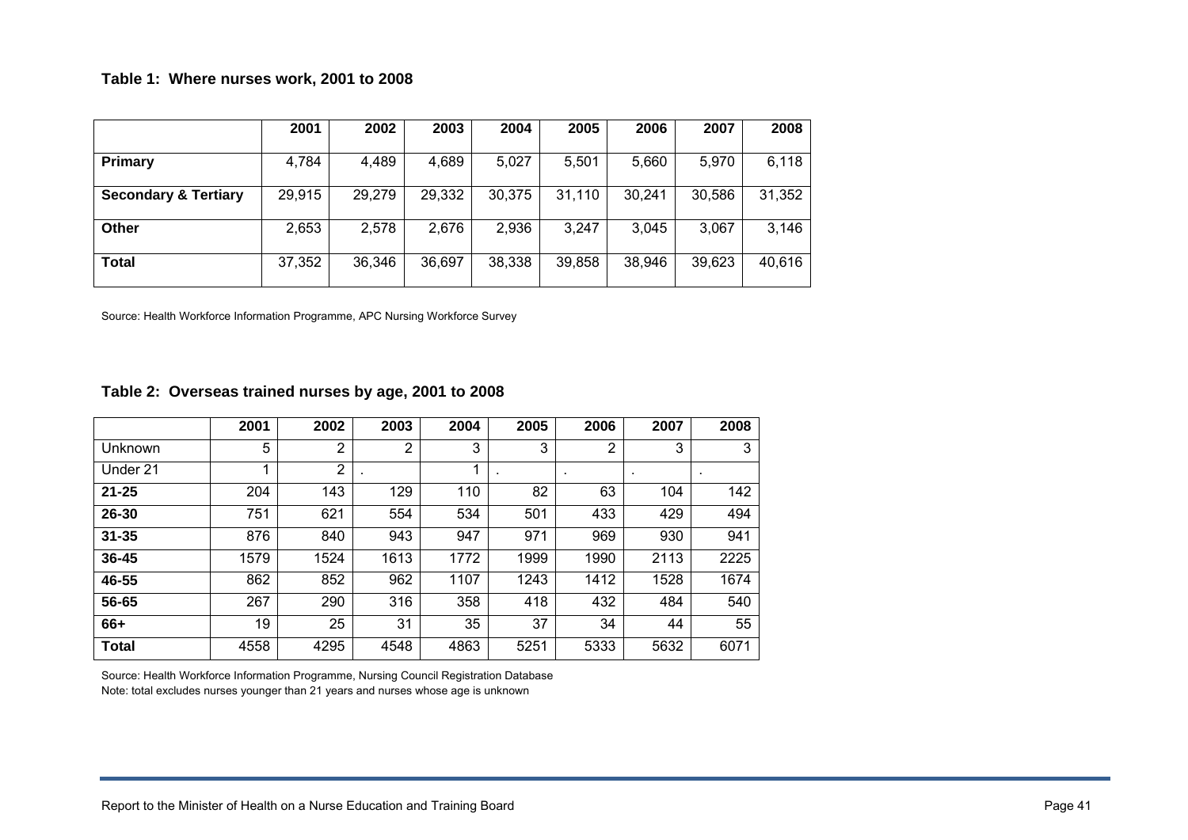**Table 1: Where nurses work, 2001 to 2008**

| | 2001 | 2002 | 2003 | 2004 | 2005 | 2006 | 2007 | 2008 |
|---|---|---|---|---|---|---|---|---|
| **Primary** | 4,784 | 4,489 | 4,689 | 5,027 | 5,501 | 5,660 | 5,970 | 6,118 |
| **Secondary & Tertiary** | 29,915 | 29,279 | 29,332 | 30,375 | 31,110 | 30,241 | 30,586 | 31,352 |
| **Other** | 2,653 | 2,578 | 2,676 | 2,936 | 3,247 | 3,045 | 3,067 | 3,146 |
| **Total** | 37,352 | 36,346 | 36,697 | 38,338 | 39,858 | 38,946 | 39,623 | 40,616 |

Source: Health Workforce Information Programme, APC Nursing Workforce Survey

**Table 2: Overseas trained nurses by age, 2001 to 2008**

| | 2001 | 2002 | 2003 | 2004 | 2005 | 2006 | 2007 | 2008 |
|---|---|---|---|---|---|---|---|---|
| Unknown | 5 | 2 | 2 | 3 | 3 | 2 | 3 | 3 |
| Under 21 | 1 | 2 | . | 1 | . | . | . | . |
| **21-25** | 204 | 143 | 129 | 110 | 82 | 63 | 104 | 142 |
| **26-30** | 751 | 621 | 554 | 534 | 501 | 433 | 429 | 494 |
| **31-35** | 876 | 840 | 943 | 947 | 971 | 969 | 930 | 941 |
| **36-45** | 1579 | 1524 | 1613 | 1772 | 1999 | 1990 | 2113 | 2225 |
| **46-55** | 862 | 852 | 962 | 1107 | 1243 | 1412 | 1528 | 1674 |
| **56-65** | 267 | 290 | 316 | 358 | 418 | 432 | 484 | 540 |
| **66+** | 19 | 25 | 31 | 35 | 37 | 34 | 44 | 55 |
| **Total** | 4558 | 4295 | 4548 | 4863 | 5251 | 5333 | 5632 | 6071 |

Source: Health Workforce Information Programme, Nursing Council Registration Database

Note: total excludes nurses younger than 21 years and nurses whose age is unknown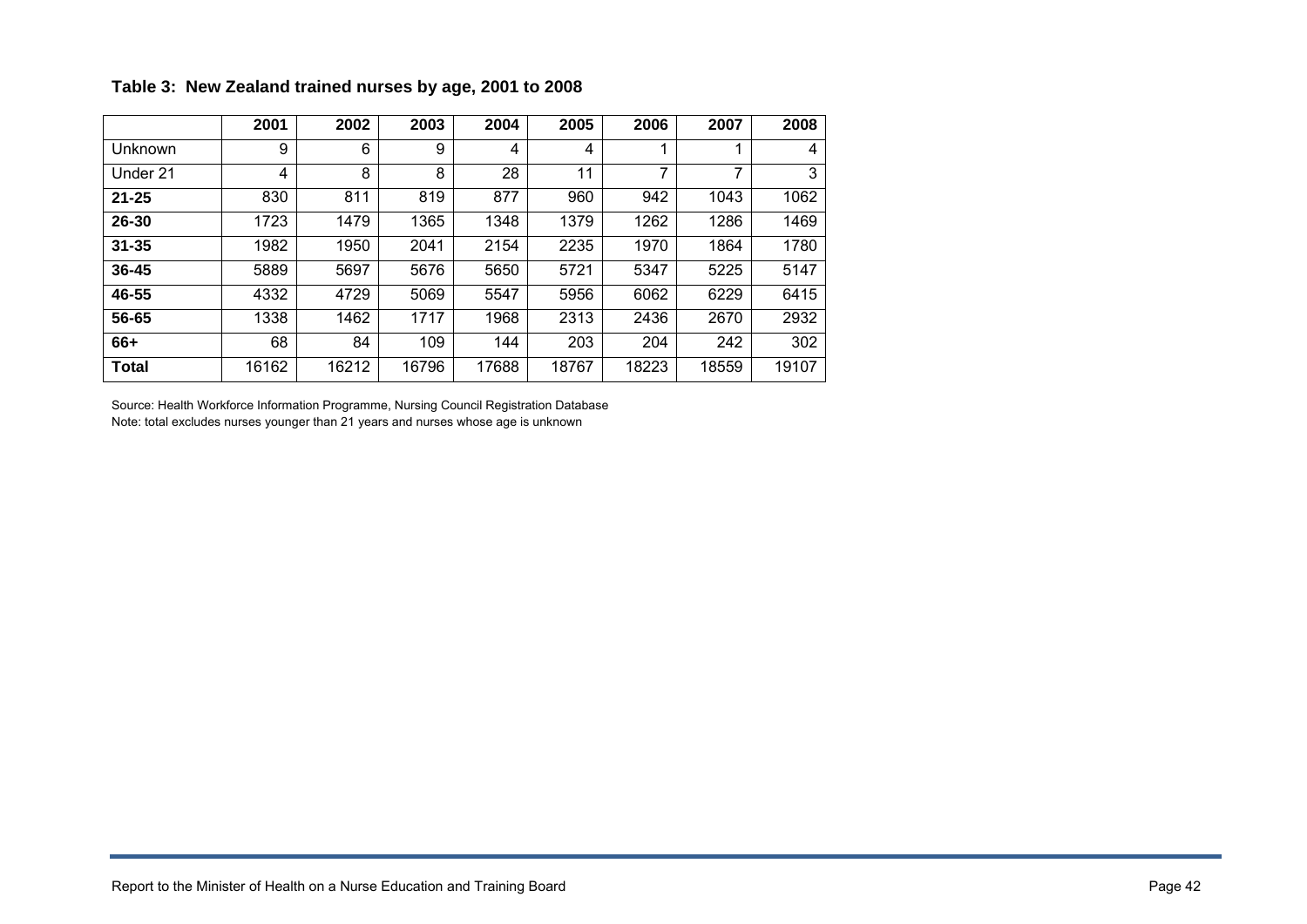**Table 3: New Zealand trained nurses by age, 2001 to 2008**

| | 2001 | 2002 | 2003 | 2004 | 2005 | 2006 | 2007 | 2008 |
|---|---|---|---|---|---|---|---|---|
| Unknown | 9 | 6 | 9 | 4 | 4 | 1 | 1 | 4 |
| Under 21 | 4 | 8 | 8 | 28 | 11 | 7 | 7 | 3 |
| **21-25** | 830 | 811 | 819 | 877 | 960 | 942 | 1043 | 1062 |
| **26-30** | 1723 | 1479 | 1365 | 1348 | 1379 | 1262 | 1286 | 1469 |
| **31-35** | 1982 | 1950 | 2041 | 2154 | 2235 | 1970 | 1864 | 1780 |
| **36-45** | 5889 | 5697 | 5676 | 5650 | 5721 | 5347 | 5225 | 5147 |
| **46-55** | 4332 | 4729 | 5069 | 5547 | 5956 | 6062 | 6229 | 6415 |
| **56-65** | 1338 | 1462 | 1717 | 1968 | 2313 | 2436 | 2670 | 2932 |
| **66+** | 68 | 84 | 109 | 144 | 203 | 204 | 242 | 302 |
| **Total** | 16162 | 16212 | 16796 | 17688 | 18767 | 18223 | 18559 | 19107 |

Source: Health Workforce Information Programme, Nursing Council Registration Database
Note: total excludes nurses younger than 21 years and nurses whose age is unknown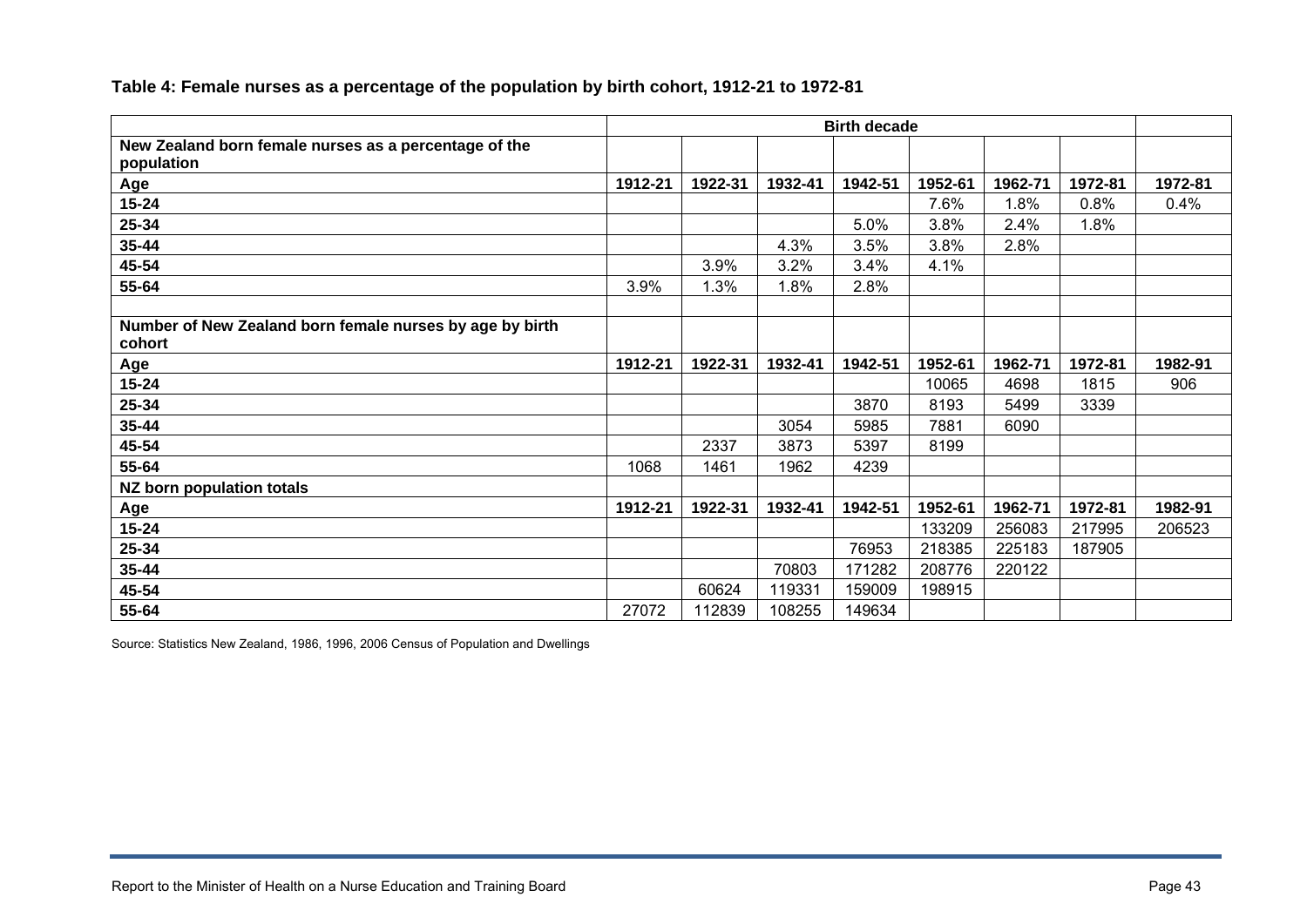**Table 4: Female nurses as a percentage of the population by birth cohort, 1912-21 to 1972-81**

| | Birth decade | | | | | | | |
|---|---|---|---|---|---|---|---|---|
| **New Zealand born female nurses as a percentage of the population** | | | | | | | | |
| **Age** | **1912-21** | **1922-31** | **1932-41** | **1942-51** | **1952-61** | **1962-71** | **1972-81** | **1972-81** |
| **15-24** | | | | | 7.6% | 1.8% | 0.8% | 0.4% |
| **25-34** | | | | 5.0% | 3.8% | 2.4% | 1.8% | |
| **35-44** | | | 4.3% | 3.5% | 3.8% | 2.8% | | |
| **45-54** | | 3.9% | 3.2% | 3.4% | 4.1% | | | |
| **55-64** | 3.9% | 1.3% | 1.8% | 2.8% | | | | |
| | | | | | | | | |
| **Number of New Zealand born female nurses by age by birth cohort** | | | | | | | | |
| **Age** | **1912-21** | **1922-31** | **1932-41** | **1942-51** | **1952-61** | **1962-71** | **1972-81** | **1982-91** |
| **15-24** | | | | | 10065 | 4698 | 1815 | 906 |
| **25-34** | | | | 3870 | 8193 | 5499 | 3339 | |
| **35-44** | | | 3054 | 5985 | 7881 | 6090 | | |
| **45-54** | | 2337 | 3873 | 5397 | 8199 | | | |
| **55-64** | 1068 | 1461 | 1962 | 4239 | | | | |
| **NZ born population totals** | | | | | | | | |
| **Age** | **1912-21** | **1922-31** | **1932-41** | **1942-51** | **1952-61** | **1962-71** | **1972-81** | **1982-91** |
| **15-24** | | | | | 133209 | 256083 | 217995 | 206523 |
| **25-34** | | | | 76953 | 218385 | 225183 | 187905 | |
| **35-44** | | | 70803 | 171282 | 208776 | 220122 | | |
| **45-54** | | 60624 | 119331 | 159009 | 198915 | | | |
| **55-64** | 27072 | 112839 | 108255 | 149634 | | | | |

Source: Statistics New Zealand, 1986, 1996, 2006 Census of Population and Dwellings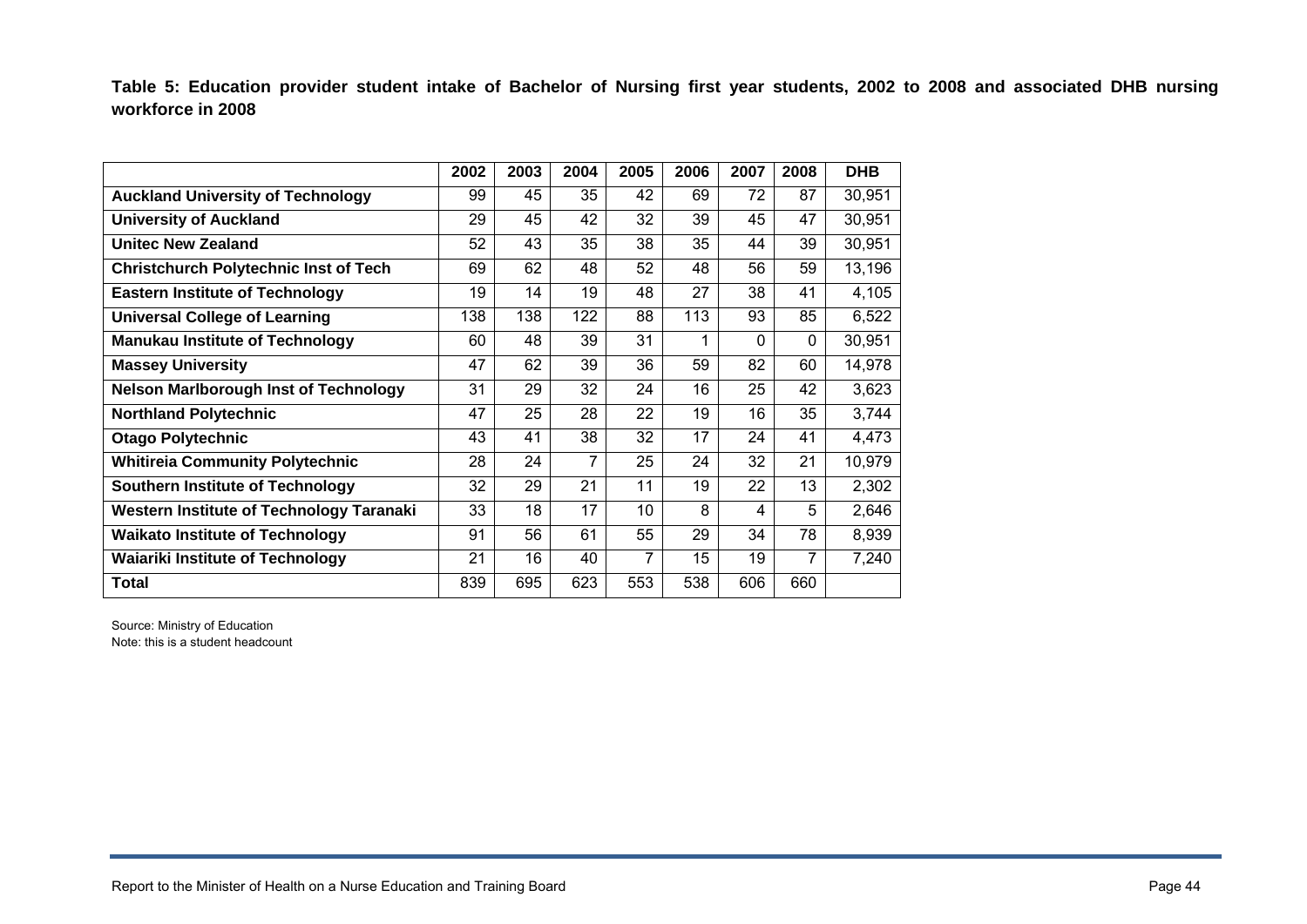**Table 5: Education provider student intake of Bachelor of Nursing first year students, 2002 to 2008 and associated DHB nursing workforce in 2008**

| | 2002 | 2003 | 2004 | 2005 | 2006 | 2007 | 2008 | DHB |
|---|---|---|---|---|---|---|---|---|
| **Auckland University of Technology** | 99 | 45 | 35 | 42 | 69 | 72 | 87 | 30,951 |
| **University of Auckland** | 29 | 45 | 42 | 32 | 39 | 45 | 47 | 30,951 |
| **Unitec New Zealand** | 52 | 43 | 35 | 38 | 35 | 44 | 39 | 30,951 |
| **Christchurch Polytechnic Inst of Tech** | 69 | 62 | 48 | 52 | 48 | 56 | 59 | 13,196 |
| **Eastern Institute of Technology** | 19 | 14 | 19 | 48 | 27 | 38 | 41 | 4,105 |
| **Universal College of Learning** | 138 | 138 | 122 | 88 | 113 | 93 | 85 | 6,522 |
| **Manukau Institute of Technology** | 60 | 48 | 39 | 31 | 1 | 0 | 0 | 30,951 |
| **Massey University** | 47 | 62 | 39 | 36 | 59 | 82 | 60 | 14,978 |
| **Nelson Marlborough Inst of Technology** | 31 | 29 | 32 | 24 | 16 | 25 | 42 | 3,623 |
| **Northland Polytechnic** | 47 | 25 | 28 | 22 | 19 | 16 | 35 | 3,744 |
| **Otago Polytechnic** | 43 | 41 | 38 | 32 | 17 | 24 | 41 | 4,473 |
| **Whitireia Community Polytechnic** | 28 | 24 | 7 | 25 | 24 | 32 | 21 | 10,979 |
| **Southern Institute of Technology** | 32 | 29 | 21 | 11 | 19 | 22 | 13 | 2,302 |
| **Western Institute of Technology Taranaki** | 33 | 18 | 17 | 10 | 8 | 4 | 5 | 2,646 |
| **Waikato Institute of Technology** | 91 | 56 | 61 | 55 | 29 | 34 | 78 | 8,939 |
| **Waiariki Institute of Technology** | 21 | 16 | 40 | 7 | 15 | 19 | 7 | 7,240 |
| **Total** | 839 | 695 | 623 | 553 | 538 | 606 | 660 | |

Source: Ministry of Education
Note: this is a student headcount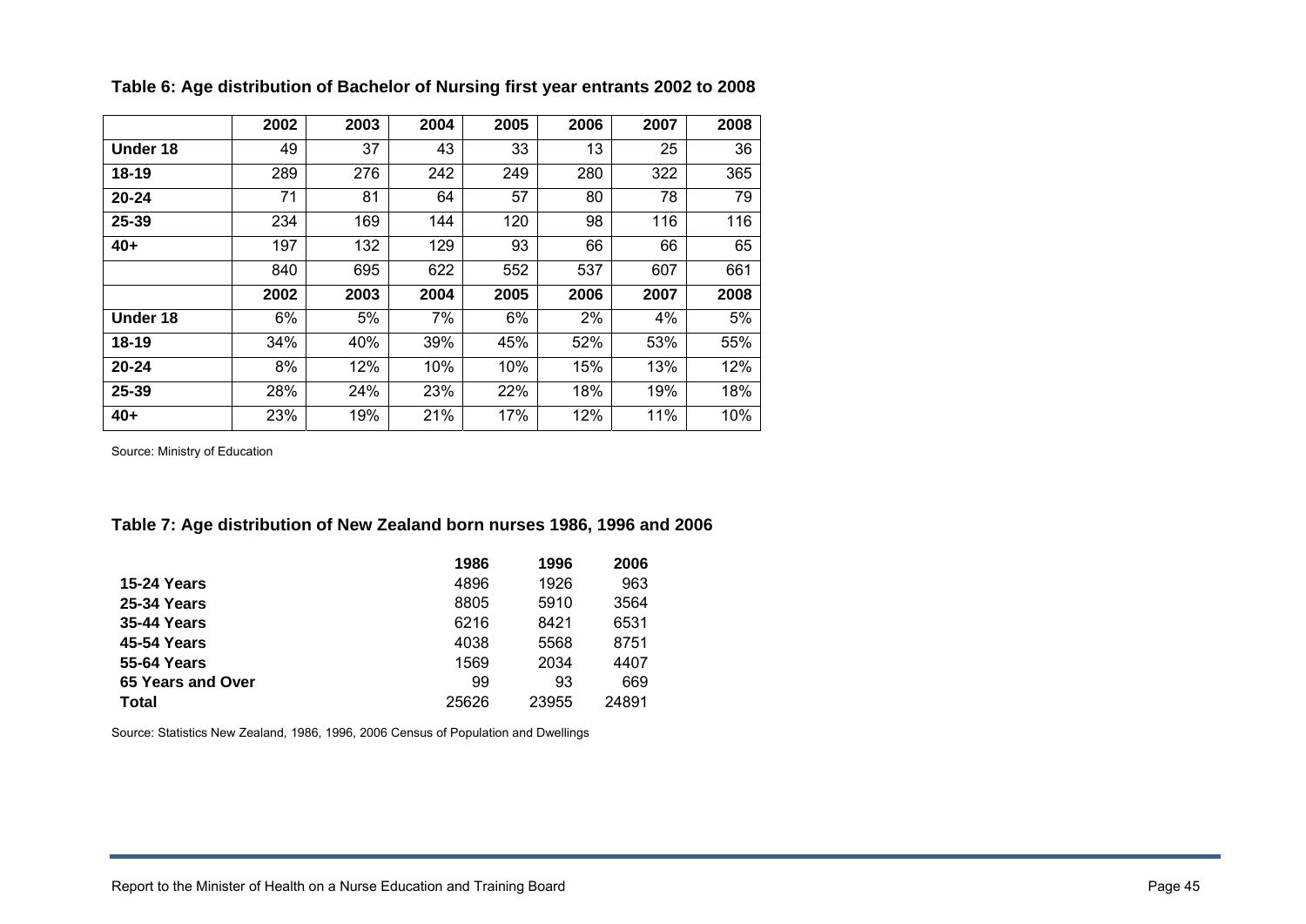**Table 6: Age distribution of Bachelor of Nursing first year entrants 2002 to 2008**

| | 2002 | 2003 | 2004 | 2005 | 2006 | 2007 | 2008 |
|---|---|---|---|---|---|---|---|
| **Under 18** | 49 | 37 | 43 | 33 | 13 | 25 | 36 |
| **18-19** | 289 | 276 | 242 | 249 | 280 | 322 | 365 |
| **20-24** | 71 | 81 | 64 | 57 | 80 | 78 | 79 |
| **25-39** | 234 | 169 | 144 | 120 | 98 | 116 | 116 |
| **40+** | 197 | 132 | 129 | 93 | 66 | 66 | 65 |
| | 840 | 695 | 622 | 552 | 537 | 607 | 661 |
| | **2002** | **2003** | **2004** | **2005** | **2006** | **2007** | **2008** |
| **Under 18** | 6% | 5% | 7% | 6% | 2% | 4% | 5% |
| **18-19** | 34% | 40% | 39% | 45% | 52% | 53% | 55% |
| **20-24** | 8% | 12% | 10% | 10% | 15% | 13% | 12% |
| **25-39** | 28% | 24% | 23% | 22% | 18% | 19% | 18% |
| **40+** | 23% | 19% | 21% | 17% | 12% | 11% | 10% |

Source: Ministry of Education

**Table 7: Age distribution of New Zealand born nurses 1986, 1996 and 2006**

| | 1986 | 1996 | 2006 |
|---|---|---|---|
| **15-24 Years** | 4896 | 1926 | 963 |
| **25-34 Years** | 8805 | 5910 | 3564 |
| **35-44 Years** | 6216 | 8421 | 6531 |
| **45-54 Years** | 4038 | 5568 | 8751 |
| **55-64 Years** | 1569 | 2034 | 4407 |
| **65 Years and Over** | 99 | 93 | 669 |
| **Total** | 25626 | 23955 | 24891 |

Source: Statistics New Zealand, 1986, 1996, 2006 Census of Population and Dwellings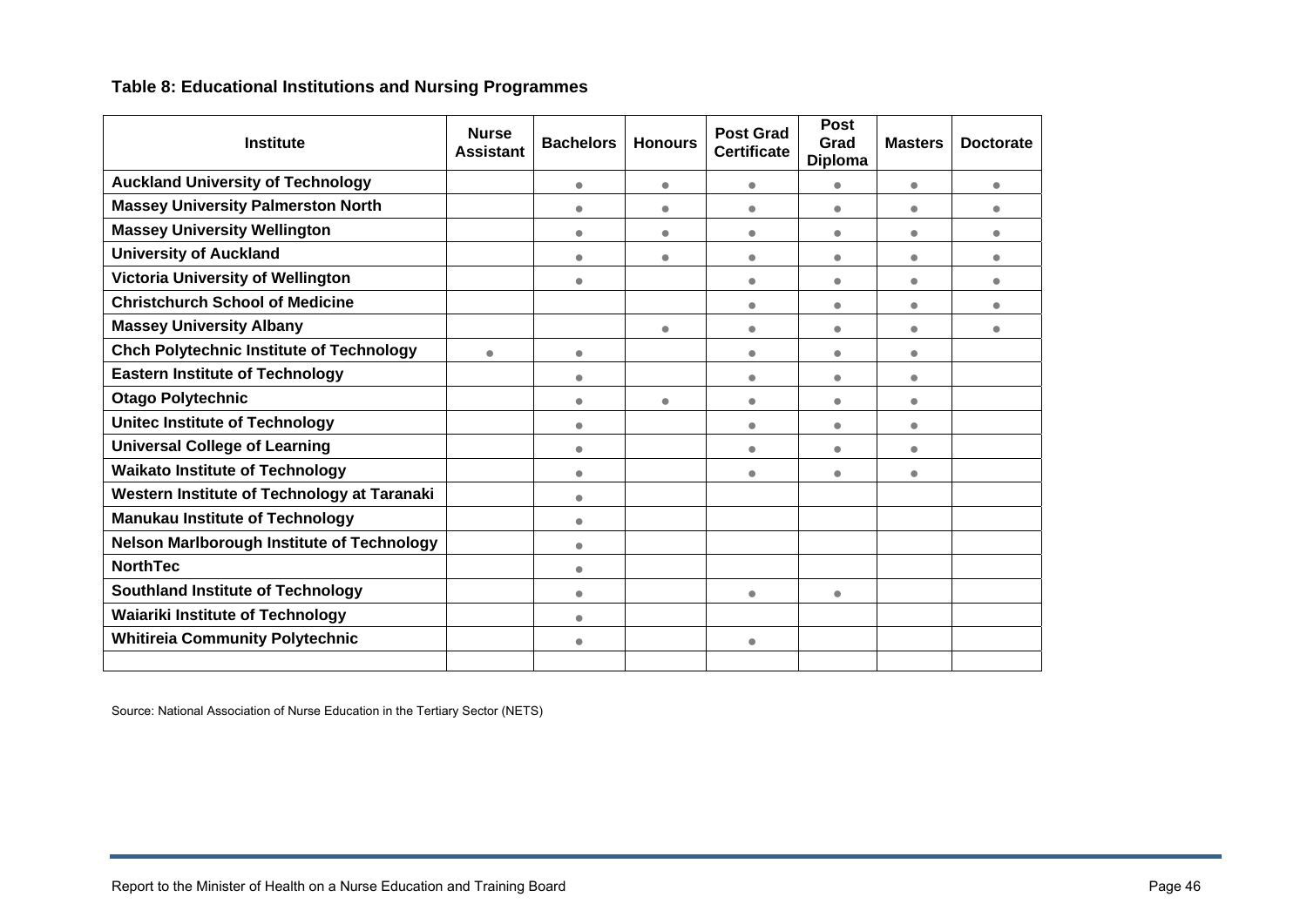**Table 8: Educational Institutions and Nursing Programmes**

| Institute | Nurse Assistant | Bachelors | Honours | Post Grad Certificate | Post Grad Diploma | Masters | Doctorate |
|---|---|---|---|---|---|---|---|
| **Auckland University of Technology** | | ● | ● | ● | ● | ● | ● |
| **Massey University Palmerston North** | | ● | ● | ● | ● | ● | ● |
| **Massey University Wellington** | | ● | ● | ● | ● | ● | ● |
| **University of Auckland** | | ● | ● | ● | ● | ● | ● |
| **Victoria University of Wellington** | | ● | | ● | ● | ● | ● |
| **Christchurch School of Medicine** | | | | ● | ● | ● | ● |
| **Massey University Albany** | | | ● | ● | ● | ● | ● |
| **Chch Polytechnic Institute of Technology** | ● | ● | | ● | ● | ● | |
| **Eastern Institute of Technology** | | ● | | ● | ● | ● | |
| **Otago Polytechnic** | | ● | ● | ● | ● | ● | |
| **Unitec Institute of Technology** | | ● | | ● | ● | ● | |
| **Universal College of Learning** | | ● | | ● | ● | ● | |
| **Waikato Institute of Technology** | | ● | | ● | ● | ● | |
| **Western Institute of Technology at Taranaki** | | ● | | | | | |
| **Manukau Institute of Technology** | | ● | | | | | |
| **Nelson Marlborough Institute of Technology** | | ● | | | | | |
| **NorthTec** | | ● | | | | | |
| **Southland Institute of Technology** | | ● | | ● | ● | | |
| **Waiariki Institute of Technology** | | ● | | | | | |
| **Whitireia Community Polytechnic** | | ● | | ● | | | |
| | | | | | | | |

Source: National Association of Nurse Education in the Tertiary Sector (NETS)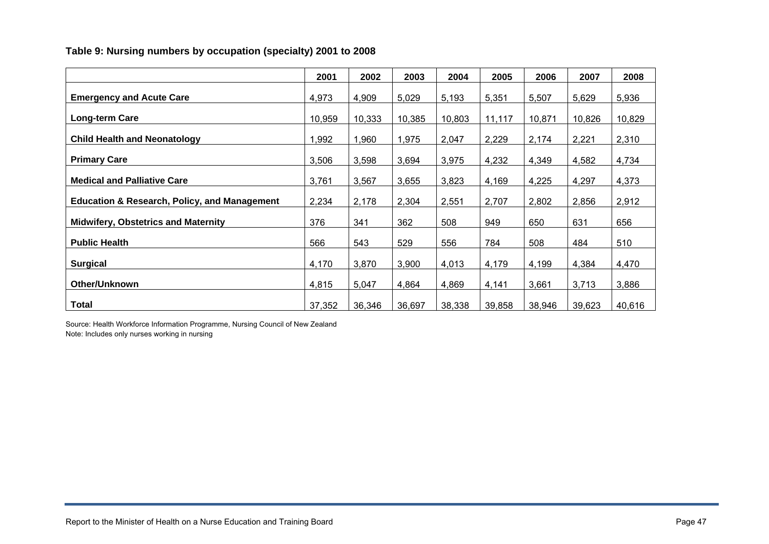**Table 9: Nursing numbers by occupation (specialty) 2001 to 2008**

| | 2001 | 2002 | 2003 | 2004 | 2005 | 2006 | 2007 | 2008 |
|---|---|---|---|---|---|---|---|---|
| **Emergency and Acute Care** | 4,973 | 4,909 | 5,029 | 5,193 | 5,351 | 5,507 | 5,629 | 5,936 |
| **Long-term Care** | 10,959 | 10,333 | 10,385 | 10,803 | 11,117 | 10,871 | 10,826 | 10,829 |
| **Child Health and Neonatology** | 1,992 | 1,960 | 1,975 | 2,047 | 2,229 | 2,174 | 2,221 | 2,310 |
| **Primary Care** | 3,506 | 3,598 | 3,694 | 3,975 | 4,232 | 4,349 | 4,582 | 4,734 |
| **Medical and Palliative Care** | 3,761 | 3,567 | 3,655 | 3,823 | 4,169 | 4,225 | 4,297 | 4,373 |
| **Education & Research, Policy, and Management** | 2,234 | 2,178 | 2,304 | 2,551 | 2,707 | 2,802 | 2,856 | 2,912 |
| **Midwifery, Obstetrics and Maternity** | 376 | 341 | 362 | 508 | 949 | 650 | 631 | 656 |
| **Public Health** | 566 | 543 | 529 | 556 | 784 | 508 | 484 | 510 |
| **Surgical** | 4,170 | 3,870 | 3,900 | 4,013 | 4,179 | 4,199 | 4,384 | 4,470 |
| **Other/Unknown** | 4,815 | 5,047 | 4,864 | 4,869 | 4,141 | 3,661 | 3,713 | 3,886 |
| **Total** | 37,352 | 36,346 | 36,697 | 38,338 | 39,858 | 38,946 | 39,623 | 40,616 |

Source: Health Workforce Information Programme, Nursing Council of New Zealand

Note: Includes only nurses working in nursing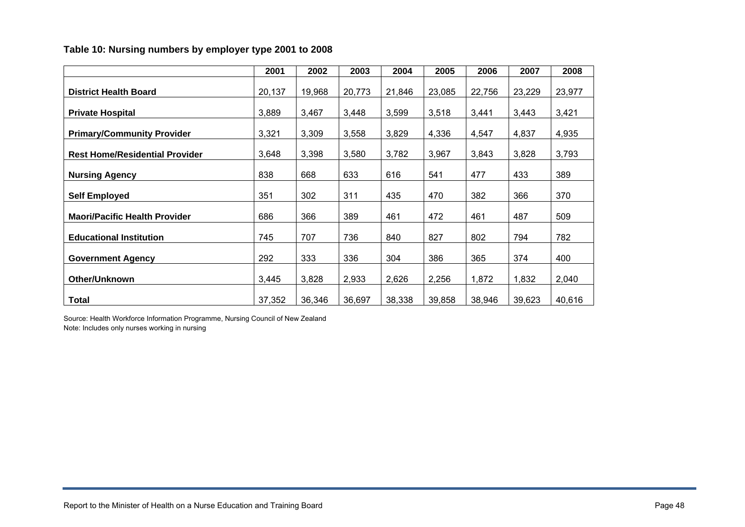**Table 10: Nursing numbers by employer type 2001 to 2008**

| | 2001 | 2002 | 2003 | 2004 | 2005 | 2006 | 2007 | 2008 |
|---|---|---|---|---|---|---|---|---|
| **District Health Board** | 20,137 | 19,968 | 20,773 | 21,846 | 23,085 | 22,756 | 23,229 | 23,977 |
| **Private Hospital** | 3,889 | 3,467 | 3,448 | 3,599 | 3,518 | 3,441 | 3,443 | 3,421 |
| **Primary/Community Provider** | 3,321 | 3,309 | 3,558 | 3,829 | 4,336 | 4,547 | 4,837 | 4,935 |
| **Rest Home/Residential Provider** | 3,648 | 3,398 | 3,580 | 3,782 | 3,967 | 3,843 | 3,828 | 3,793 |
| **Nursing Agency** | 838 | 668 | 633 | 616 | 541 | 477 | 433 | 389 |
| **Self Employed** | 351 | 302 | 311 | 435 | 470 | 382 | 366 | 370 |
| **Maori/Pacific Health Provider** | 686 | 366 | 389 | 461 | 472 | 461 | 487 | 509 |
| **Educational Institution** | 745 | 707 | 736 | 840 | 827 | 802 | 794 | 782 |
| **Government Agency** | 292 | 333 | 336 | 304 | 386 | 365 | 374 | 400 |
| **Other/Unknown** | 3,445 | 3,828 | 2,933 | 2,626 | 2,256 | 1,872 | 1,832 | 2,040 |
| **Total** | 37,352 | 36,346 | 36,697 | 38,338 | 39,858 | 38,946 | 39,623 | 40,616 |

Source: Health Workforce Information Programme, Nursing Council of New Zealand
Note: Includes only nurses working in nursing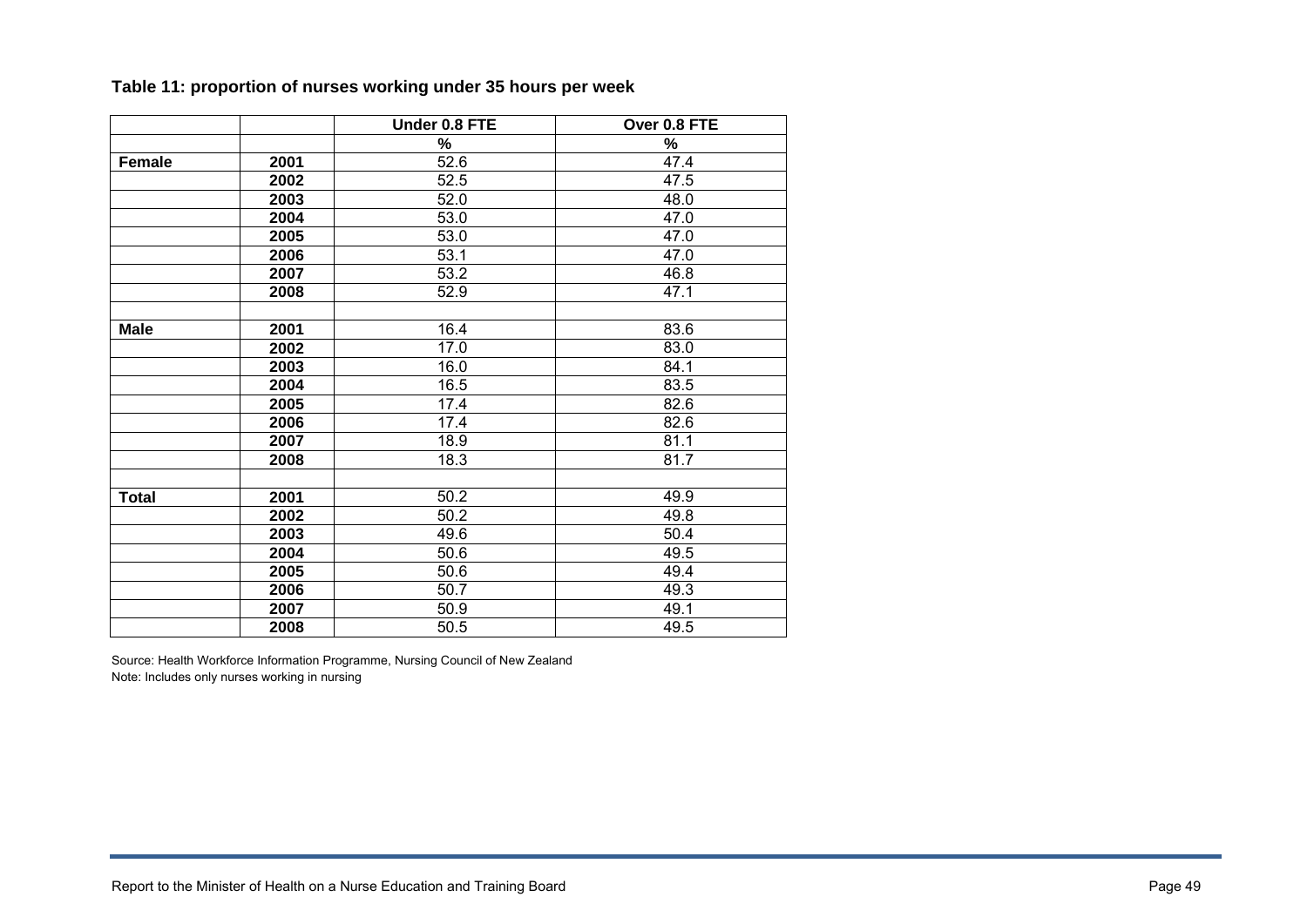**Table 11: proportion of nurses working under 35 hours per week**

| | | Under 0.8 FTE | Over 0.8 FTE |
|---|---|---|---|
| | | % | % |
| **Female** | **2001** | 52.6 | 47.4 |
| | **2002** | 52.5 | 47.5 |
| | **2003** | 52.0 | 48.0 |
| | **2004** | 53.0 | 47.0 |
| | **2005** | 53.0 | 47.0 |
| | **2006** | 53.1 | 47.0 |
| | **2007** | 53.2 | 46.8 |
| | **2008** | 52.9 | 47.1 |
| | | | |
| **Male** | **2001** | 16.4 | 83.6 |
| | **2002** | 17.0 | 83.0 |
| | **2003** | 16.0 | 84.1 |
| | **2004** | 16.5 | 83.5 |
| | **2005** | 17.4 | 82.6 |
| | **2006** | 17.4 | 82.6 |
| | **2007** | 18.9 | 81.1 |
| | **2008** | 18.3 | 81.7 |
| | | | |
| **Total** | **2001** | 50.2 | 49.9 |
| | **2002** | 50.2 | 49.8 |
| | **2003** | 49.6 | 50.4 |
| | **2004** | 50.6 | 49.5 |
| | **2005** | 50.6 | 49.4 |
| | **2006** | 50.7 | 49.3 |
| | **2007** | 50.9 | 49.1 |
| | **2008** | 50.5 | 49.5 |

Source: Health Workforce Information Programme, Nursing Council of New Zealand
Note: Includes only nurses working in nursing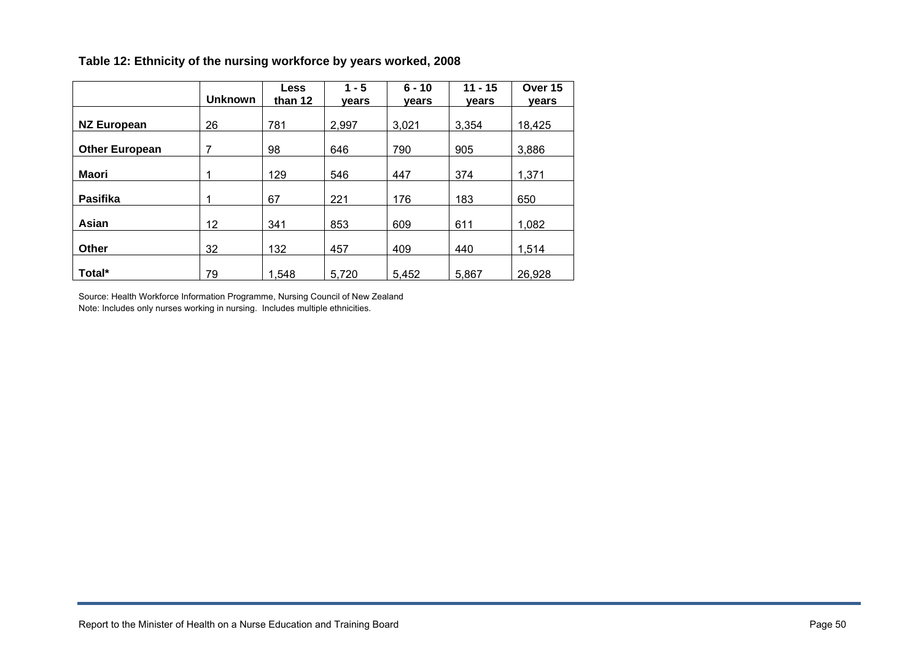**Table 12: Ethnicity of the nursing workforce by years worked, 2008**

| | Unknown | Less than 12 | 1 - 5 years | 6 - 10 years | 11 - 15 years | Over 15 years |
|---|---|---|---|---|---|---|
| **NZ European** | 26 | 781 | 2,997 | 3,021 | 3,354 | 18,425 |
| **Other European** | 7 | 98 | 646 | 790 | 905 | 3,886 |
| **Maori** | 1 | 129 | 546 | 447 | 374 | 1,371 |
| **Pasifika** | 1 | 67 | 221 | 176 | 183 | 650 |
| **Asian** | 12 | 341 | 853 | 609 | 611 | 1,082 |
| **Other** | 32 | 132 | 457 | 409 | 440 | 1,514 |
| **Total*** | 79 | 1,548 | 5,720 | 5,452 | 5,867 | 26,928 |

Source: Health Workforce Information Programme, Nursing Council of New Zealand

Note: Includes only nurses working in nursing. Includes multiple ethnicities.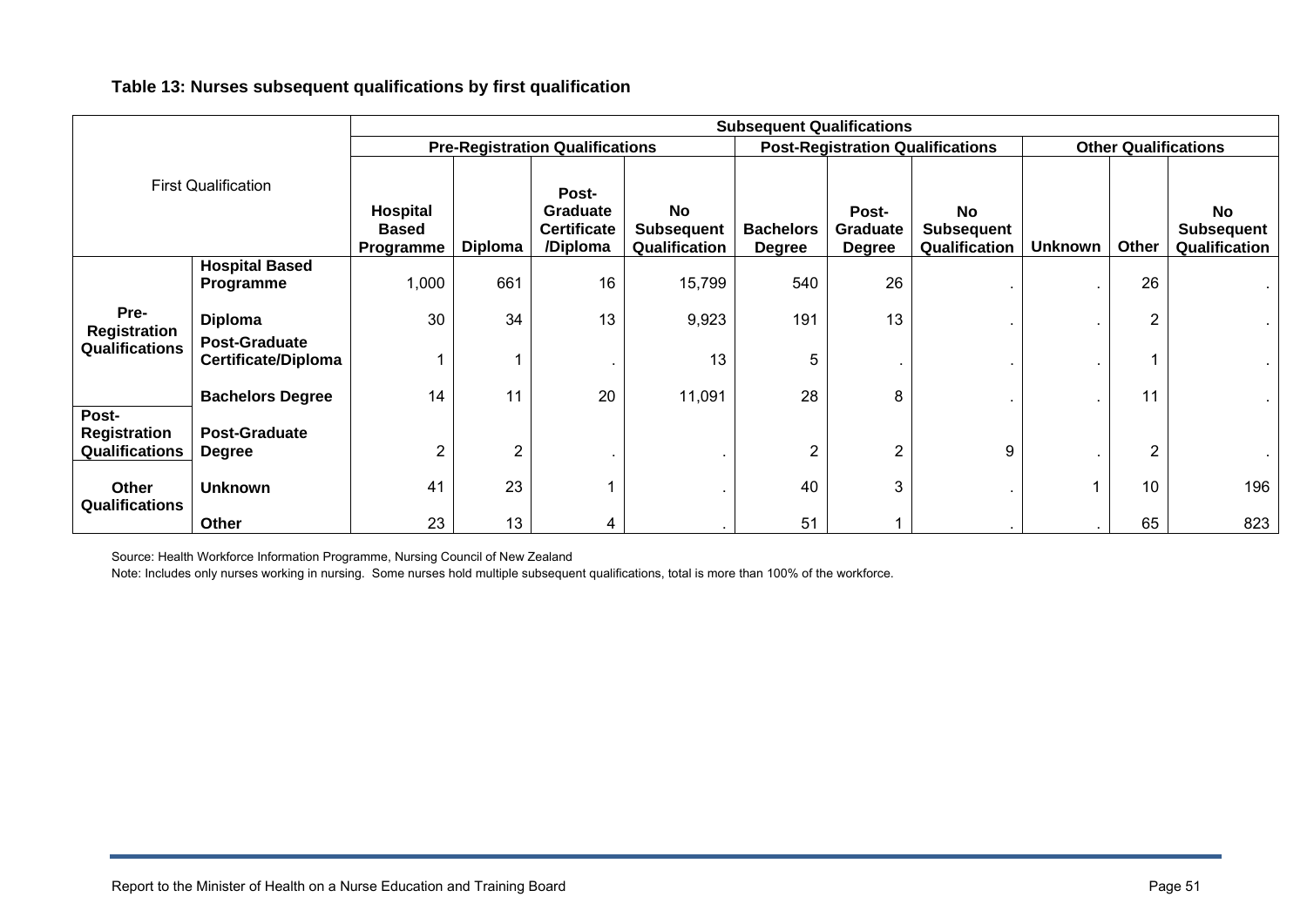**Table 13: Nurses subsequent qualifications by first qualification**

| First Qualification | | Subsequent Qualifications | | | | | | | | | |
|---|---|---|---|---|---|---|---|---|---|---|---|
| | | Pre-Registration Qualifications | | | | Post-Registration Qualifications | | | Other Qualifications | | |
| | | Hospital Based Programme | Diploma | Post-Graduate Certificate /Diploma | No Subsequent Qualification | Bachelors Degree | Post-Graduate Degree | No Subsequent Qualification | Unknown | Other | No Subsequent Qualification |
| Pre-Registration Qualifications | Hospital Based Programme | 1,000 | 661 | 16 | 15,799 | 540 | 26 | . | . | 26 | . |
| | Diploma | 30 | 34 | 13 | 9,923 | 191 | 13 | . | . | 2 | . |
| | Post-Graduate Certificate/Diploma | 1 | 1 | . | 13 | 5 | . | . | . | 1 | . |
| | Bachelors Degree | 14 | 11 | 20 | 11,091 | 28 | 8 | . | . | 11 | . |
| Post-Registration Qualifications | Post-Graduate Degree | 2 | 2 | . | . | 2 | 2 | 9 | . | 2 | . |
| Other Qualifications | Unknown | 41 | 23 | 1 | . | 40 | 3 | . | 1 | 10 | 196 |
| | Other | 23 | 13 | 4 | . | 51 | 1 | . | . | 65 | 823 |

Source: Health Workforce Information Programme, Nursing Council of New Zealand

Note: Includes only nurses working in nursing. Some nurses hold multiple subsequent qualifications, total is more than 100% of the workforce.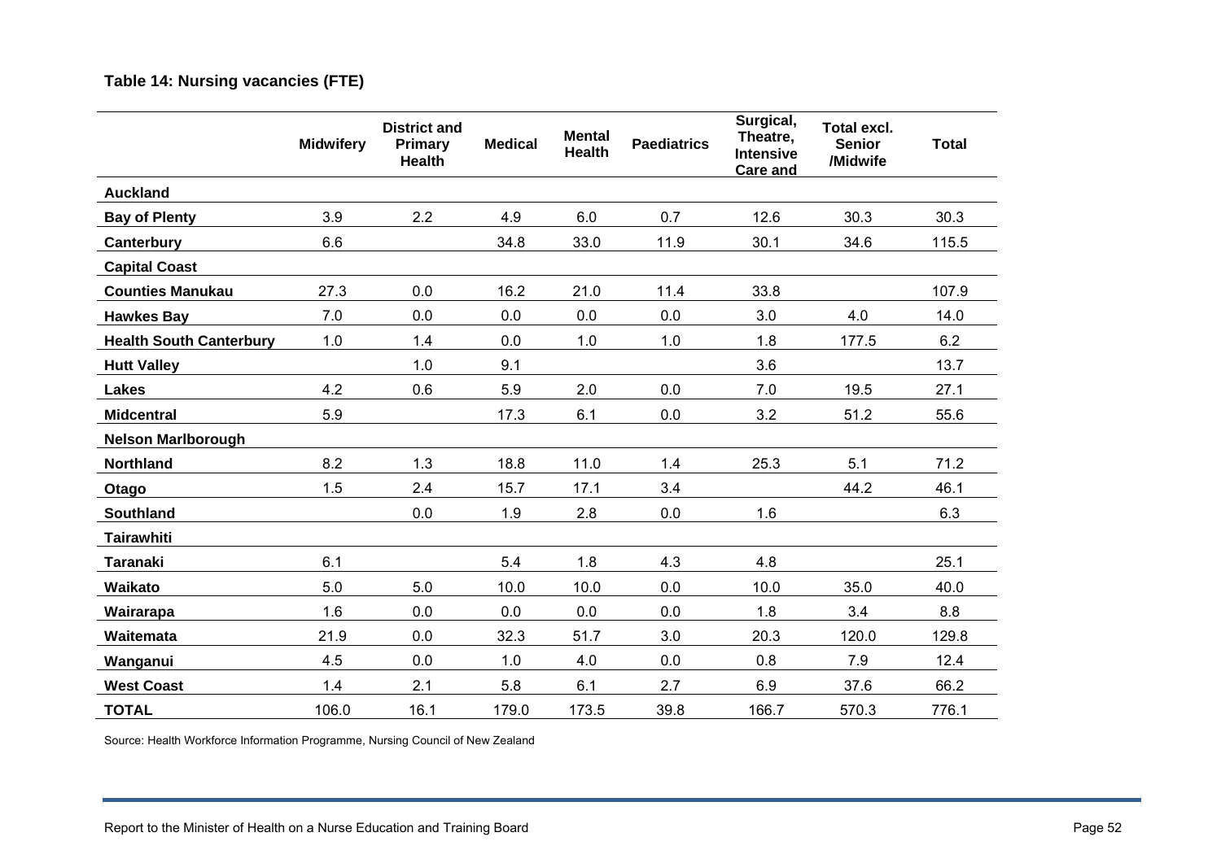**Table 14: Nursing vacancies (FTE)**

| | Midwifery | District and Primary Health | Medical | Mental Health | Paediatrics | Surgical, Theatre, Intensive Care and | Total excl. Senior /Midwife | Total |
|---|---|---|---|---|---|---|---|---|
| **Auckland** | | | | | | | | |
| **Bay of Plenty** | 3.9 | 2.2 | 4.9 | 6.0 | 0.7 | 12.6 | 30.3 | 30.3 |
| **Canterbury** | 6.6 | | 34.8 | 33.0 | 11.9 | 30.1 | 34.6 | 115.5 |
| **Capital Coast** | | | | | | | | |
| **Counties Manukau** | 27.3 | 0.0 | 16.2 | 21.0 | 11.4 | 33.8 | | 107.9 |
| **Hawkes Bay** | 7.0 | 0.0 | 0.0 | 0.0 | 0.0 | 3.0 | 4.0 | 14.0 |
| **Health South Canterbury** | 1.0 | 1.4 | 0.0 | 1.0 | 1.0 | 1.8 | 177.5 | 6.2 |
| **Hutt Valley** | | 1.0 | 9.1 | | | 3.6 | | 13.7 |
| **Lakes** | 4.2 | 0.6 | 5.9 | 2.0 | 0.0 | 7.0 | 19.5 | 27.1 |
| **Midcentral** | 5.9 | | 17.3 | 6.1 | 0.0 | 3.2 | 51.2 | 55.6 |
| **Nelson Marlborough** | | | | | | | | |
| **Northland** | 8.2 | 1.3 | 18.8 | 11.0 | 1.4 | 25.3 | 5.1 | 71.2 |
| **Otago** | 1.5 | 2.4 | 15.7 | 17.1 | 3.4 | | 44.2 | 46.1 |
| **Southland** | | 0.0 | 1.9 | 2.8 | 0.0 | 1.6 | | 6.3 |
| **Tairawhiti** | | | | | | | | |
| **Taranaki** | 6.1 | | 5.4 | 1.8 | 4.3 | 4.8 | | 25.1 |
| **Waikato** | 5.0 | 5.0 | 10.0 | 10.0 | 0.0 | 10.0 | 35.0 | 40.0 |
| **Wairarapa** | 1.6 | 0.0 | 0.0 | 0.0 | 0.0 | 1.8 | 3.4 | 8.8 |
| **Waitemata** | 21.9 | 0.0 | 32.3 | 51.7 | 3.0 | 20.3 | 120.0 | 129.8 |
| **Wanganui** | 4.5 | 0.0 | 1.0 | 4.0 | 0.0 | 0.8 | 7.9 | 12.4 |
| **West Coast** | 1.4 | 2.1 | 5.8 | 6.1 | 2.7 | 6.9 | 37.6 | 66.2 |
| **TOTAL** | 106.0 | 16.1 | 179.0 | 173.5 | 39.8 | 166.7 | 570.3 | 776.1 |

Source: Health Workforce Information Programme, Nursing Council of New Zealand